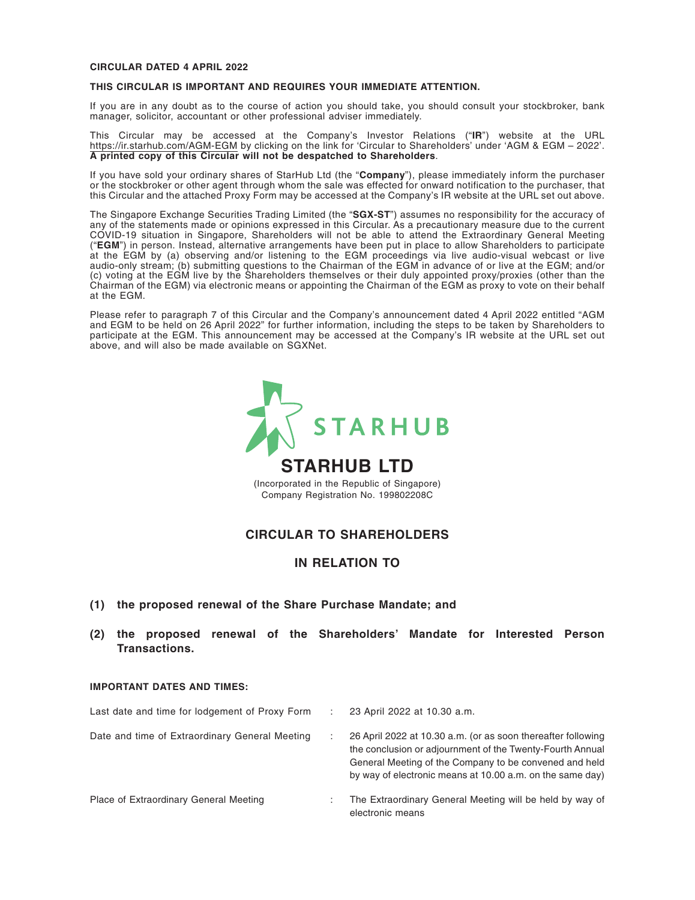**CIRCULAR DATED 4 APRIL 2022**

**THIS CIRCULAR IS IMPORTANT AND REQUIRES YOUR IMMEDIATE ATTENTION.**

If you are in any doubt as to the course of action you should take, you should consult your stockbroker, bank manager, solicitor, accountant or other professional adviser immediately.

This Circular may be accessed at the Company's Investor Relations ("**IR**") website at the URL https://ir.starhub.com/AGM-EGM by clicking on the link for 'Circular to Shareholders' under 'AGM & EGM – 2022'. **A printed copy of this Circular will not be despatched to Shareholders**.

If you have sold your ordinary shares of StarHub Ltd (the "**Company**"), please immediately inform the purchaser or the stockbroker or other agent through whom the sale was effected for onward notification to the purchaser, that this Circular and the attached Proxy Form may be accessed at the Company's IR website at the URL set out above.

The Singapore Exchange Securities Trading Limited (the "**SGX-ST**") assumes no responsibility for the accuracy of any of the statements made or opinions expressed in this Circular. As a precautionary measure due to the current COVID-19 situation in Singapore, Shareholders will not be able to attend the Extraordinary General Meeting ("**EGM**") in person. Instead, alternative arrangements have been put in place to allow Shareholders to participate at the EGM by (a) observing and/or listening to the EGM proceedings via live audio-visual webcast or live audio-only stream; (b) submitting questions to the Chairman of the EGM in advance of or live at the EGM; and/or (c) voting at the EGM live by the Shareholders themselves or their duly appointed proxy/proxies (other than the Chairman of the EGM) via electronic means or appointing the Chairman of the EGM as proxy to vote on their behalf at the EGM.

Please refer to paragraph 7 of this Circular and the Company's announcement dated 4 April 2022 entitled "AGM and EGM to be held on 26 April 2022" for further information, including the steps to be taken by Shareholders to participate at the EGM. This announcement may be accessed at the Company's IR website at the URL set out above, and will also be made available on SGXNet.

STARHUB

# STARHUB LTD

(Incorporated in the Republic of Singapore)
Company Registration No. 199802208C

## CIRCULAR TO SHAREHOLDERS

## IN RELATION TO

**(1) the proposed renewal of the Share Purchase Mandate; and**

**(2) the proposed renewal of the Shareholders' Mandate for Interested Person Transactions.**

**IMPORTANT DATES AND TIMES:**

| | | |
|---|---|---|
| Last date and time for lodgement of Proxy Form | : | 23 April 2022 at 10.30 a.m. |
| Date and time of Extraordinary General Meeting | : | 26 April 2022 at 10.30 a.m. (or as soon thereafter following the conclusion or adjournment of the Twenty-Fourth Annual General Meeting of the Company to be convened and held by way of electronic means at 10.00 a.m. on the same day) |
| Place of Extraordinary General Meeting | : | The Extraordinary General Meeting will be held by way of electronic means |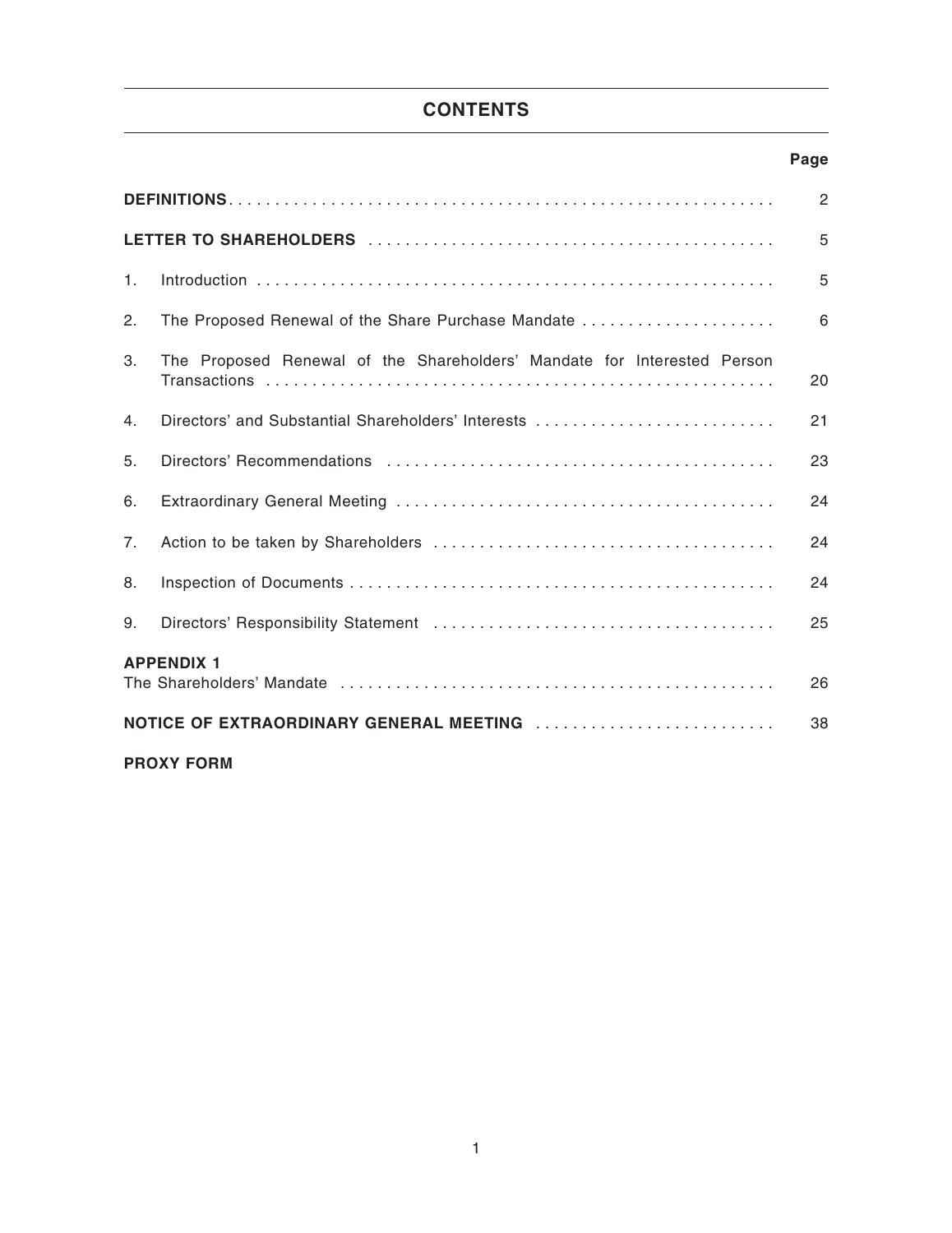# CONTENTS

| | Page |
|---|---|
| **DEFINITIONS** | 2 |
| **LETTER TO SHAREHOLDERS** | 5 |
| 1. Introduction | 5 |
| 2. The Proposed Renewal of the Share Purchase Mandate | 6 |
| 3. The Proposed Renewal of the Shareholders' Mandate for Interested Person Transactions | 20 |
| 4. Directors' and Substantial Shareholders' Interests | 21 |
| 5. Directors' Recommendations | 23 |
| 6. Extraordinary General Meeting | 24 |
| 7. Action to be taken by Shareholders | 24 |
| 8. Inspection of Documents | 24 |
| 9. Directors' Responsibility Statement | 25 |
| **APPENDIX 1** The Shareholders' Mandate | 26 |
| **NOTICE OF EXTRAORDINARY GENERAL MEETING** | 38 |
| **PROXY FORM** | |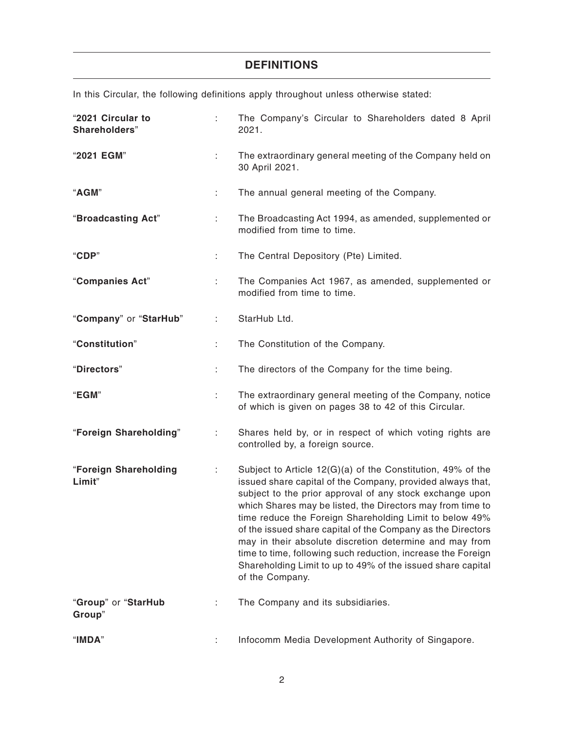## DEFINITIONS

In this Circular, the following definitions apply throughout unless otherwise stated:

| | | |
|---|---|---|
| "**2021 Circular to Shareholders**" | : | The Company's Circular to Shareholders dated 8 April 2021. |
| "**2021 EGM**" | : | The extraordinary general meeting of the Company held on 30 April 2021. |
| "**AGM**" | : | The annual general meeting of the Company. |
| "**Broadcasting Act**" | : | The Broadcasting Act 1994, as amended, supplemented or modified from time to time. |
| "**CDP**" | : | The Central Depository (Pte) Limited. |
| "**Companies Act**" | : | The Companies Act 1967, as amended, supplemented or modified from time to time. |
| "**Company**" or "**StarHub**" | : | StarHub Ltd. |
| "**Constitution**" | : | The Constitution of the Company. |
| "**Directors**" | : | The directors of the Company for the time being. |
| "**EGM**" | : | The extraordinary general meeting of the Company, notice of which is given on pages 38 to 42 of this Circular. |
| "**Foreign Shareholding**" | : | Shares held by, or in respect of which voting rights are controlled by, a foreign source. |
| "**Foreign Shareholding Limit**" | : | Subject to Article 12(G)(a) of the Constitution, 49% of the issued share capital of the Company, provided always that, subject to the prior approval of any stock exchange upon which Shares may be listed, the Directors may from time to time reduce the Foreign Shareholding Limit to below 49% of the issued share capital of the Company as the Directors may in their absolute discretion determine and may from time to time, following such reduction, increase the Foreign Shareholding Limit to up to 49% of the issued share capital of the Company. |
| "**Group**" or "**StarHub Group**" | : | The Company and its subsidiaries. |
| "**IMDA**" | : | Infocomm Media Development Authority of Singapore. |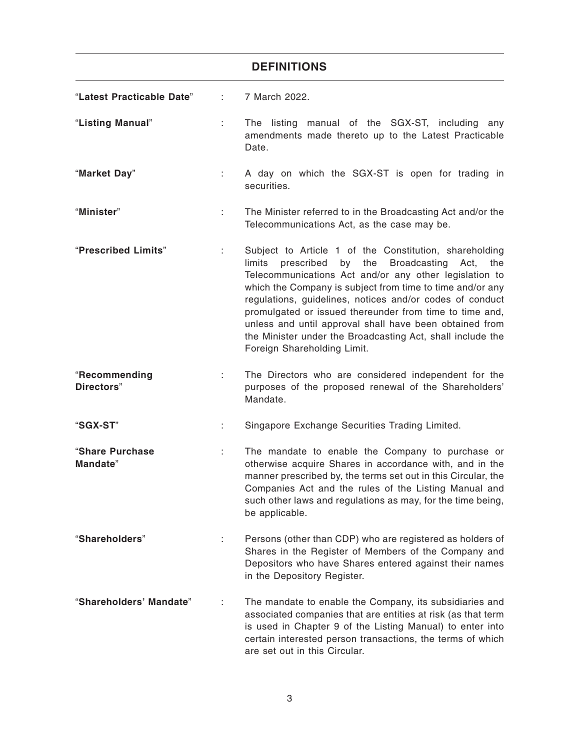## DEFINITIONS

| | | |
|---|---|---|
| "**Latest Practicable Date**" | : | 7 March 2022. |
| "**Listing Manual**" | : | The listing manual of the SGX-ST, including any amendments made thereto up to the Latest Practicable Date. |
| "**Market Day**" | : | A day on which the SGX-ST is open for trading in securities. |
| "**Minister**" | : | The Minister referred to in the Broadcasting Act and/or the Telecommunications Act, as the case may be. |
| "**Prescribed Limits**" | : | Subject to Article 1 of the Constitution, shareholding limits prescribed by the Broadcasting Act, the Telecommunications Act and/or any other legislation to which the Company is subject from time to time and/or any regulations, guidelines, notices and/or codes of conduct promulgated or issued thereunder from time to time and, unless and until approval shall have been obtained from the Minister under the Broadcasting Act, shall include the Foreign Shareholding Limit. |
| "**Recommending Directors**" | : | The Directors who are considered independent for the purposes of the proposed renewal of the Shareholders' Mandate. |
| "**SGX-ST**" | : | Singapore Exchange Securities Trading Limited. |
| "**Share Purchase Mandate**" | : | The mandate to enable the Company to purchase or otherwise acquire Shares in accordance with, and in the manner prescribed by, the terms set out in this Circular, the Companies Act and the rules of the Listing Manual and such other laws and regulations as may, for the time being, be applicable. |
| "**Shareholders**" | : | Persons (other than CDP) who are registered as holders of Shares in the Register of Members of the Company and Depositors who have Shares entered against their names in the Depository Register. |
| "**Shareholders' Mandate**" | : | The mandate to enable the Company, its subsidiaries and associated companies that are entities at risk (as that term is used in Chapter 9 of the Listing Manual) to enter into certain interested person transactions, the terms of which are set out in this Circular. |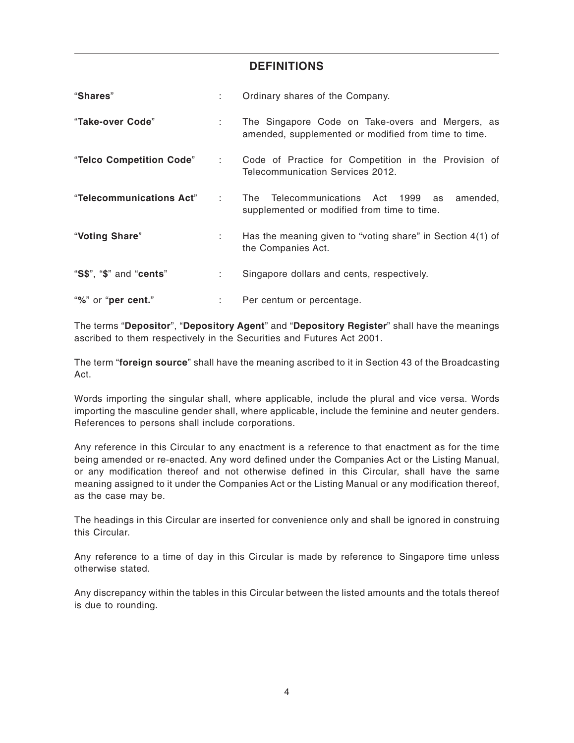## DEFINITIONS

| | | |
|---|---|---|
| "**Shares**" | : | Ordinary shares of the Company. |
| "**Take-over Code**" | : | The Singapore Code on Take-overs and Mergers, as amended, supplemented or modified from time to time. |
| "**Telco Competition Code**" | : | Code of Practice for Competition in the Provision of Telecommunication Services 2012. |
| "**Telecommunications Act**" | : | The Telecommunications Act 1999 as amended, supplemented or modified from time to time. |
| "**Voting Share**" | : | Has the meaning given to "voting share" in Section 4(1) of the Companies Act. |
| "**S$**", "**$**" and "**cents**" | : | Singapore dollars and cents, respectively. |
| "**%**" or "**per cent.**" | : | Per centum or percentage. |

The terms "**Depositor**", "**Depository Agent**" and "**Depository Register**" shall have the meanings ascribed to them respectively in the Securities and Futures Act 2001.

The term "**foreign source**" shall have the meaning ascribed to it in Section 43 of the Broadcasting Act.

Words importing the singular shall, where applicable, include the plural and vice versa. Words importing the masculine gender shall, where applicable, include the feminine and neuter genders. References to persons shall include corporations.

Any reference in this Circular to any enactment is a reference to that enactment as for the time being amended or re-enacted. Any word defined under the Companies Act or the Listing Manual, or any modification thereof and not otherwise defined in this Circular, shall have the same meaning assigned to it under the Companies Act or the Listing Manual or any modification thereof, as the case may be.

The headings in this Circular are inserted for convenience only and shall be ignored in construing this Circular.

Any reference to a time of day in this Circular is made by reference to Singapore time unless otherwise stated.

Any discrepancy within the tables in this Circular between the listed amounts and the totals thereof is due to rounding.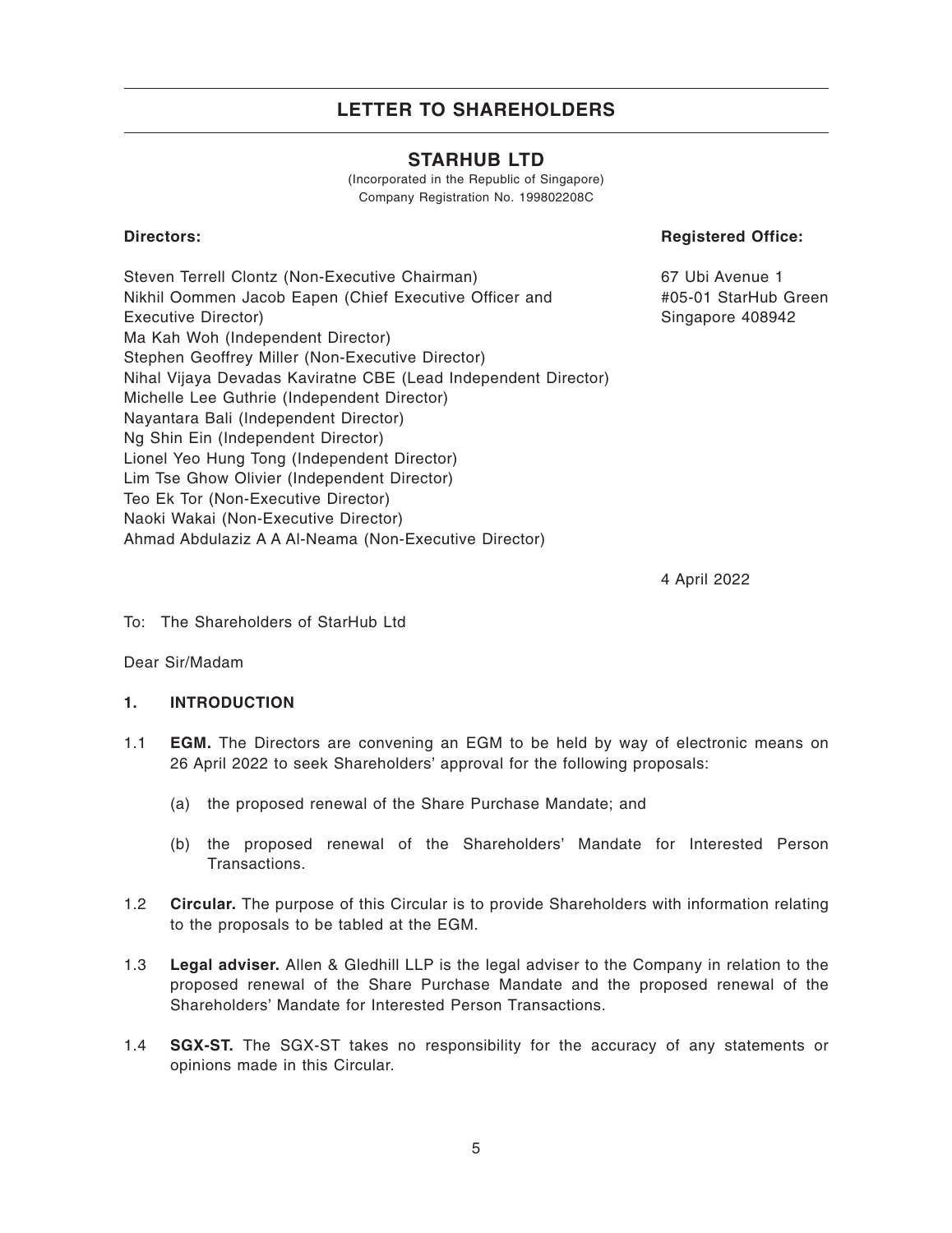## LETTER TO SHAREHOLDERS

## STARHUB LTD

(Incorporated in the Republic of Singapore)
Company Registration No. 199802208C

**Directors:**

Steven Terrell Clontz (Non-Executive Chairman)
Nikhil Oommen Jacob Eapen (Chief Executive Officer and Executive Director)
Ma Kah Woh (Independent Director)
Stephen Geoffrey Miller (Non-Executive Director)
Nihal Vijaya Devadas Kaviratne CBE (Lead Independent Director)
Michelle Lee Guthrie (Independent Director)
Nayantara Bali (Independent Director)
Ng Shin Ein (Independent Director)
Lionel Yeo Hung Tong (Independent Director)
Lim Tse Ghow Olivier (Independent Director)
Teo Ek Tor (Non-Executive Director)
Naoki Wakai (Non-Executive Director)
Ahmad Abdulaziz A A Al-Neama (Non-Executive Director)

**Registered Office:**

67 Ubi Avenue 1
#05-01 StarHub Green
Singapore 408942

4 April 2022

To: The Shareholders of StarHub Ltd

Dear Sir/Madam

**1. INTRODUCTION**

1.1 **EGM.** The Directors are convening an EGM to be held by way of electronic means on 26 April 2022 to seek Shareholders' approval for the following proposals:

(a) the proposed renewal of the Share Purchase Mandate; and

(b) the proposed renewal of the Shareholders' Mandate for Interested Person Transactions.

1.2 **Circular.** The purpose of this Circular is to provide Shareholders with information relating to the proposals to be tabled at the EGM.

1.3 **Legal adviser.** Allen & Gledhill LLP is the legal adviser to the Company in relation to the proposed renewal of the Share Purchase Mandate and the proposed renewal of the Shareholders' Mandate for Interested Person Transactions.

1.4 **SGX-ST.** The SGX-ST takes no responsibility for the accuracy of any statements or opinions made in this Circular.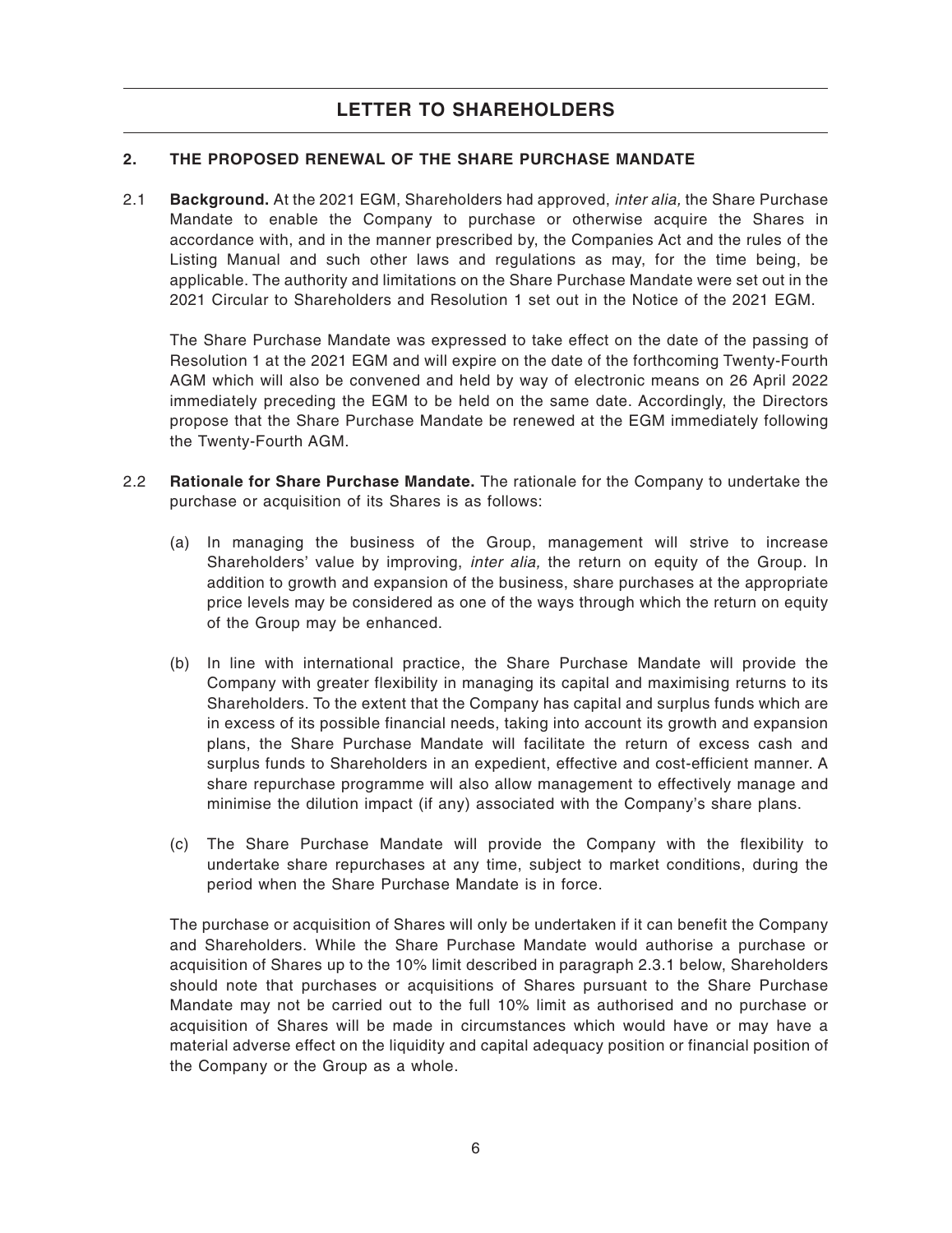## LETTER TO SHAREHOLDERS

### 2. THE PROPOSED RENEWAL OF THE SHARE PURCHASE MANDATE

2.1 **Background.** At the 2021 EGM, Shareholders had approved, *inter alia,* the Share Purchase Mandate to enable the Company to purchase or otherwise acquire the Shares in accordance with, and in the manner prescribed by, the Companies Act and the rules of the Listing Manual and such other laws and regulations as may, for the time being, be applicable. The authority and limitations on the Share Purchase Mandate were set out in the 2021 Circular to Shareholders and Resolution 1 set out in the Notice of the 2021 EGM.

The Share Purchase Mandate was expressed to take effect on the date of the passing of Resolution 1 at the 2021 EGM and will expire on the date of the forthcoming Twenty-Fourth AGM which will also be convened and held by way of electronic means on 26 April 2022 immediately preceding the EGM to be held on the same date. Accordingly, the Directors propose that the Share Purchase Mandate be renewed at the EGM immediately following the Twenty-Fourth AGM.

2.2 **Rationale for Share Purchase Mandate.** The rationale for the Company to undertake the purchase or acquisition of its Shares is as follows:

(a) In managing the business of the Group, management will strive to increase Shareholders' value by improving, *inter alia,* the return on equity of the Group. In addition to growth and expansion of the business, share purchases at the appropriate price levels may be considered as one of the ways through which the return on equity of the Group may be enhanced.

(b) In line with international practice, the Share Purchase Mandate will provide the Company with greater flexibility in managing its capital and maximising returns to its Shareholders. To the extent that the Company has capital and surplus funds which are in excess of its possible financial needs, taking into account its growth and expansion plans, the Share Purchase Mandate will facilitate the return of excess cash and surplus funds to Shareholders in an expedient, effective and cost-efficient manner. A share repurchase programme will also allow management to effectively manage and minimise the dilution impact (if any) associated with the Company's share plans.

(c) The Share Purchase Mandate will provide the Company with the flexibility to undertake share repurchases at any time, subject to market conditions, during the period when the Share Purchase Mandate is in force.

The purchase or acquisition of Shares will only be undertaken if it can benefit the Company and Shareholders. While the Share Purchase Mandate would authorise a purchase or acquisition of Shares up to the 10% limit described in paragraph 2.3.1 below, Shareholders should note that purchases or acquisitions of Shares pursuant to the Share Purchase Mandate may not be carried out to the full 10% limit as authorised and no purchase or acquisition of Shares will be made in circumstances which would have or may have a material adverse effect on the liquidity and capital adequacy position or financial position of the Company or the Group as a whole.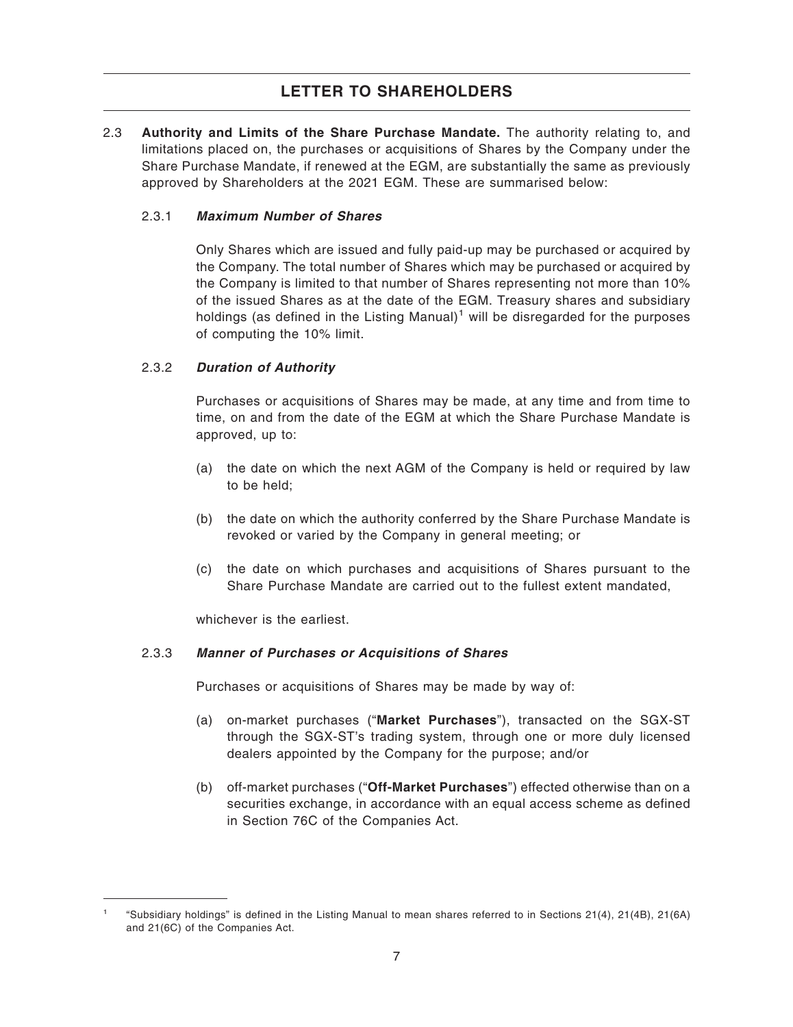2.3 **Authority and Limits of the Share Purchase Mandate.** The authority relating to, and limitations placed on, the purchases or acquisitions of Shares by the Company under the Share Purchase Mandate, if renewed at the EGM, are substantially the same as previously approved by Shareholders at the 2021 EGM. These are summarised below:

2.3.1 ***Maximum Number of Shares***

Only Shares which are issued and fully paid-up may be purchased or acquired by the Company. The total number of Shares which may be purchased or acquired by the Company is limited to that number of Shares representing not more than 10% of the issued Shares as at the date of the EGM. Treasury shares and subsidiary holdings (as defined in the Listing Manual)[1] will be disregarded for the purposes of computing the 10% limit.

2.3.2 ***Duration of Authority***

Purchases or acquisitions of Shares may be made, at any time and from time to time, on and from the date of the EGM at which the Share Purchase Mandate is approved, up to:

(a) the date on which the next AGM of the Company is held or required by law to be held;

(b) the date on which the authority conferred by the Share Purchase Mandate is revoked or varied by the Company in general meeting; or

(c) the date on which purchases and acquisitions of Shares pursuant to the Share Purchase Mandate are carried out to the fullest extent mandated,

whichever is the earliest.

2.3.3 ***Manner of Purchases or Acquisitions of Shares***

Purchases or acquisitions of Shares may be made by way of:

(a) on-market purchases ("**Market Purchases**"), transacted on the SGX-ST through the SGX-ST's trading system, through one or more duly licensed dealers appointed by the Company for the purpose; and/or

(b) off-market purchases ("**Off-Market Purchases**") effected otherwise than on a securities exchange, in accordance with an equal access scheme as defined in Section 76C of the Companies Act.

---

[1] "Subsidiary holdings" is defined in the Listing Manual to mean shares referred to in Sections 21(4), 21(4B), 21(6A) and 21(6C) of the Companies Act.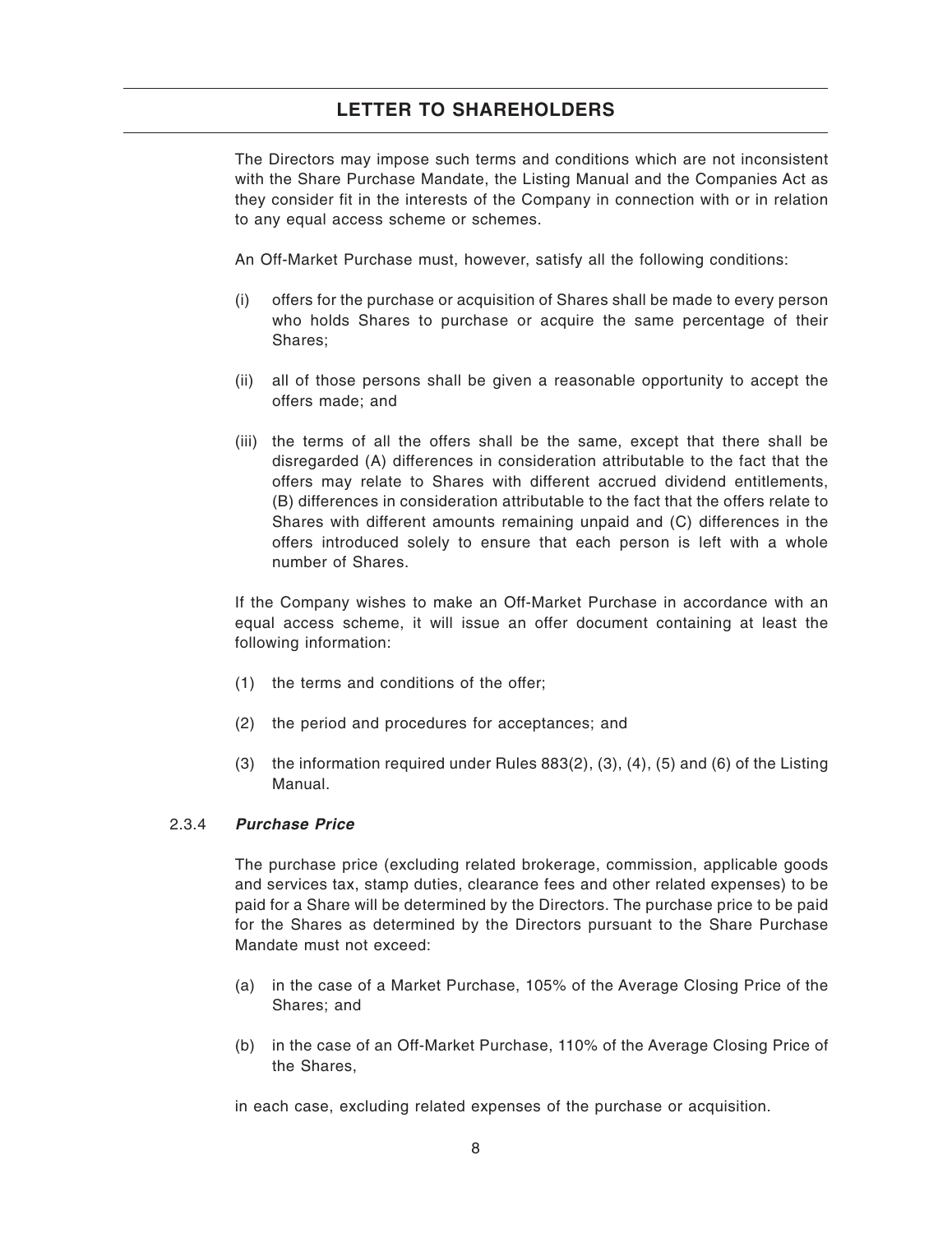The Directors may impose such terms and conditions which are not inconsistent with the Share Purchase Mandate, the Listing Manual and the Companies Act as they consider fit in the interests of the Company in connection with or in relation to any equal access scheme or schemes.

An Off-Market Purchase must, however, satisfy all the following conditions:

(i) offers for the purchase or acquisition of Shares shall be made to every person who holds Shares to purchase or acquire the same percentage of their Shares;

(ii) all of those persons shall be given a reasonable opportunity to accept the offers made; and

(iii) the terms of all the offers shall be the same, except that there shall be disregarded (A) differences in consideration attributable to the fact that the offers may relate to Shares with different accrued dividend entitlements, (B) differences in consideration attributable to the fact that the offers relate to Shares with different amounts remaining unpaid and (C) differences in the offers introduced solely to ensure that each person is left with a whole number of Shares.

If the Company wishes to make an Off-Market Purchase in accordance with an equal access scheme, it will issue an offer document containing at least the following information:

(1) the terms and conditions of the offer;

(2) the period and procedures for acceptances; and

(3) the information required under Rules 883(2), (3), (4), (5) and (6) of the Listing Manual.

#### 2.3.4 ***Purchase Price***

The purchase price (excluding related brokerage, commission, applicable goods and services tax, stamp duties, clearance fees and other related expenses) to be paid for a Share will be determined by the Directors. The purchase price to be paid for the Shares as determined by the Directors pursuant to the Share Purchase Mandate must not exceed:

(a) in the case of a Market Purchase, 105% of the Average Closing Price of the Shares; and

(b) in the case of an Off-Market Purchase, 110% of the Average Closing Price of the Shares,

in each case, excluding related expenses of the purchase or acquisition.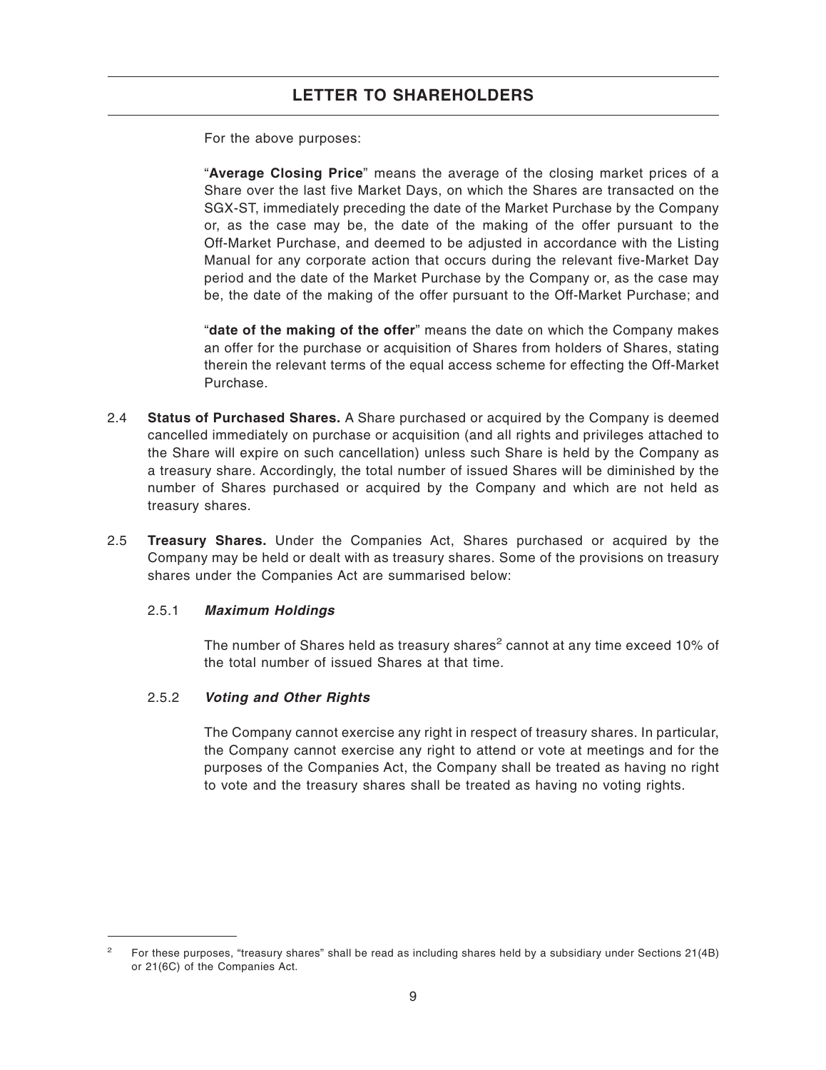For the above purposes:

"**Average Closing Price**" means the average of the closing market prices of a Share over the last five Market Days, on which the Shares are transacted on the SGX-ST, immediately preceding the date of the Market Purchase by the Company or, as the case may be, the date of the making of the offer pursuant to the Off-Market Purchase, and deemed to be adjusted in accordance with the Listing Manual for any corporate action that occurs during the relevant five-Market Day period and the date of the Market Purchase by the Company or, as the case may be, the date of the making of the offer pursuant to the Off-Market Purchase; and

"**date of the making of the offer**" means the date on which the Company makes an offer for the purchase or acquisition of Shares from holders of Shares, stating therein the relevant terms of the equal access scheme for effecting the Off-Market Purchase.

2.4 **Status of Purchased Shares.** A Share purchased or acquired by the Company is deemed cancelled immediately on purchase or acquisition (and all rights and privileges attached to the Share will expire on such cancellation) unless such Share is held by the Company as a treasury share. Accordingly, the total number of issued Shares will be diminished by the number of Shares purchased or acquired by the Company and which are not held as treasury shares.

2.5 **Treasury Shares.** Under the Companies Act, Shares purchased or acquired by the Company may be held or dealt with as treasury shares. Some of the provisions on treasury shares under the Companies Act are summarised below:

2.5.1 ***Maximum Holdings***

The number of Shares held as treasury shares[2] cannot at any time exceed 10% of the total number of issued Shares at that time.

2.5.2 ***Voting and Other Rights***

The Company cannot exercise any right in respect of treasury shares. In particular, the Company cannot exercise any right to attend or vote at meetings and for the purposes of the Companies Act, the Company shall be treated as having no right to vote and the treasury shares shall be treated as having no voting rights.

---

[2] For these purposes, "treasury shares" shall be read as including shares held by a subsidiary under Sections 21(4B) or 21(6C) of the Companies Act.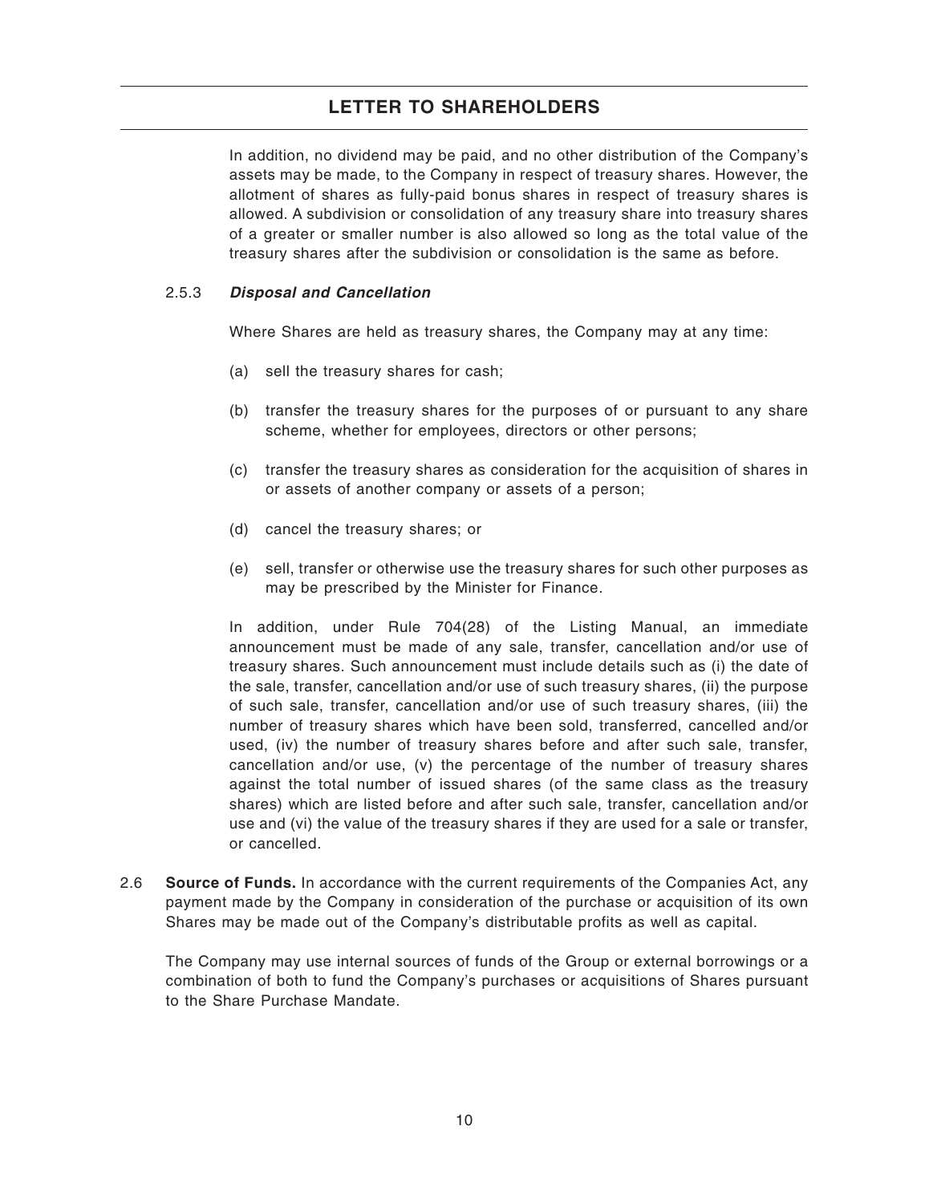In addition, no dividend may be paid, and no other distribution of the Company's assets may be made, to the Company in respect of treasury shares. However, the allotment of shares as fully-paid bonus shares in respect of treasury shares is allowed. A subdivision or consolidation of any treasury share into treasury shares of a greater or smaller number is also allowed so long as the total value of the treasury shares after the subdivision or consolidation is the same as before.

2.5.3 ***Disposal and Cancellation***

Where Shares are held as treasury shares, the Company may at any time:

(a) sell the treasury shares for cash;

(b) transfer the treasury shares for the purposes of or pursuant to any share scheme, whether for employees, directors or other persons;

(c) transfer the treasury shares as consideration for the acquisition of shares in or assets of another company or assets of a person;

(d) cancel the treasury shares; or

(e) sell, transfer or otherwise use the treasury shares for such other purposes as may be prescribed by the Minister for Finance.

In addition, under Rule 704(28) of the Listing Manual, an immediate announcement must be made of any sale, transfer, cancellation and/or use of treasury shares. Such announcement must include details such as (i) the date of the sale, transfer, cancellation and/or use of such treasury shares, (ii) the purpose of such sale, transfer, cancellation and/or use of such treasury shares, (iii) the number of treasury shares which have been sold, transferred, cancelled and/or used, (iv) the number of treasury shares before and after such sale, transfer, cancellation and/or use, (v) the percentage of the number of treasury shares against the total number of issued shares (of the same class as the treasury shares) which are listed before and after such sale, transfer, cancellation and/or use and (vi) the value of the treasury shares if they are used for a sale or transfer, or cancelled.

2.6 **Source of Funds.** In accordance with the current requirements of the Companies Act, any payment made by the Company in consideration of the purchase or acquisition of its own Shares may be made out of the Company's distributable profits as well as capital.

The Company may use internal sources of funds of the Group or external borrowings or a combination of both to fund the Company's purchases or acquisitions of Shares pursuant to the Share Purchase Mandate.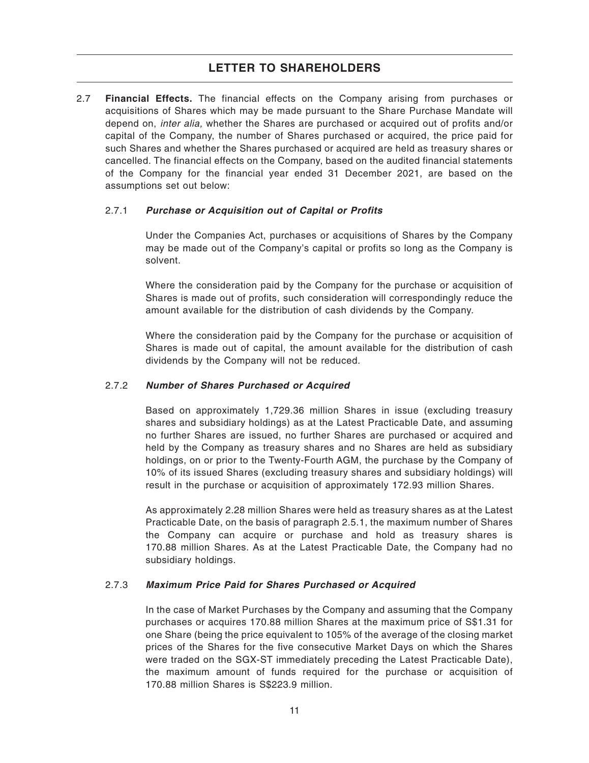## LETTER TO SHAREHOLDERS

2.7 **Financial Effects.** The financial effects on the Company arising from purchases or acquisitions of Shares which may be made pursuant to the Share Purchase Mandate will depend on, *inter alia,* whether the Shares are purchased or acquired out of profits and/or capital of the Company, the number of Shares purchased or acquired, the price paid for such Shares and whether the Shares purchased or acquired are held as treasury shares or cancelled. The financial effects on the Company, based on the audited financial statements of the Company for the financial year ended 31 December 2021, are based on the assumptions set out below:

### 2.7.1 *Purchase or Acquisition out of Capital or Profits*

Under the Companies Act, purchases or acquisitions of Shares by the Company may be made out of the Company's capital or profits so long as the Company is solvent.

Where the consideration paid by the Company for the purchase or acquisition of Shares is made out of profits, such consideration will correspondingly reduce the amount available for the distribution of cash dividends by the Company.

Where the consideration paid by the Company for the purchase or acquisition of Shares is made out of capital, the amount available for the distribution of cash dividends by the Company will not be reduced.

### 2.7.2 *Number of Shares Purchased or Acquired*

Based on approximately 1,729.36 million Shares in issue (excluding treasury shares and subsidiary holdings) as at the Latest Practicable Date, and assuming no further Shares are issued, no further Shares are purchased or acquired and held by the Company as treasury shares and no Shares are held as subsidiary holdings, on or prior to the Twenty-Fourth AGM, the purchase by the Company of 10% of its issued Shares (excluding treasury shares and subsidiary holdings) will result in the purchase or acquisition of approximately 172.93 million Shares.

As approximately 2.28 million Shares were held as treasury shares as at the Latest Practicable Date, on the basis of paragraph 2.5.1, the maximum number of Shares the Company can acquire or purchase and hold as treasury shares is 170.88 million Shares. As at the Latest Practicable Date, the Company had no subsidiary holdings.

### 2.7.3 *Maximum Price Paid for Shares Purchased or Acquired*

In the case of Market Purchases by the Company and assuming that the Company purchases or acquires 170.88 million Shares at the maximum price of S$1.31 for one Share (being the price equivalent to 105% of the average of the closing market prices of the Shares for the five consecutive Market Days on which the Shares were traded on the SGX-ST immediately preceding the Latest Practicable Date), the maximum amount of funds required for the purchase or acquisition of 170.88 million Shares is S$223.9 million.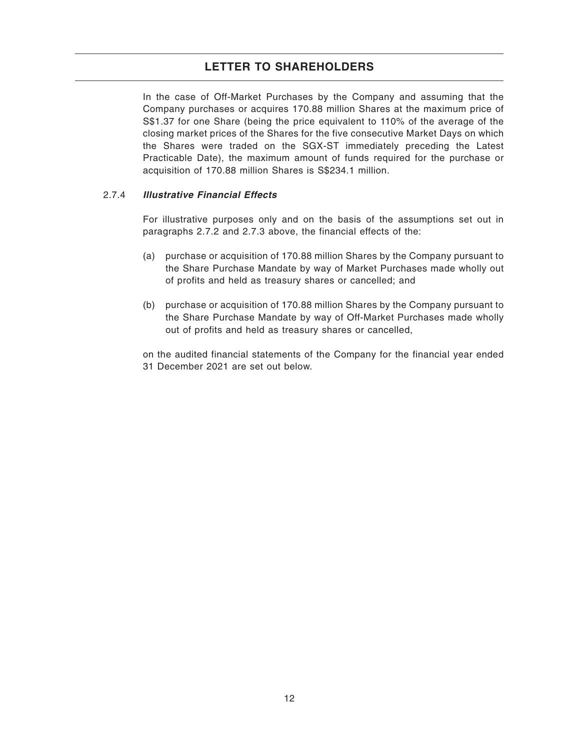In the case of Off-Market Purchases by the Company and assuming that the Company purchases or acquires 170.88 million Shares at the maximum price of S$1.37 for one Share (being the price equivalent to 110% of the average of the closing market prices of the Shares for the five consecutive Market Days on which the Shares were traded on the SGX-ST immediately preceding the Latest Practicable Date), the maximum amount of funds required for the purchase or acquisition of 170.88 million Shares is S$234.1 million.

#### 2.7.4 ***Illustrative Financial Effects***

For illustrative purposes only and on the basis of the assumptions set out in paragraphs 2.7.2 and 2.7.3 above, the financial effects of the:

(a) purchase or acquisition of 170.88 million Shares by the Company pursuant to the Share Purchase Mandate by way of Market Purchases made wholly out of profits and held as treasury shares or cancelled; and

(b) purchase or acquisition of 170.88 million Shares by the Company pursuant to the Share Purchase Mandate by way of Off-Market Purchases made wholly out of profits and held as treasury shares or cancelled,

on the audited financial statements of the Company for the financial year ended 31 December 2021 are set out below.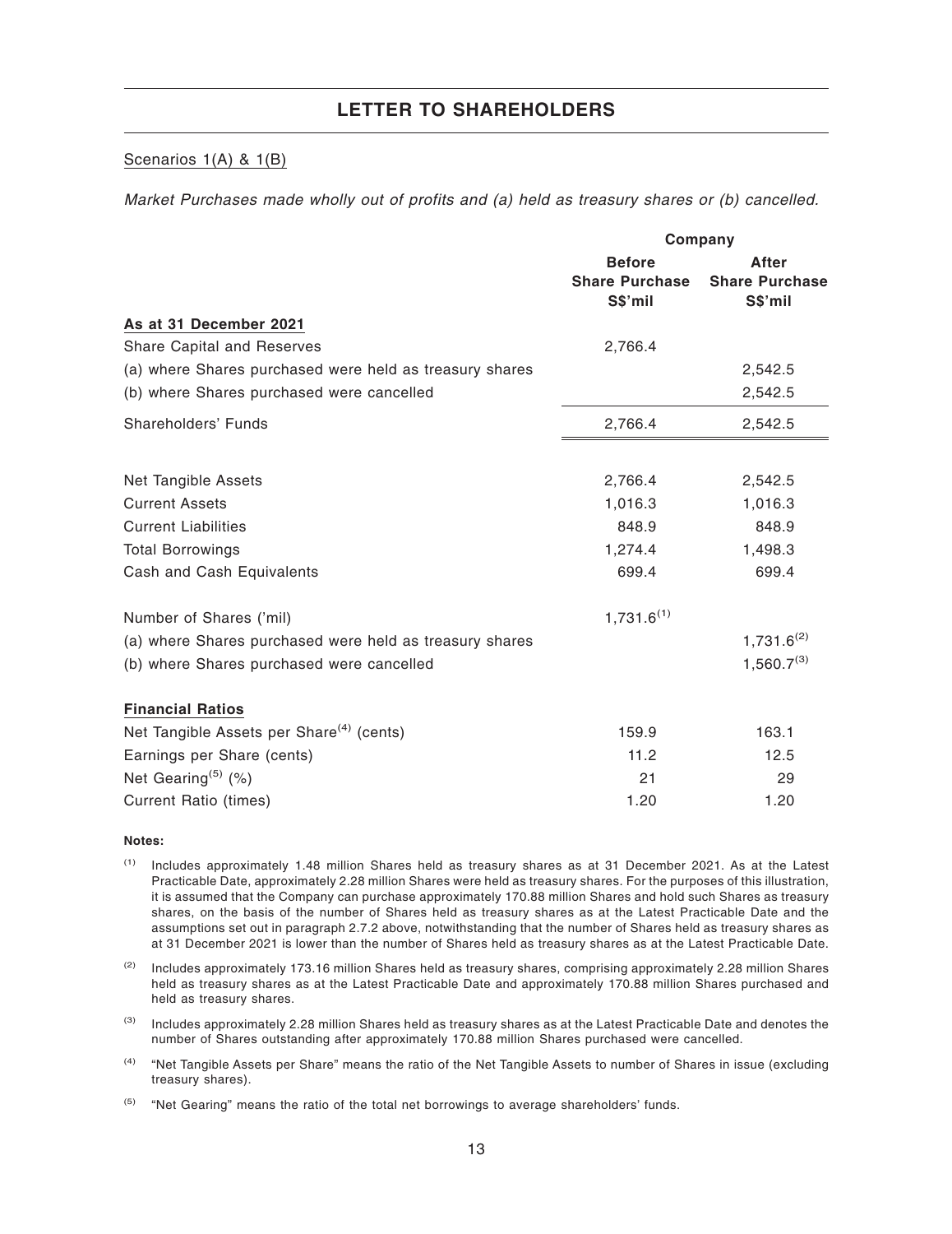Scenarios 1(A) & 1(B)

*Market Purchases made wholly out of profits and (a) held as treasury shares or (b) cancelled.*

| | Company | |
|---|---|---|
| | **Before Share Purchase S$'mil** | **After Share Purchase S$'mil** |
| **As at 31 December 2021** | | |
| Share Capital and Reserves | 2,766.4 | |
| (a) where Shares purchased were held as treasury shares | | 2,542.5 |
| (b) where Shares purchased were cancelled | | 2,542.5 |
| Shareholders' Funds | 2,766.4 | 2,542.5 |
| Net Tangible Assets | 2,766.4 | 2,542.5 |
| Current Assets | 1,016.3 | 1,016.3 |
| Current Liabilities | 848.9 | 848.9 |
| Total Borrowings | 1,274.4 | 1,498.3 |
| Cash and Cash Equivalents | 699.4 | 699.4 |
| Number of Shares ('mil) | 1,731.6[(1)] | |
| (a) where Shares purchased were held as treasury shares | | 1,731.6[(2)] |
| (b) where Shares purchased were cancelled | | 1,560.7[(3)] |
| **Financial Ratios** | | |
| Net Tangible Assets per Share[(4)] (cents) | 159.9 | 163.1 |
| Earnings per Share (cents) | 11.2 | 12.5 |
| Net Gearing[(5)] (%) | 21 | 29 |
| Current Ratio (times) | 1.20 | 1.20 |

**Notes:**

(1) Includes approximately 1.48 million Shares held as treasury shares as at 31 December 2021. As at the Latest Practicable Date, approximately 2.28 million Shares were held as treasury shares. For the purposes of this illustration, it is assumed that the Company can purchase approximately 170.88 million Shares and hold such Shares as treasury shares, on the basis of the number of Shares held as treasury shares as at the Latest Practicable Date and the assumptions set out in paragraph 2.7.2 above, notwithstanding that the number of Shares held as treasury shares as at 31 December 2021 is lower than the number of Shares held as treasury shares as at the Latest Practicable Date.

(2) Includes approximately 173.16 million Shares held as treasury shares, comprising approximately 2.28 million Shares held as treasury shares as at the Latest Practicable Date and approximately 170.88 million Shares purchased and held as treasury shares.

(3) Includes approximately 2.28 million Shares held as treasury shares as at the Latest Practicable Date and denotes the number of Shares outstanding after approximately 170.88 million Shares purchased were cancelled.

(4) "Net Tangible Assets per Share" means the ratio of the Net Tangible Assets to number of Shares in issue (excluding treasury shares).

(5) "Net Gearing" means the ratio of the total net borrowings to average shareholders' funds.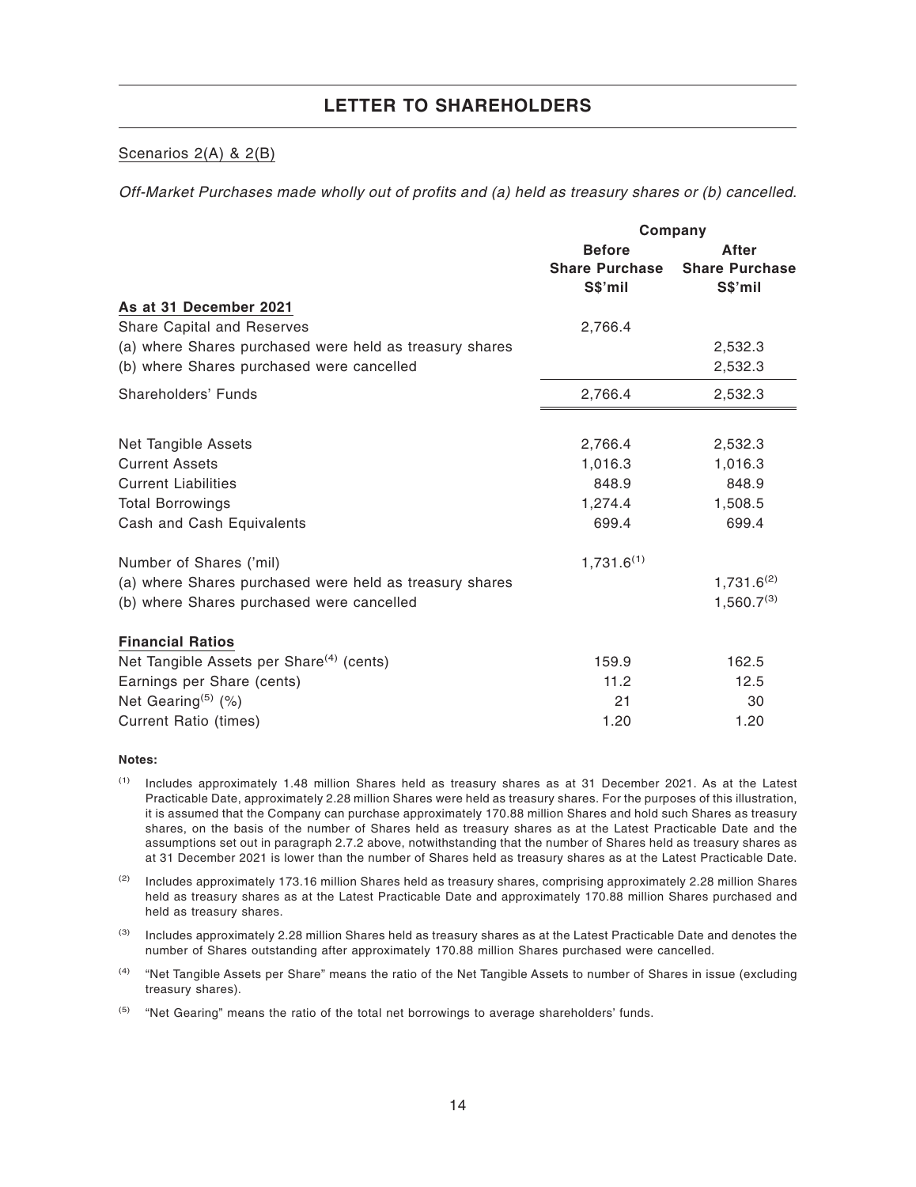## LETTER TO SHAREHOLDERS

Scenarios 2(A) & 2(B)

*Off-Market Purchases made wholly out of profits and (a) held as treasury shares or (b) cancelled.*

| | Company | |
|---|---|---|
| | **Before Share Purchase S$'mil** | **After Share Purchase S$'mil** |
| **As at 31 December 2021** | | |
| Share Capital and Reserves | 2,766.4 | |
| (a) where Shares purchased were held as treasury shares | | 2,532.3 |
| (b) where Shares purchased were cancelled | | 2,532.3 |
| Shareholders' Funds | 2,766.4 | 2,532.3 |
| | | |
| Net Tangible Assets | 2,766.4 | 2,532.3 |
| Current Assets | 1,016.3 | 1,016.3 |
| Current Liabilities | 848.9 | 848.9 |
| Total Borrowings | 1,274.4 | 1,508.5 |
| Cash and Cash Equivalents | 699.4 | 699.4 |
| | | |
| Number of Shares ('mil) | 1,731.6[(1)] | |
| (a) where Shares purchased were held as treasury shares | | 1,731.6[(2)] |
| (b) where Shares purchased were cancelled | | 1,560.7[(3)] |
| | | |
| **Financial Ratios** | | |
| Net Tangible Assets per Share[(4)] (cents) | 159.9 | 162.5 |
| Earnings per Share (cents) | 11.2 | 12.5 |
| Net Gearing[(5)] (%) | 21 | 30 |
| Current Ratio (times) | 1.20 | 1.20 |

**Notes:**

(1) Includes approximately 1.48 million Shares held as treasury shares as at 31 December 2021. As at the Latest Practicable Date, approximately 2.28 million Shares were held as treasury shares. For the purposes of this illustration, it is assumed that the Company can purchase approximately 170.88 million Shares and hold such Shares as treasury shares, on the basis of the number of Shares held as treasury shares as at the Latest Practicable Date and the assumptions set out in paragraph 2.7.2 above, notwithstanding that the number of Shares held as treasury shares as at 31 December 2021 is lower than the number of Shares held as treasury shares as at the Latest Practicable Date.

(2) Includes approximately 173.16 million Shares held as treasury shares, comprising approximately 2.28 million Shares held as treasury shares as at the Latest Practicable Date and approximately 170.88 million Shares purchased and held as treasury shares.

(3) Includes approximately 2.28 million Shares held as treasury shares as at the Latest Practicable Date and denotes the number of Shares outstanding after approximately 170.88 million Shares purchased were cancelled.

(4) "Net Tangible Assets per Share" means the ratio of the Net Tangible Assets to number of Shares in issue (excluding treasury shares).

(5) "Net Gearing" means the ratio of the total net borrowings to average shareholders' funds.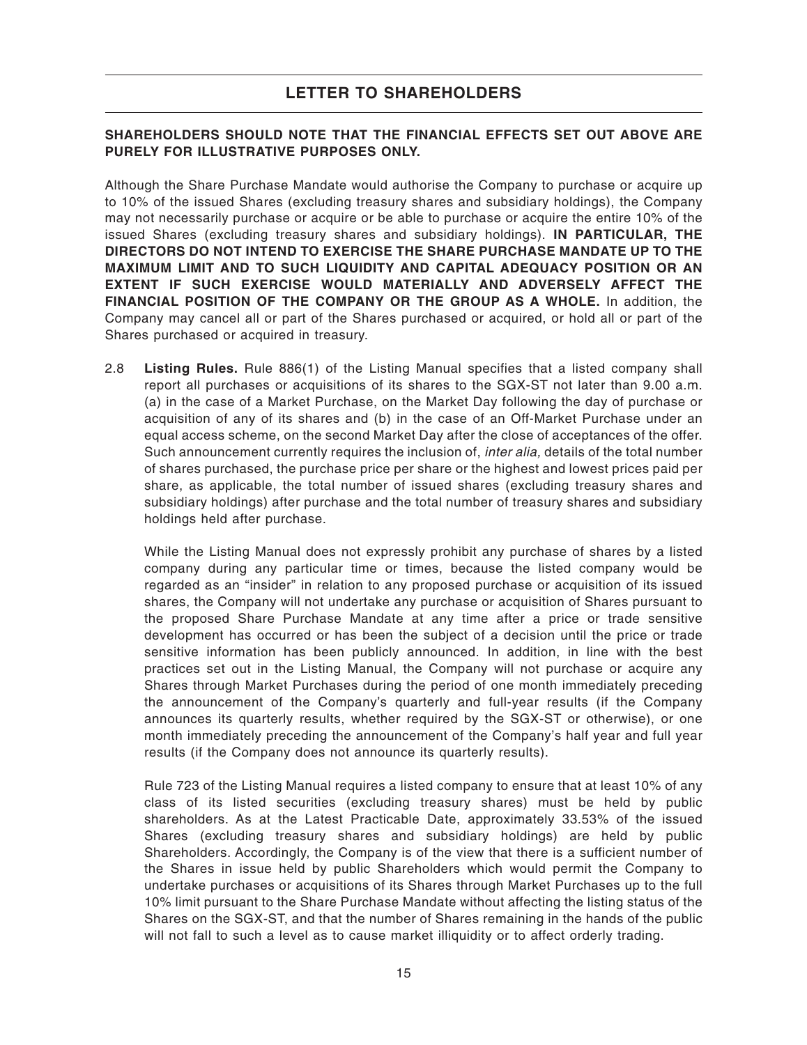## LETTER TO SHAREHOLDERS

**SHAREHOLDERS SHOULD NOTE THAT THE FINANCIAL EFFECTS SET OUT ABOVE ARE PURELY FOR ILLUSTRATIVE PURPOSES ONLY.**

Although the Share Purchase Mandate would authorise the Company to purchase or acquire up to 10% of the issued Shares (excluding treasury shares and subsidiary holdings), the Company may not necessarily purchase or acquire or be able to purchase or acquire the entire 10% of the issued Shares (excluding treasury shares and subsidiary holdings). **IN PARTICULAR, THE DIRECTORS DO NOT INTEND TO EXERCISE THE SHARE PURCHASE MANDATE UP TO THE MAXIMUM LIMIT AND TO SUCH LIQUIDITY AND CAPITAL ADEQUACY POSITION OR AN EXTENT IF SUCH EXERCISE WOULD MATERIALLY AND ADVERSELY AFFECT THE FINANCIAL POSITION OF THE COMPANY OR THE GROUP AS A WHOLE.** In addition, the Company may cancel all or part of the Shares purchased or acquired, or hold all or part of the Shares purchased or acquired in treasury.

2.8 **Listing Rules.** Rule 886(1) of the Listing Manual specifies that a listed company shall report all purchases or acquisitions of its shares to the SGX-ST not later than 9.00 a.m. (a) in the case of a Market Purchase, on the Market Day following the day of purchase or acquisition of any of its shares and (b) in the case of an Off-Market Purchase under an equal access scheme, on the second Market Day after the close of acceptances of the offer. Such announcement currently requires the inclusion of, *inter alia,* details of the total number of shares purchased, the purchase price per share or the highest and lowest prices paid per share, as applicable, the total number of issued shares (excluding treasury shares and subsidiary holdings) after purchase and the total number of treasury shares and subsidiary holdings held after purchase.

While the Listing Manual does not expressly prohibit any purchase of shares by a listed company during any particular time or times, because the listed company would be regarded as an "insider" in relation to any proposed purchase or acquisition of its issued shares, the Company will not undertake any purchase or acquisition of Shares pursuant to the proposed Share Purchase Mandate at any time after a price or trade sensitive development has occurred or has been the subject of a decision until the price or trade sensitive information has been publicly announced. In addition, in line with the best practices set out in the Listing Manual, the Company will not purchase or acquire any Shares through Market Purchases during the period of one month immediately preceding the announcement of the Company's quarterly and full-year results (if the Company announces its quarterly results, whether required by the SGX-ST or otherwise), or one month immediately preceding the announcement of the Company's half year and full year results (if the Company does not announce its quarterly results).

Rule 723 of the Listing Manual requires a listed company to ensure that at least 10% of any class of its listed securities (excluding treasury shares) must be held by public shareholders. As at the Latest Practicable Date, approximately 33.53% of the issued Shares (excluding treasury shares and subsidiary holdings) are held by public Shareholders. Accordingly, the Company is of the view that there is a sufficient number of the Shares in issue held by public Shareholders which would permit the Company to undertake purchases or acquisitions of its Shares through Market Purchases up to the full 10% limit pursuant to the Share Purchase Mandate without affecting the listing status of the Shares on the SGX-ST, and that the number of Shares remaining in the hands of the public will not fall to such a level as to cause market illiquidity or to affect orderly trading.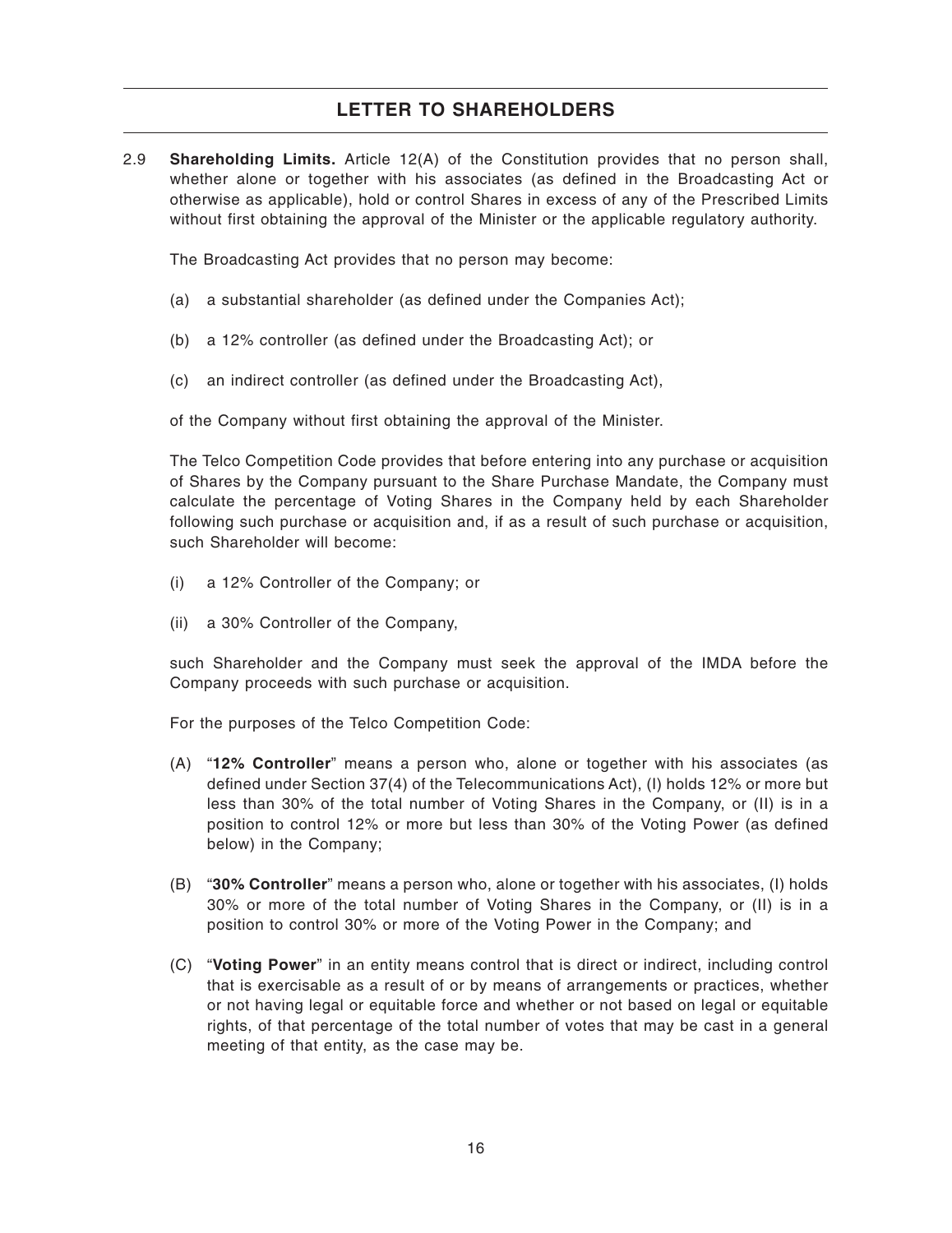2.9 **Shareholding Limits.** Article 12(A) of the Constitution provides that no person shall, whether alone or together with his associates (as defined in the Broadcasting Act or otherwise as applicable), hold or control Shares in excess of any of the Prescribed Limits without first obtaining the approval of the Minister or the applicable regulatory authority.

The Broadcasting Act provides that no person may become:

(a) a substantial shareholder (as defined under the Companies Act);

(b) a 12% controller (as defined under the Broadcasting Act); or

(c) an indirect controller (as defined under the Broadcasting Act),

of the Company without first obtaining the approval of the Minister.

The Telco Competition Code provides that before entering into any purchase or acquisition of Shares by the Company pursuant to the Share Purchase Mandate, the Company must calculate the percentage of Voting Shares in the Company held by each Shareholder following such purchase or acquisition and, if as a result of such purchase or acquisition, such Shareholder will become:

(i) a 12% Controller of the Company; or

(ii) a 30% Controller of the Company,

such Shareholder and the Company must seek the approval of the IMDA before the Company proceeds with such purchase or acquisition.

For the purposes of the Telco Competition Code:

(A) "**12% Controller**" means a person who, alone or together with his associates (as defined under Section 37(4) of the Telecommunications Act), (I) holds 12% or more but less than 30% of the total number of Voting Shares in the Company, or (II) is in a position to control 12% or more but less than 30% of the Voting Power (as defined below) in the Company;

(B) "**30% Controller**" means a person who, alone or together with his associates, (I) holds 30% or more of the total number of Voting Shares in the Company, or (II) is in a position to control 30% or more of the Voting Power in the Company; and

(C) "**Voting Power**" in an entity means control that is direct or indirect, including control that is exercisable as a result of or by means of arrangements or practices, whether or not having legal or equitable force and whether or not based on legal or equitable rights, of that percentage of the total number of votes that may be cast in a general meeting of that entity, as the case may be.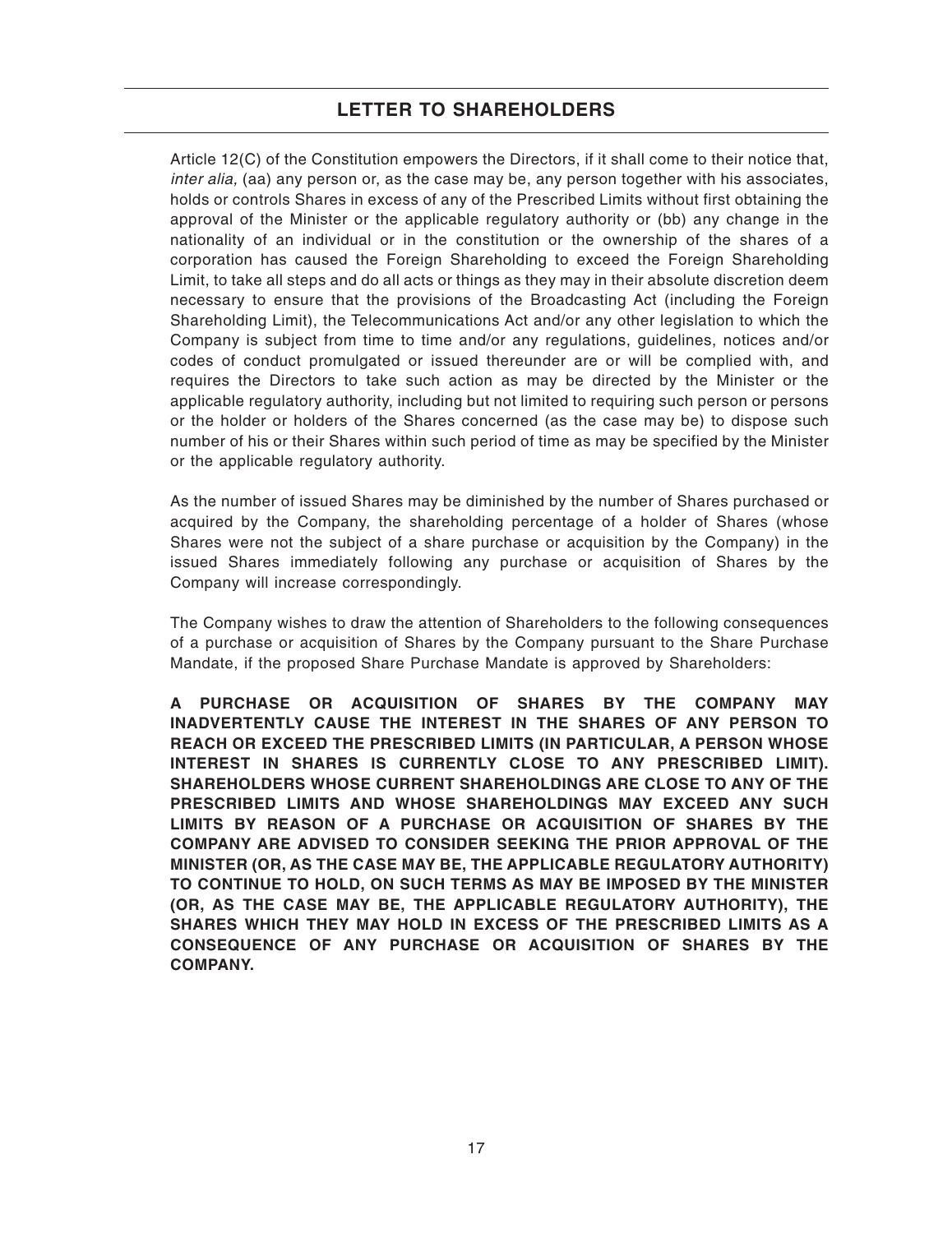## LETTER TO SHAREHOLDERS

Article 12(C) of the Constitution empowers the Directors, if it shall come to their notice that, *inter alia,* (aa) any person or, as the case may be, any person together with his associates, holds or controls Shares in excess of any of the Prescribed Limits without first obtaining the approval of the Minister or the applicable regulatory authority or (bb) any change in the nationality of an individual or in the constitution or the ownership of the shares of a corporation has caused the Foreign Shareholding to exceed the Foreign Shareholding Limit, to take all steps and do all acts or things as they may in their absolute discretion deem necessary to ensure that the provisions of the Broadcasting Act (including the Foreign Shareholding Limit), the Telecommunications Act and/or any other legislation to which the Company is subject from time to time and/or any regulations, guidelines, notices and/or codes of conduct promulgated or issued thereunder are or will be complied with, and requires the Directors to take such action as may be directed by the Minister or the applicable regulatory authority, including but not limited to requiring such person or persons or the holder or holders of the Shares concerned (as the case may be) to dispose such number of his or their Shares within such period of time as may be specified by the Minister or the applicable regulatory authority.

As the number of issued Shares may be diminished by the number of Shares purchased or acquired by the Company, the shareholding percentage of a holder of Shares (whose Shares were not the subject of a share purchase or acquisition by the Company) in the issued Shares immediately following any purchase or acquisition of Shares by the Company will increase correspondingly.

The Company wishes to draw the attention of Shareholders to the following consequences of a purchase or acquisition of Shares by the Company pursuant to the Share Purchase Mandate, if the proposed Share Purchase Mandate is approved by Shareholders:

**A PURCHASE OR ACQUISITION OF SHARES BY THE COMPANY MAY INADVERTENTLY CAUSE THE INTEREST IN THE SHARES OF ANY PERSON TO REACH OR EXCEED THE PRESCRIBED LIMITS (IN PARTICULAR, A PERSON WHOSE INTEREST IN SHARES IS CURRENTLY CLOSE TO ANY PRESCRIBED LIMIT). SHAREHOLDERS WHOSE CURRENT SHAREHOLDINGS ARE CLOSE TO ANY OF THE PRESCRIBED LIMITS AND WHOSE SHAREHOLDINGS MAY EXCEED ANY SUCH LIMITS BY REASON OF A PURCHASE OR ACQUISITION OF SHARES BY THE COMPANY ARE ADVISED TO CONSIDER SEEKING THE PRIOR APPROVAL OF THE MINISTER (OR, AS THE CASE MAY BE, THE APPLICABLE REGULATORY AUTHORITY) TO CONTINUE TO HOLD, ON SUCH TERMS AS MAY BE IMPOSED BY THE MINISTER (OR, AS THE CASE MAY BE, THE APPLICABLE REGULATORY AUTHORITY), THE SHARES WHICH THEY MAY HOLD IN EXCESS OF THE PRESCRIBED LIMITS AS A CONSEQUENCE OF ANY PURCHASE OR ACQUISITION OF SHARES BY THE COMPANY.**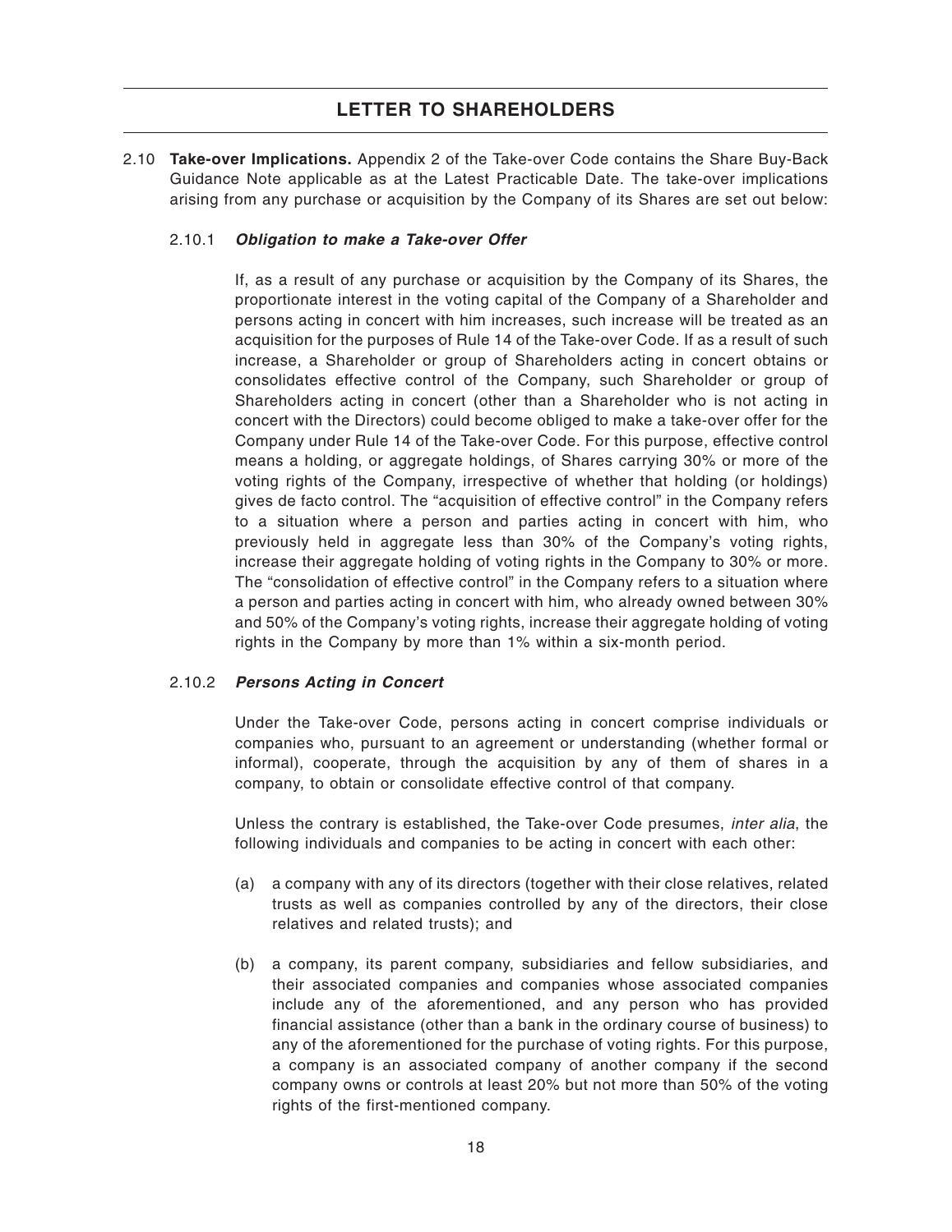2.10 **Take-over Implications.** Appendix 2 of the Take-over Code contains the Share Buy-Back Guidance Note applicable as at the Latest Practicable Date. The take-over implications arising from any purchase or acquisition by the Company of its Shares are set out below:

2.10.1 ***Obligation to make a Take-over Offer***

If, as a result of any purchase or acquisition by the Company of its Shares, the proportionate interest in the voting capital of the Company of a Shareholder and persons acting in concert with him increases, such increase will be treated as an acquisition for the purposes of Rule 14 of the Take-over Code. If as a result of such increase, a Shareholder or group of Shareholders acting in concert obtains or consolidates effective control of the Company, such Shareholder or group of Shareholders acting in concert (other than a Shareholder who is not acting in concert with the Directors) could become obliged to make a take-over offer for the Company under Rule 14 of the Take-over Code. For this purpose, effective control means a holding, or aggregate holdings, of Shares carrying 30% or more of the voting rights of the Company, irrespective of whether that holding (or holdings) gives de facto control. The "acquisition of effective control" in the Company refers to a situation where a person and parties acting in concert with him, who previously held in aggregate less than 30% of the Company's voting rights, increase their aggregate holding of voting rights in the Company to 30% or more. The "consolidation of effective control" in the Company refers to a situation where a person and parties acting in concert with him, who already owned between 30% and 50% of the Company's voting rights, increase their aggregate holding of voting rights in the Company by more than 1% within a six-month period.

2.10.2 ***Persons Acting in Concert***

Under the Take-over Code, persons acting in concert comprise individuals or companies who, pursuant to an agreement or understanding (whether formal or informal), cooperate, through the acquisition by any of them of shares in a company, to obtain or consolidate effective control of that company.

Unless the contrary is established, the Take-over Code presumes, *inter alia*, the following individuals and companies to be acting in concert with each other:

(a) a company with any of its directors (together with their close relatives, related trusts as well as companies controlled by any of the directors, their close relatives and related trusts); and

(b) a company, its parent company, subsidiaries and fellow subsidiaries, and their associated companies and companies whose associated companies include any of the aforementioned, and any person who has provided financial assistance (other than a bank in the ordinary course of business) to any of the aforementioned for the purchase of voting rights. For this purpose, a company is an associated company of another company if the second company owns or controls at least 20% but not more than 50% of the voting rights of the first-mentioned company.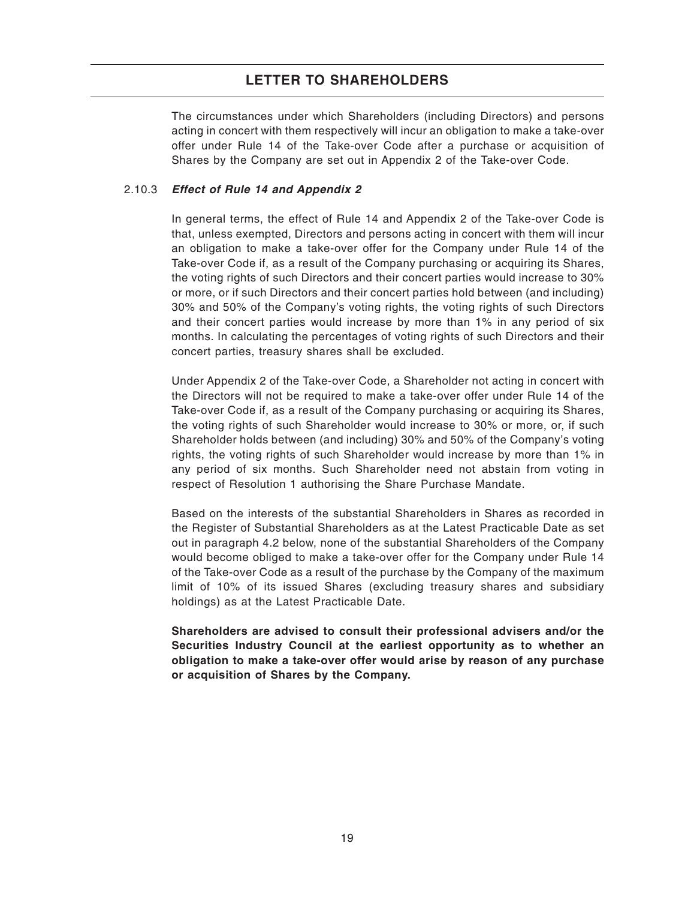The circumstances under which Shareholders (including Directors) and persons acting in concert with them respectively will incur an obligation to make a take-over offer under Rule 14 of the Take-over Code after a purchase or acquisition of Shares by the Company are set out in Appendix 2 of the Take-over Code.

#### 2.10.3 *Effect of Rule 14 and Appendix 2*

In general terms, the effect of Rule 14 and Appendix 2 of the Take-over Code is that, unless exempted, Directors and persons acting in concert with them will incur an obligation to make a take-over offer for the Company under Rule 14 of the Take-over Code if, as a result of the Company purchasing or acquiring its Shares, the voting rights of such Directors and their concert parties would increase to 30% or more, or if such Directors and their concert parties hold between (and including) 30% and 50% of the Company's voting rights, the voting rights of such Directors and their concert parties would increase by more than 1% in any period of six months. In calculating the percentages of voting rights of such Directors and their concert parties, treasury shares shall be excluded.

Under Appendix 2 of the Take-over Code, a Shareholder not acting in concert with the Directors will not be required to make a take-over offer under Rule 14 of the Take-over Code if, as a result of the Company purchasing or acquiring its Shares, the voting rights of such Shareholder would increase to 30% or more, or, if such Shareholder holds between (and including) 30% and 50% of the Company's voting rights, the voting rights of such Shareholder would increase by more than 1% in any period of six months. Such Shareholder need not abstain from voting in respect of Resolution 1 authorising the Share Purchase Mandate.

Based on the interests of the substantial Shareholders in Shares as recorded in the Register of Substantial Shareholders as at the Latest Practicable Date as set out in paragraph 4.2 below, none of the substantial Shareholders of the Company would become obliged to make a take-over offer for the Company under Rule 14 of the Take-over Code as a result of the purchase by the Company of the maximum limit of 10% of its issued Shares (excluding treasury shares and subsidiary holdings) as at the Latest Practicable Date.

**Shareholders are advised to consult their professional advisers and/or the Securities Industry Council at the earliest opportunity as to whether an obligation to make a take-over offer would arise by reason of any purchase or acquisition of Shares by the Company.**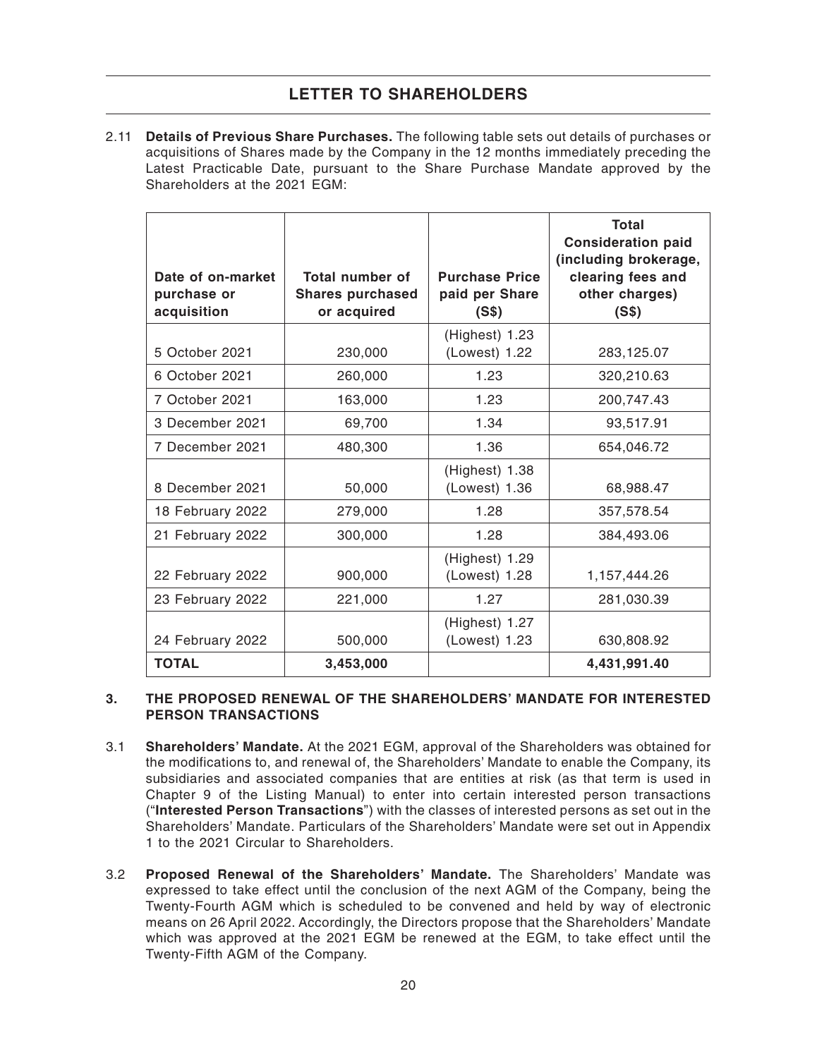## LETTER TO SHAREHOLDERS

2.11 **Details of Previous Share Purchases.** The following table sets out details of purchases or acquisitions of Shares made by the Company in the 12 months immediately preceding the Latest Practicable Date, pursuant to the Share Purchase Mandate approved by the Shareholders at the 2021 EGM:

| Date of on-market purchase or acquisition | Total number of Shares purchased or acquired | Purchase Price paid per Share (S$) | Total Consideration paid (including brokerage, clearing fees and other charges) (S$) |
|---|---|---|---|
| 5 October 2021 | 230,000 | (Highest) 1.23 (Lowest) 1.22 | 283,125.07 |
| 6 October 2021 | 260,000 | 1.23 | 320,210.63 |
| 7 October 2021 | 163,000 | 1.23 | 200,747.43 |
| 3 December 2021 | 69,700 | 1.34 | 93,517.91 |
| 7 December 2021 | 480,300 | 1.36 | 654,046.72 |
| 8 December 2021 | 50,000 | (Highest) 1.38 (Lowest) 1.36 | 68,988.47 |
| 18 February 2022 | 279,000 | 1.28 | 357,578.54 |
| 21 February 2022 | 300,000 | 1.28 | 384,493.06 |
| 22 February 2022 | 900,000 | (Highest) 1.29 (Lowest) 1.28 | 1,157,444.26 |
| 23 February 2022 | 221,000 | 1.27 | 281,030.39 |
| 24 February 2022 | 500,000 | (Highest) 1.27 (Lowest) 1.23 | 630,808.92 |
| **TOTAL** | **3,453,000** | | **4,431,991.40** |

### 3. THE PROPOSED RENEWAL OF THE SHAREHOLDERS' MANDATE FOR INTERESTED PERSON TRANSACTIONS

3.1 **Shareholders' Mandate.** At the 2021 EGM, approval of the Shareholders was obtained for the modifications to, and renewal of, the Shareholders' Mandate to enable the Company, its subsidiaries and associated companies that are entities at risk (as that term is used in Chapter 9 of the Listing Manual) to enter into certain interested person transactions ("**Interested Person Transactions**") with the classes of interested persons as set out in the Shareholders' Mandate. Particulars of the Shareholders' Mandate were set out in Appendix 1 to the 2021 Circular to Shareholders.

3.2 **Proposed Renewal of the Shareholders' Mandate.** The Shareholders' Mandate was expressed to take effect until the conclusion of the next AGM of the Company, being the Twenty-Fourth AGM which is scheduled to be convened and held by way of electronic means on 26 April 2022. Accordingly, the Directors propose that the Shareholders' Mandate which was approved at the 2021 EGM be renewed at the EGM, to take effect until the Twenty-Fifth AGM of the Company.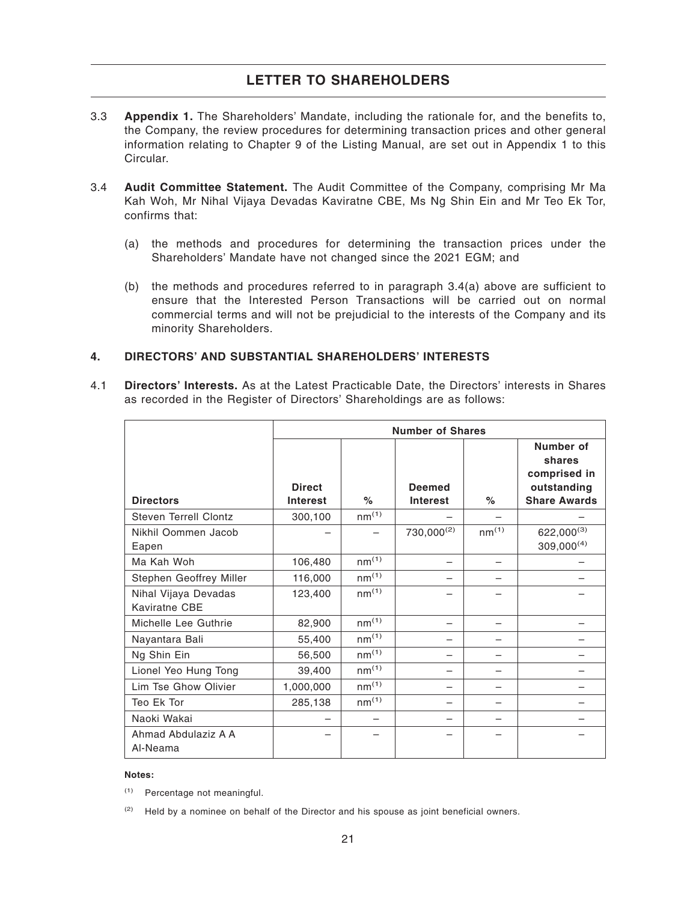# LETTER TO SHAREHOLDERS

3.3 **Appendix 1.** The Shareholders' Mandate, including the rationale for, and the benefits to, the Company, the review procedures for determining transaction prices and other general information relating to Chapter 9 of the Listing Manual, are set out in Appendix 1 to this Circular.

3.4 **Audit Committee Statement.** The Audit Committee of the Company, comprising Mr Ma Kah Woh, Mr Nihal Vijaya Devadas Kaviratne CBE, Ms Ng Shin Ein and Mr Teo Ek Tor, confirms that:

(a) the methods and procedures for determining the transaction prices under the Shareholders' Mandate have not changed since the 2021 EGM; and

(b) the methods and procedures referred to in paragraph 3.4(a) above are sufficient to ensure that the Interested Person Transactions will be carried out on normal commercial terms and will not be prejudicial to the interests of the Company and its minority Shareholders.

## 4. DIRECTORS' AND SUBSTANTIAL SHAREHOLDERS' INTERESTS

4.1 **Directors' Interests.** As at the Latest Practicable Date, the Directors' interests in Shares as recorded in the Register of Directors' Shareholdings are as follows:

| | Number of Shares | | | | |
|---|---|---|---|---|---|
| **Directors** | **Direct Interest** | **%** | **Deemed Interest** | **%** | **Number of shares comprised in outstanding Share Awards** |
| Steven Terrell Clontz | 300,100 | nm[1] | – | – | – |
| Nikhil Oommen Jacob Eapen | – | – | 730,000[2] | nm[1] | 622,000[3] 309,000[4] |
| Ma Kah Woh | 106,480 | nm[1] | – | – | – |
| Stephen Geoffrey Miller | 116,000 | nm[1] | – | – | – |
| Nihal Vijaya Devadas Kaviratne CBE | 123,400 | nm[1] | – | – | – |
| Michelle Lee Guthrie | 82,900 | nm[1] | – | – | – |
| Nayantara Bali | 55,400 | nm[1] | – | – | – |
| Ng Shin Ein | 56,500 | nm[1] | – | – | – |
| Lionel Yeo Hung Tong | 39,400 | nm[1] | – | – | – |
| Lim Tse Ghow Olivier | 1,000,000 | nm[1] | – | – | – |
| Teo Ek Tor | 285,138 | nm[1] | – | – | – |
| Naoki Wakai | – | – | – | – | – |
| Ahmad Abdulaziz A A Al-Neama | – | – | – | – | – |

**Notes:**

(1) Percentage not meaningful.

(2) Held by a nominee on behalf of the Director and his spouse as joint beneficial owners.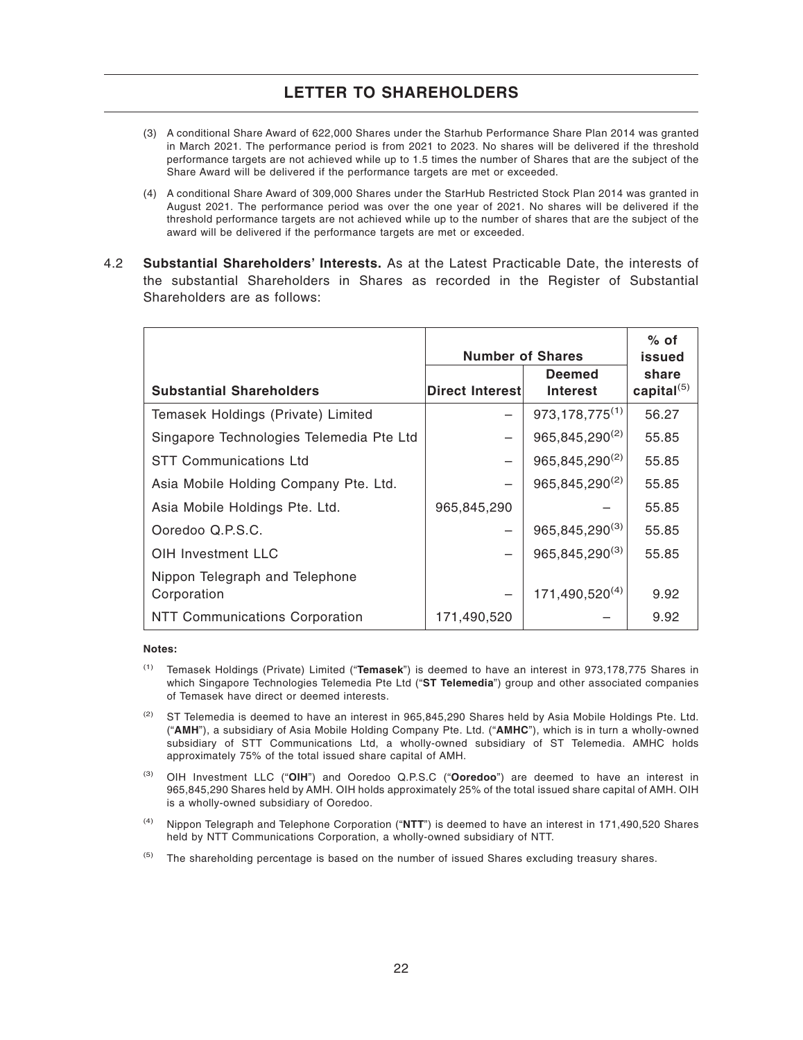(3) A conditional Share Award of 622,000 Shares under the Starhub Performance Share Plan 2014 was granted in March 2021. The performance period is from 2021 to 2023. No shares will be delivered if the threshold performance targets are not achieved while up to 1.5 times the number of Shares that are the subject of the Share Award will be delivered if the performance targets are met or exceeded.

(4) A conditional Share Award of 309,000 Shares under the StarHub Restricted Stock Plan 2014 was granted in August 2021. The performance period was over the one year of 2021. No shares will be delivered if the threshold performance targets are not achieved while up to the number of shares that are the subject of the award will be delivered if the performance targets are met or exceeded.

4.2 **Substantial Shareholders' Interests.** As at the Latest Practicable Date, the interests of the substantial Shareholders in Shares as recorded in the Register of Substantial Shareholders are as follows:

| | Number of Shares | | % of issued |
|---|---|---|---|
| **Substantial Shareholders** | **Direct Interest** | **Deemed Interest** | **share capital**[5] |
| Temasek Holdings (Private) Limited | – | 973,178,775[1] | 56.27 |
| Singapore Technologies Telemedia Pte Ltd | – | 965,845,290[2] | 55.85 |
| STT Communications Ltd | – | 965,845,290[2] | 55.85 |
| Asia Mobile Holding Company Pte. Ltd. | – | 965,845,290[2] | 55.85 |
| Asia Mobile Holdings Pte. Ltd. | 965,845,290 | – | 55.85 |
| Ooredoo Q.P.S.C. | – | 965,845,290[3] | 55.85 |
| OIH Investment LLC | – | 965,845,290[3] | 55.85 |
| Nippon Telegraph and Telephone Corporation | – | 171,490,520[4] | 9.92 |
| NTT Communications Corporation | 171,490,520 | – | 9.92 |

**Notes:**

[1] Temasek Holdings (Private) Limited ("**Temasek**") is deemed to have an interest in 973,178,775 Shares in which Singapore Technologies Telemedia Pte Ltd ("**ST Telemedia**") group and other associated companies of Temasek have direct or deemed interests.

[2] ST Telemedia is deemed to have an interest in 965,845,290 Shares held by Asia Mobile Holdings Pte. Ltd. ("**AMH**"), a subsidiary of Asia Mobile Holding Company Pte. Ltd. ("**AMHC**"), which is in turn a wholly-owned subsidiary of STT Communications Ltd, a wholly-owned subsidiary of ST Telemedia. AMHC holds approximately 75% of the total issued share capital of AMH.

[3] OIH Investment LLC ("**OIH**") and Ooredoo Q.P.S.C ("**Ooredoo**") are deemed to have an interest in 965,845,290 Shares held by AMH. OIH holds approximately 25% of the total issued share capital of AMH. OIH is a wholly-owned subsidiary of Ooredoo.

[4] Nippon Telegraph and Telephone Corporation ("**NTT**") is deemed to have an interest in 171,490,520 Shares held by NTT Communications Corporation, a wholly-owned subsidiary of NTT.

[5] The shareholding percentage is based on the number of issued Shares excluding treasury shares.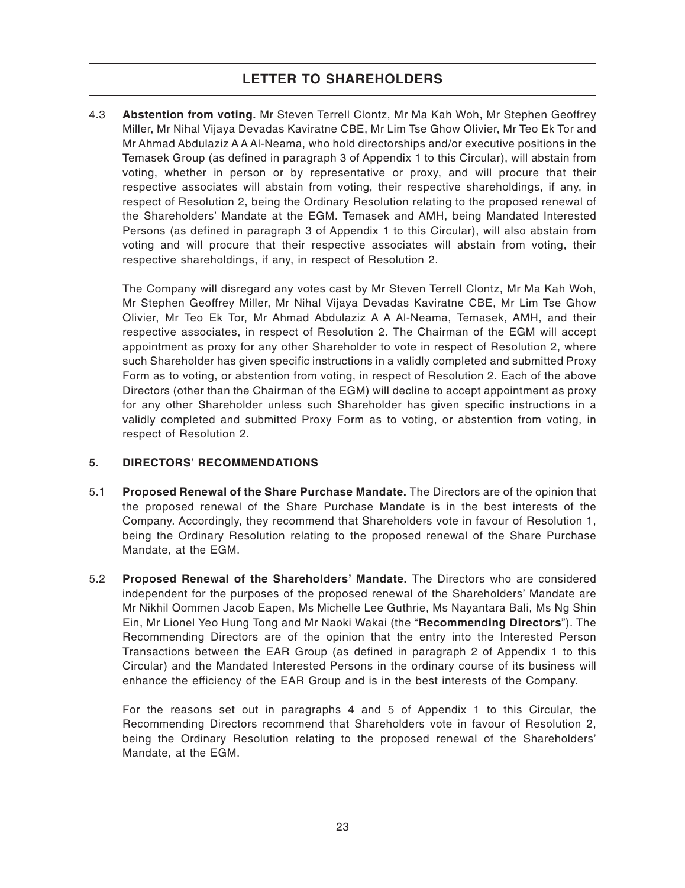4.3 **Abstention from voting.** Mr Steven Terrell Clontz, Mr Ma Kah Woh, Mr Stephen Geoffrey Miller, Mr Nihal Vijaya Devadas Kaviratne CBE, Mr Lim Tse Ghow Olivier, Mr Teo Ek Tor and Mr Ahmad Abdulaziz A A Al-Neama, who hold directorships and/or executive positions in the Temasek Group (as defined in paragraph 3 of Appendix 1 to this Circular), will abstain from voting, whether in person or by representative or proxy, and will procure that their respective associates will abstain from voting, their respective shareholdings, if any, in respect of Resolution 2, being the Ordinary Resolution relating to the proposed renewal of the Shareholders' Mandate at the EGM. Temasek and AMH, being Mandated Interested Persons (as defined in paragraph 3 of Appendix 1 to this Circular), will also abstain from voting and will procure that their respective associates will abstain from voting, their respective shareholdings, if any, in respect of Resolution 2.

The Company will disregard any votes cast by Mr Steven Terrell Clontz, Mr Ma Kah Woh, Mr Stephen Geoffrey Miller, Mr Nihal Vijaya Devadas Kaviratne CBE, Mr Lim Tse Ghow Olivier, Mr Teo Ek Tor, Mr Ahmad Abdulaziz A A Al-Neama, Temasek, AMH, and their respective associates, in respect of Resolution 2. The Chairman of the EGM will accept appointment as proxy for any other Shareholder to vote in respect of Resolution 2, where such Shareholder has given specific instructions in a validly completed and submitted Proxy Form as to voting, or abstention from voting, in respect of Resolution 2. Each of the above Directors (other than the Chairman of the EGM) will decline to accept appointment as proxy for any other Shareholder unless such Shareholder has given specific instructions in a validly completed and submitted Proxy Form as to voting, or abstention from voting, in respect of Resolution 2.

## 5. DIRECTORS' RECOMMENDATIONS

5.1 **Proposed Renewal of the Share Purchase Mandate.** The Directors are of the opinion that the proposed renewal of the Share Purchase Mandate is in the best interests of the Company. Accordingly, they recommend that Shareholders vote in favour of Resolution 1, being the Ordinary Resolution relating to the proposed renewal of the Share Purchase Mandate, at the EGM.

5.2 **Proposed Renewal of the Shareholders' Mandate.** The Directors who are considered independent for the purposes of the proposed renewal of the Shareholders' Mandate are Mr Nikhil Oommen Jacob Eapen, Ms Michelle Lee Guthrie, Ms Nayantara Bali, Ms Ng Shin Ein, Mr Lionel Yeo Hung Tong and Mr Naoki Wakai (the "**Recommending Directors**"). The Recommending Directors are of the opinion that the entry into the Interested Person Transactions between the EAR Group (as defined in paragraph 2 of Appendix 1 to this Circular) and the Mandated Interested Persons in the ordinary course of its business will enhance the efficiency of the EAR Group and is in the best interests of the Company.

For the reasons set out in paragraphs 4 and 5 of Appendix 1 to this Circular, the Recommending Directors recommend that Shareholders vote in favour of Resolution 2, being the Ordinary Resolution relating to the proposed renewal of the Shareholders' Mandate, at the EGM.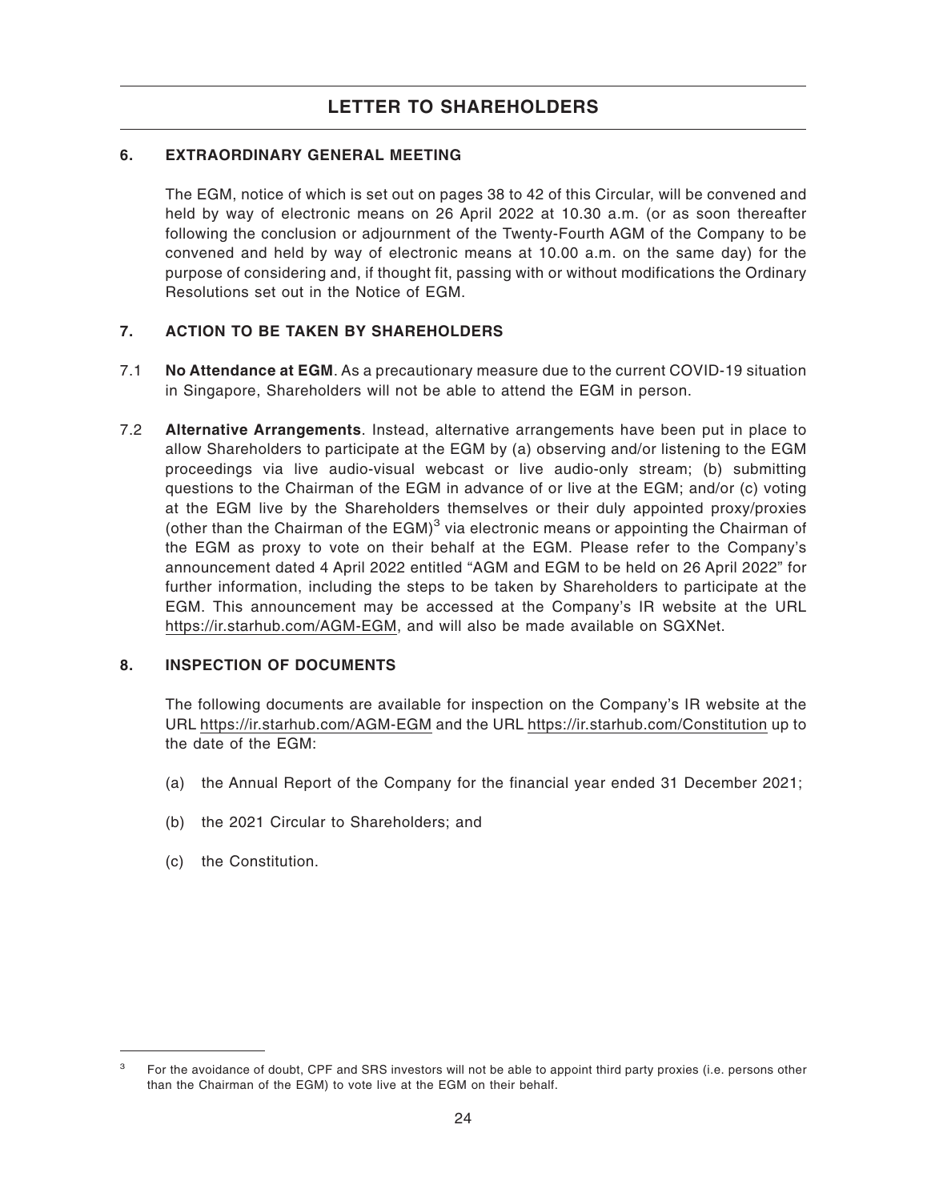## LETTER TO SHAREHOLDERS

### 6. EXTRAORDINARY GENERAL MEETING

The EGM, notice of which is set out on pages 38 to 42 of this Circular, will be convened and held by way of electronic means on 26 April 2022 at 10.30 a.m. (or as soon thereafter following the conclusion or adjournment of the Twenty-Fourth AGM of the Company to be convened and held by way of electronic means at 10.00 a.m. on the same day) for the purpose of considering and, if thought fit, passing with or without modifications the Ordinary Resolutions set out in the Notice of EGM.

### 7. ACTION TO BE TAKEN BY SHAREHOLDERS

7.1 **No Attendance at EGM**. As a precautionary measure due to the current COVID-19 situation in Singapore, Shareholders will not be able to attend the EGM in person.

7.2 **Alternative Arrangements**. Instead, alternative arrangements have been put in place to allow Shareholders to participate at the EGM by (a) observing and/or listening to the EGM proceedings via live audio-visual webcast or live audio-only stream; (b) submitting questions to the Chairman of the EGM in advance of or live at the EGM; and/or (c) voting at the EGM live by the Shareholders themselves or their duly appointed proxy/proxies (other than the Chairman of the EGM)[3] via electronic means or appointing the Chairman of the EGM as proxy to vote on their behalf at the EGM. Please refer to the Company's announcement dated 4 April 2022 entitled "AGM and EGM to be held on 26 April 2022" for further information, including the steps to be taken by Shareholders to participate at the EGM. This announcement may be accessed at the Company's IR website at the URL https://ir.starhub.com/AGM-EGM, and will also be made available on SGXNet.

### 8. INSPECTION OF DOCUMENTS

The following documents are available for inspection on the Company's IR website at the URL https://ir.starhub.com/AGM-EGM and the URL https://ir.starhub.com/Constitution up to the date of the EGM:

(a) the Annual Report of the Company for the financial year ended 31 December 2021;

(b) the 2021 Circular to Shareholders; and

(c) the Constitution.

---

[3] For the avoidance of doubt, CPF and SRS investors will not be able to appoint third party proxies (i.e. persons other than the Chairman of the EGM) to vote live at the EGM on their behalf.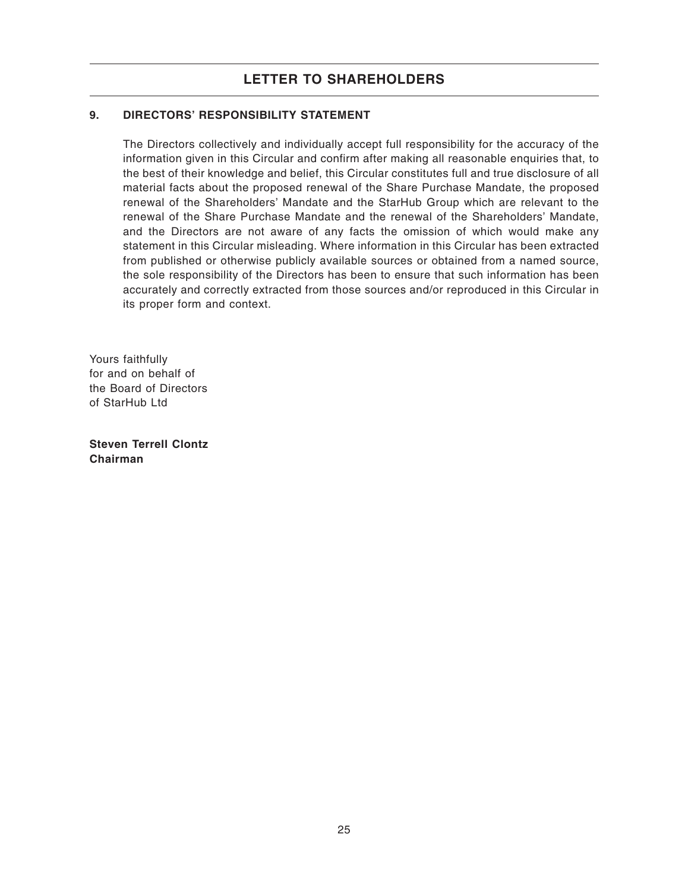## LETTER TO SHAREHOLDERS

### 9. DIRECTORS' RESPONSIBILITY STATEMENT

The Directors collectively and individually accept full responsibility for the accuracy of the information given in this Circular and confirm after making all reasonable enquiries that, to the best of their knowledge and belief, this Circular constitutes full and true disclosure of all material facts about the proposed renewal of the Share Purchase Mandate, the proposed renewal of the Shareholders' Mandate and the StarHub Group which are relevant to the renewal of the Share Purchase Mandate and the renewal of the Shareholders' Mandate, and the Directors are not aware of any facts the omission of which would make any statement in this Circular misleading. Where information in this Circular has been extracted from published or otherwise publicly available sources or obtained from a named source, the sole responsibility of the Directors has been to ensure that such information has been accurately and correctly extracted from those sources and/or reproduced in this Circular in its proper form and context.

Yours faithfully
for and on behalf of
the Board of Directors
of StarHub Ltd

**Steven Terrell Clontz**
**Chairman**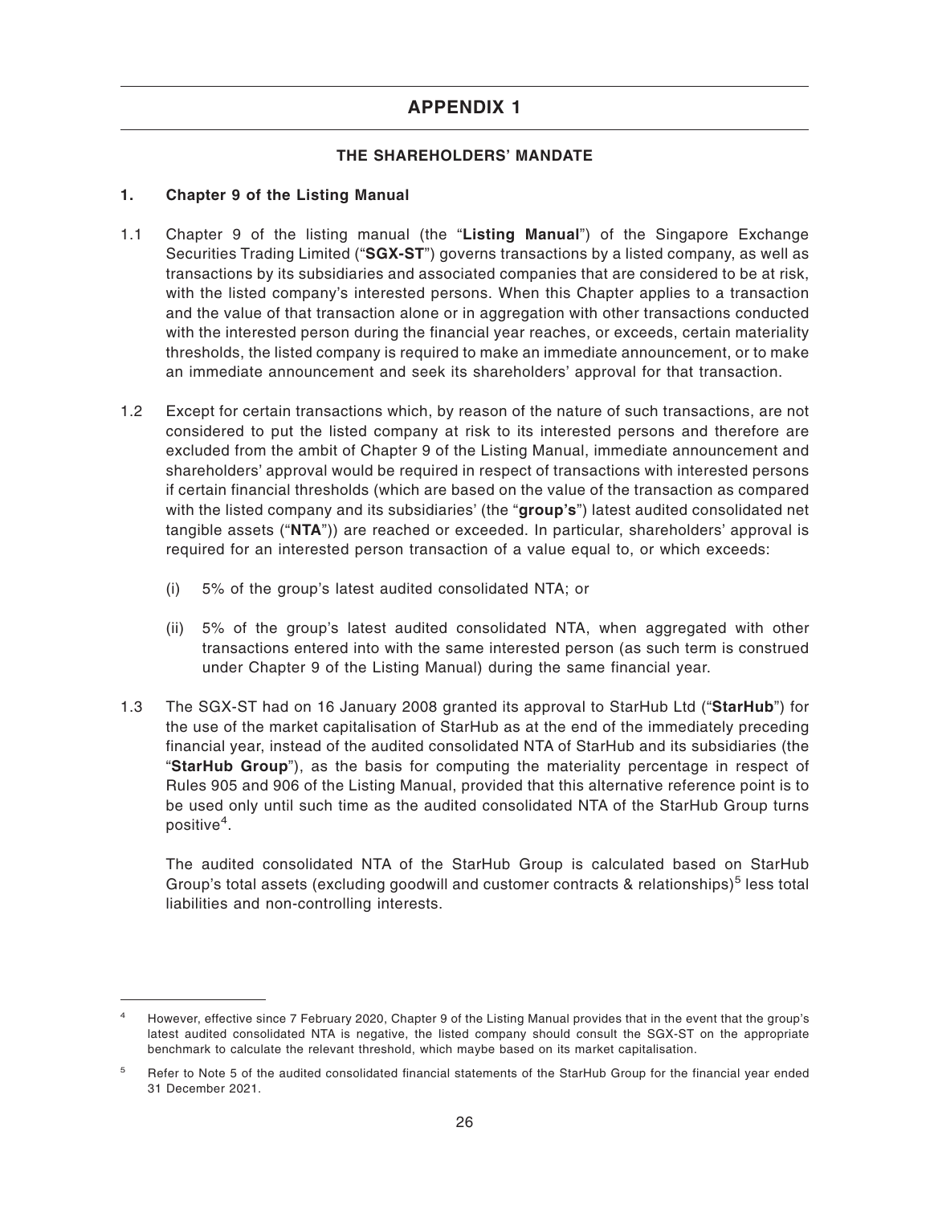# APPENDIX 1

## THE SHAREHOLDERS' MANDATE

### 1. Chapter 9 of the Listing Manual

1.1 Chapter 9 of the listing manual (the "**Listing Manual**") of the Singapore Exchange Securities Trading Limited ("**SGX-ST**") governs transactions by a listed company, as well as transactions by its subsidiaries and associated companies that are considered to be at risk, with the listed company's interested persons. When this Chapter applies to a transaction and the value of that transaction alone or in aggregation with other transactions conducted with the interested person during the financial year reaches, or exceeds, certain materiality thresholds, the listed company is required to make an immediate announcement, or to make an immediate announcement and seek its shareholders' approval for that transaction.

1.2 Except for certain transactions which, by reason of the nature of such transactions, are not considered to put the listed company at risk to its interested persons and therefore are excluded from the ambit of Chapter 9 of the Listing Manual, immediate announcement and shareholders' approval would be required in respect of transactions with interested persons if certain financial thresholds (which are based on the value of the transaction as compared with the listed company and its subsidiaries' (the "**group's**") latest audited consolidated net tangible assets ("**NTA**")) are reached or exceeded. In particular, shareholders' approval is required for an interested person transaction of a value equal to, or which exceeds:

(i) 5% of the group's latest audited consolidated NTA; or

(ii) 5% of the group's latest audited consolidated NTA, when aggregated with other transactions entered into with the same interested person (as such term is construed under Chapter 9 of the Listing Manual) during the same financial year.

1.3 The SGX-ST had on 16 January 2008 granted its approval to StarHub Ltd ("**StarHub**") for the use of the market capitalisation of StarHub as at the end of the immediately preceding financial year, instead of the audited consolidated NTA of StarHub and its subsidiaries (the "**StarHub Group**"), as the basis for computing the materiality percentage in respect of Rules 905 and 906 of the Listing Manual, provided that this alternative reference point is to be used only until such time as the audited consolidated NTA of the StarHub Group turns positive[4].

The audited consolidated NTA of the StarHub Group is calculated based on StarHub Group's total assets (excluding goodwill and customer contracts & relationships)[5] less total liabilities and non-controlling interests.

---

[4] However, effective since 7 February 2020, Chapter 9 of the Listing Manual provides that in the event that the group's latest audited consolidated NTA is negative, the listed company should consult the SGX-ST on the appropriate benchmark to calculate the relevant threshold, which maybe based on its market capitalisation.

[5] Refer to Note 5 of the audited consolidated financial statements of the StarHub Group for the financial year ended 31 December 2021.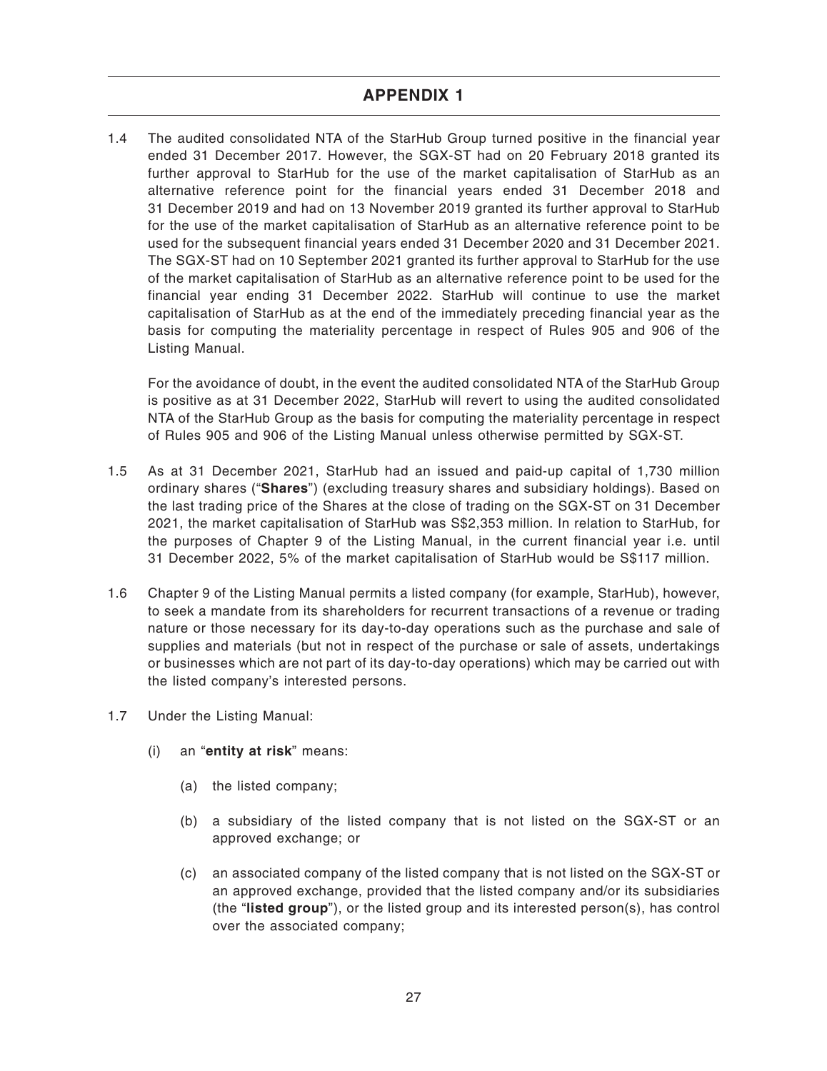# APPENDIX 1

1.4 The audited consolidated NTA of the StarHub Group turned positive in the financial year ended 31 December 2017. However, the SGX-ST had on 20 February 2018 granted its further approval to StarHub for the use of the market capitalisation of StarHub as an alternative reference point for the financial years ended 31 December 2018 and 31 December 2019 and had on 13 November 2019 granted its further approval to StarHub for the use of the market capitalisation of StarHub as an alternative reference point to be used for the subsequent financial years ended 31 December 2020 and 31 December 2021. The SGX-ST had on 10 September 2021 granted its further approval to StarHub for the use of the market capitalisation of StarHub as an alternative reference point to be used for the financial year ending 31 December 2022. StarHub will continue to use the market capitalisation of StarHub as at the end of the immediately preceding financial year as the basis for computing the materiality percentage in respect of Rules 905 and 906 of the Listing Manual.

For the avoidance of doubt, in the event the audited consolidated NTA of the StarHub Group is positive as at 31 December 2022, StarHub will revert to using the audited consolidated NTA of the StarHub Group as the basis for computing the materiality percentage in respect of Rules 905 and 906 of the Listing Manual unless otherwise permitted by SGX-ST.

1.5 As at 31 December 2021, StarHub had an issued and paid-up capital of 1,730 million ordinary shares ("**Shares**") (excluding treasury shares and subsidiary holdings). Based on the last trading price of the Shares at the close of trading on the SGX-ST on 31 December 2021, the market capitalisation of StarHub was S$2,353 million. In relation to StarHub, for the purposes of Chapter 9 of the Listing Manual, in the current financial year i.e. until 31 December 2022, 5% of the market capitalisation of StarHub would be S$117 million.

1.6 Chapter 9 of the Listing Manual permits a listed company (for example, StarHub), however, to seek a mandate from its shareholders for recurrent transactions of a revenue or trading nature or those necessary for its day-to-day operations such as the purchase and sale of supplies and materials (but not in respect of the purchase or sale of assets, undertakings or businesses which are not part of its day-to-day operations) which may be carried out with the listed company's interested persons.

1.7 Under the Listing Manual:

(i) an "**entity at risk**" means:

(a) the listed company;

(b) a subsidiary of the listed company that is not listed on the SGX-ST or an approved exchange; or

(c) an associated company of the listed company that is not listed on the SGX-ST or an approved exchange, provided that the listed company and/or its subsidiaries (the "**listed group**"), or the listed group and its interested person(s), has control over the associated company;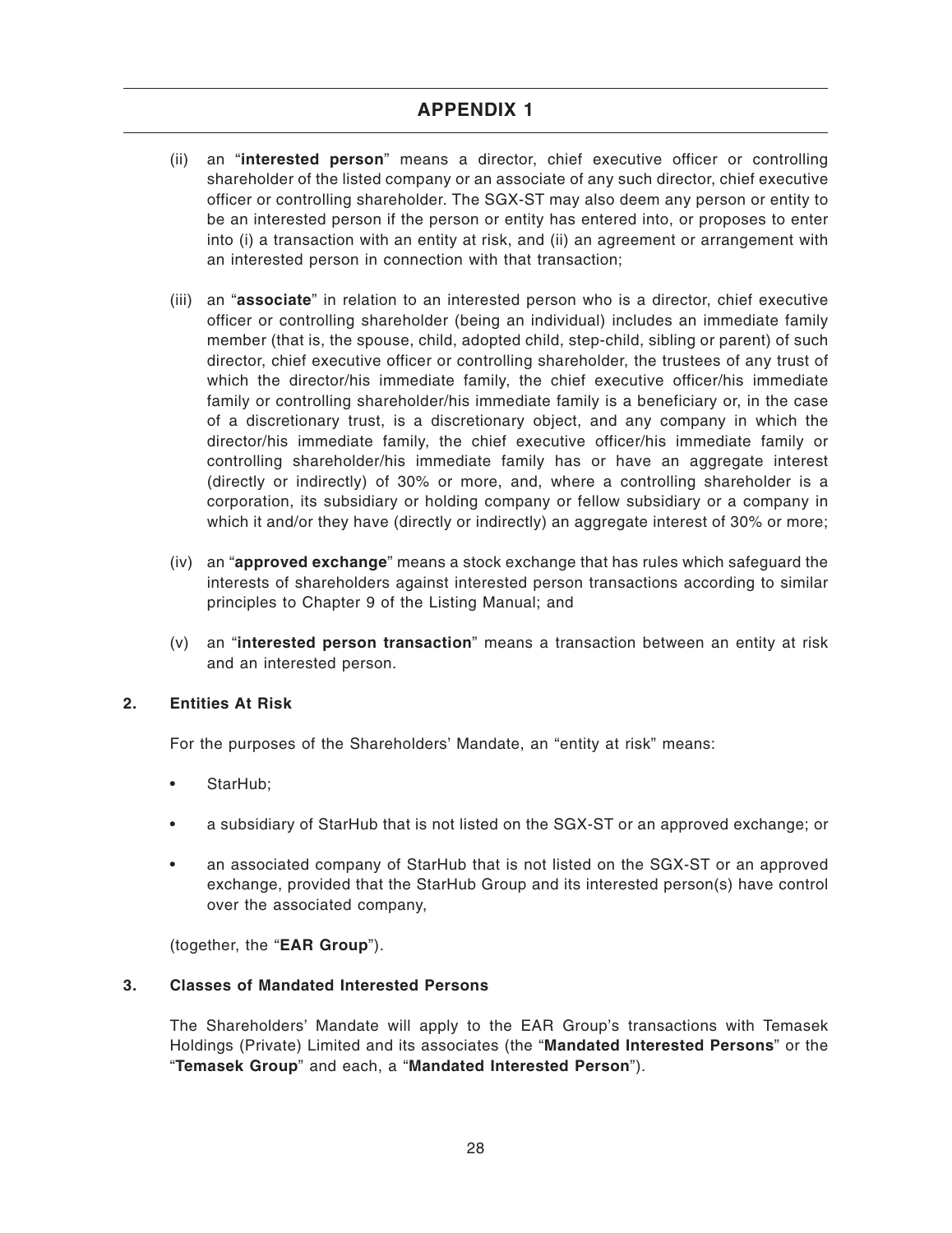# APPENDIX 1

(ii) an "**interested person**" means a director, chief executive officer or controlling shareholder of the listed company or an associate of any such director, chief executive officer or controlling shareholder. The SGX-ST may also deem any person or entity to be an interested person if the person or entity has entered into, or proposes to enter into (i) a transaction with an entity at risk, and (ii) an agreement or arrangement with an interested person in connection with that transaction;

(iii) an "**associate**" in relation to an interested person who is a director, chief executive officer or controlling shareholder (being an individual) includes an immediate family member (that is, the spouse, child, adopted child, step-child, sibling or parent) of such director, chief executive officer or controlling shareholder, the trustees of any trust of which the director/his immediate family, the chief executive officer/his immediate family or controlling shareholder/his immediate family is a beneficiary or, in the case of a discretionary trust, is a discretionary object, and any company in which the director/his immediate family, the chief executive officer/his immediate family or controlling shareholder/his immediate family has or have an aggregate interest (directly or indirectly) of 30% or more, and, where a controlling shareholder is a corporation, its subsidiary or holding company or fellow subsidiary or a company in which it and/or they have (directly or indirectly) an aggregate interest of 30% or more;

(iv) an "**approved exchange**" means a stock exchange that has rules which safeguard the interests of shareholders against interested person transactions according to similar principles to Chapter 9 of the Listing Manual; and

(v) an "**interested person transaction**" means a transaction between an entity at risk and an interested person.

## 2. Entities At Risk

For the purposes of the Shareholders' Mandate, an "entity at risk" means:

- StarHub;
- a subsidiary of StarHub that is not listed on the SGX-ST or an approved exchange; or
- an associated company of StarHub that is not listed on the SGX-ST or an approved exchange, provided that the StarHub Group and its interested person(s) have control over the associated company,

(together, the "**EAR Group**").

## 3. Classes of Mandated Interested Persons

The Shareholders' Mandate will apply to the EAR Group's transactions with Temasek Holdings (Private) Limited and its associates (the "**Mandated Interested Persons**" or the "**Temasek Group**" and each, a "**Mandated Interested Person**").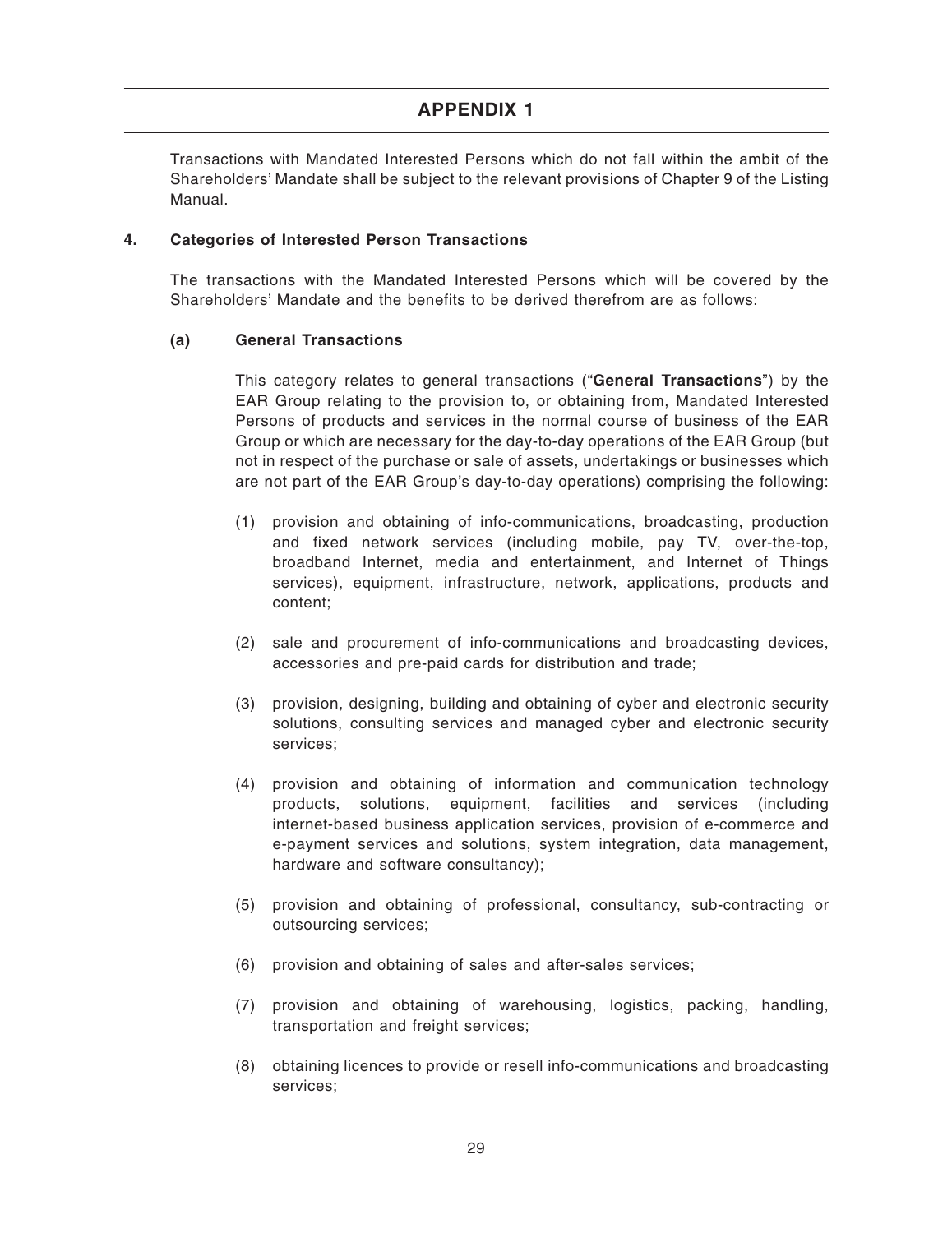# APPENDIX 1

Transactions with Mandated Interested Persons which do not fall within the ambit of the Shareholders' Mandate shall be subject to the relevant provisions of Chapter 9 of the Listing Manual.

**4. Categories of Interested Person Transactions**

The transactions with the Mandated Interested Persons which will be covered by the Shareholders' Mandate and the benefits to be derived therefrom are as follows:

**(a) General Transactions**

This category relates to general transactions ("**General Transactions**") by the EAR Group relating to the provision to, or obtaining from, Mandated Interested Persons of products and services in the normal course of business of the EAR Group or which are necessary for the day-to-day operations of the EAR Group (but not in respect of the purchase or sale of assets, undertakings or businesses which are not part of the EAR Group's day-to-day operations) comprising the following:

(1) provision and obtaining of info-communications, broadcasting, production and fixed network services (including mobile, pay TV, over-the-top, broadband Internet, media and entertainment, and Internet of Things services), equipment, infrastructure, network, applications, products and content;

(2) sale and procurement of info-communications and broadcasting devices, accessories and pre-paid cards for distribution and trade;

(3) provision, designing, building and obtaining of cyber and electronic security solutions, consulting services and managed cyber and electronic security services;

(4) provision and obtaining of information and communication technology products, solutions, equipment, facilities and services (including internet-based business application services, provision of e-commerce and e-payment services and solutions, system integration, data management, hardware and software consultancy);

(5) provision and obtaining of professional, consultancy, sub-contracting or outsourcing services;

(6) provision and obtaining of sales and after-sales services;

(7) provision and obtaining of warehousing, logistics, packing, handling, transportation and freight services;

(8) obtaining licences to provide or resell info-communications and broadcasting services;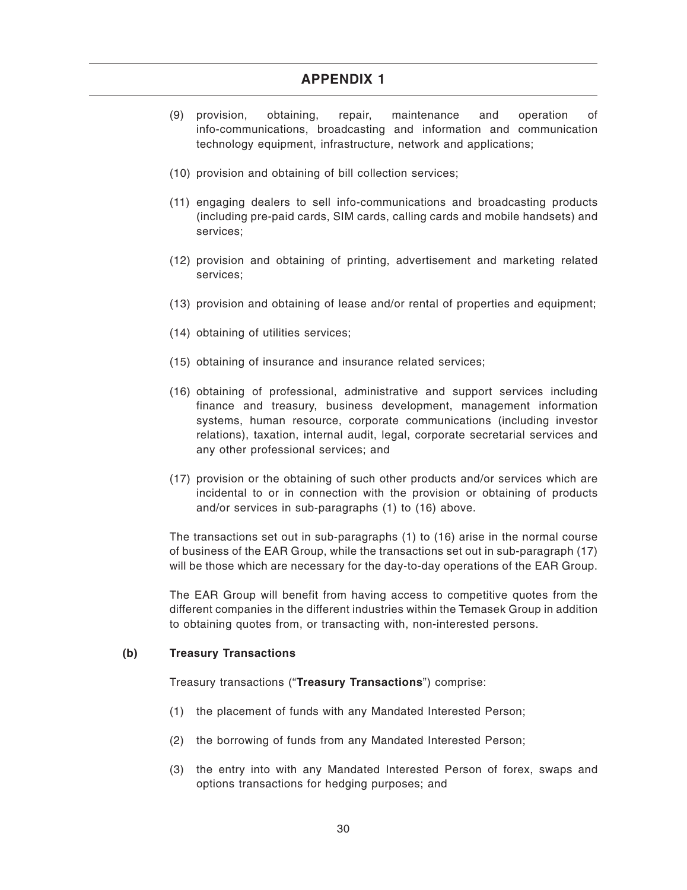## APPENDIX 1

(9) provision, obtaining, repair, maintenance and operation of info-communications, broadcasting and information and communication technology equipment, infrastructure, network and applications;

(10) provision and obtaining of bill collection services;

(11) engaging dealers to sell info-communications and broadcasting products (including pre-paid cards, SIM cards, calling cards and mobile handsets) and services;

(12) provision and obtaining of printing, advertisement and marketing related services;

(13) provision and obtaining of lease and/or rental of properties and equipment;

(14) obtaining of utilities services;

(15) obtaining of insurance and insurance related services;

(16) obtaining of professional, administrative and support services including finance and treasury, business development, management information systems, human resource, corporate communications (including investor relations), taxation, internal audit, legal, corporate secretarial services and any other professional services; and

(17) provision or the obtaining of such other products and/or services which are incidental to or in connection with the provision or obtaining of products and/or services in sub-paragraphs (1) to (16) above.

The transactions set out in sub-paragraphs (1) to (16) arise in the normal course of business of the EAR Group, while the transactions set out in sub-paragraph (17) will be those which are necessary for the day-to-day operations of the EAR Group.

The EAR Group will benefit from having access to competitive quotes from the different companies in the different industries within the Temasek Group in addition to obtaining quotes from, or transacting with, non-interested persons.

**(b) Treasury Transactions**

Treasury transactions ("**Treasury Transactions**") comprise:

(1) the placement of funds with any Mandated Interested Person;

(2) the borrowing of funds from any Mandated Interested Person;

(3) the entry into with any Mandated Interested Person of forex, swaps and options transactions for hedging purposes; and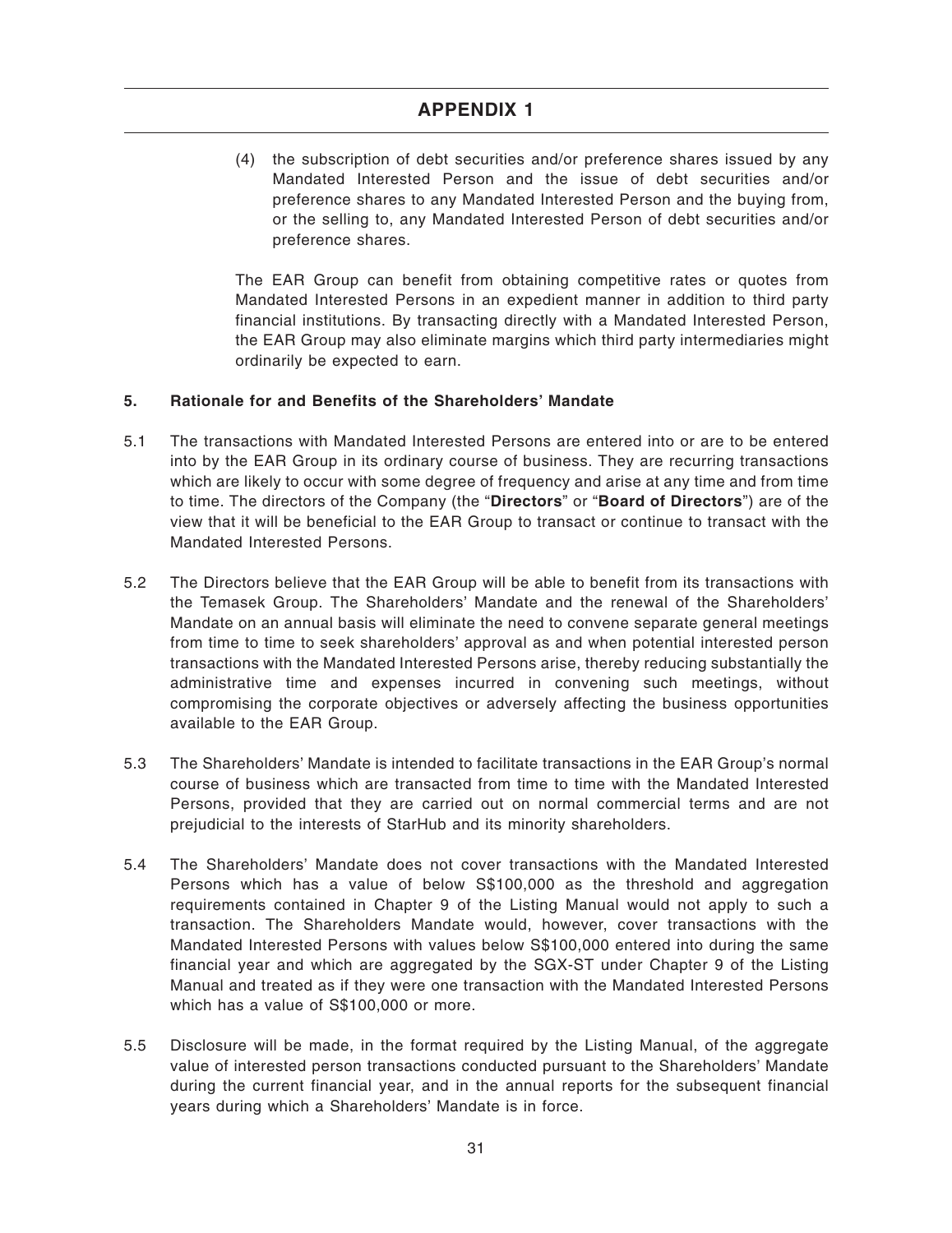# APPENDIX 1

(4) the subscription of debt securities and/or preference shares issued by any Mandated Interested Person and the issue of debt securities and/or preference shares to any Mandated Interested Person and the buying from, or the selling to, any Mandated Interested Person of debt securities and/or preference shares.

The EAR Group can benefit from obtaining competitive rates or quotes from Mandated Interested Persons in an expedient manner in addition to third party financial institutions. By transacting directly with a Mandated Interested Person, the EAR Group may also eliminate margins which third party intermediaries might ordinarily be expected to earn.

**5. Rationale for and Benefits of the Shareholders' Mandate**

5.1 The transactions with Mandated Interested Persons are entered into or are to be entered into by the EAR Group in its ordinary course of business. They are recurring transactions which are likely to occur with some degree of frequency and arise at any time and from time to time. The directors of the Company (the "**Directors**" or "**Board of Directors**") are of the view that it will be beneficial to the EAR Group to transact or continue to transact with the Mandated Interested Persons.

5.2 The Directors believe that the EAR Group will be able to benefit from its transactions with the Temasek Group. The Shareholders' Mandate and the renewal of the Shareholders' Mandate on an annual basis will eliminate the need to convene separate general meetings from time to time to seek shareholders' approval as and when potential interested person transactions with the Mandated Interested Persons arise, thereby reducing substantially the administrative time and expenses incurred in convening such meetings, without compromising the corporate objectives or adversely affecting the business opportunities available to the EAR Group.

5.3 The Shareholders' Mandate is intended to facilitate transactions in the EAR Group's normal course of business which are transacted from time to time with the Mandated Interested Persons, provided that they are carried out on normal commercial terms and are not prejudicial to the interests of StarHub and its minority shareholders.

5.4 The Shareholders' Mandate does not cover transactions with the Mandated Interested Persons which has a value of below S$100,000 as the threshold and aggregation requirements contained in Chapter 9 of the Listing Manual would not apply to such a transaction. The Shareholders Mandate would, however, cover transactions with the Mandated Interested Persons with values below S$100,000 entered into during the same financial year and which are aggregated by the SGX-ST under Chapter 9 of the Listing Manual and treated as if they were one transaction with the Mandated Interested Persons which has a value of S$100,000 or more.

5.5 Disclosure will be made, in the format required by the Listing Manual, of the aggregate value of interested person transactions conducted pursuant to the Shareholders' Mandate during the current financial year, and in the annual reports for the subsequent financial years during which a Shareholders' Mandate is in force.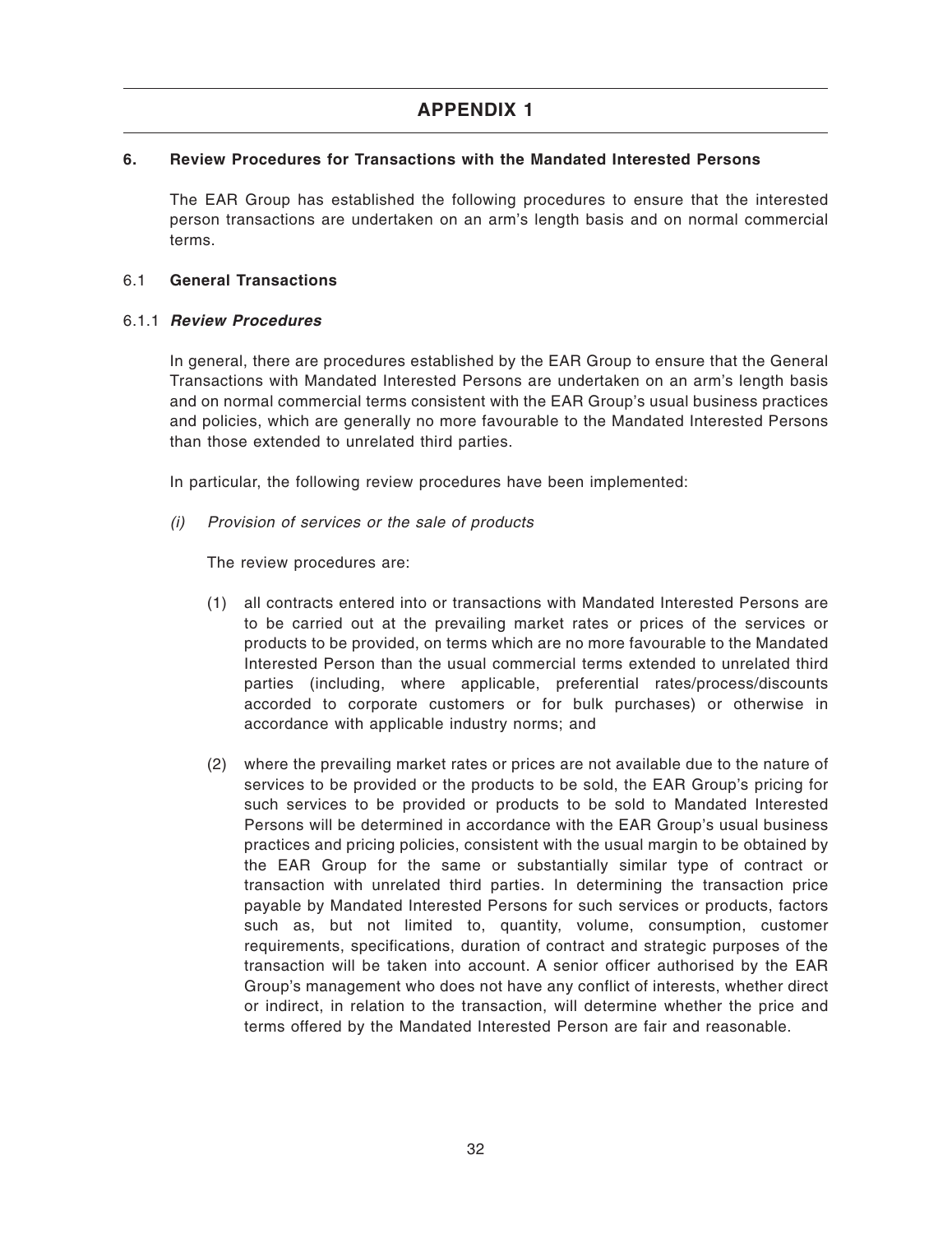# APPENDIX 1

## 6. Review Procedures for Transactions with the Mandated Interested Persons

The EAR Group has established the following procedures to ensure that the interested person transactions are undertaken on an arm's length basis and on normal commercial terms.

### 6.1 General Transactions

#### 6.1.1 *Review Procedures*

In general, there are procedures established by the EAR Group to ensure that the General Transactions with Mandated Interested Persons are undertaken on an arm's length basis and on normal commercial terms consistent with the EAR Group's usual business practices and policies, which are generally no more favourable to the Mandated Interested Persons than those extended to unrelated third parties.

In particular, the following review procedures have been implemented:

*(i) Provision of services or the sale of products*

The review procedures are:

(1) all contracts entered into or transactions with Mandated Interested Persons are to be carried out at the prevailing market rates or prices of the services or products to be provided, on terms which are no more favourable to the Mandated Interested Person than the usual commercial terms extended to unrelated third parties (including, where applicable, preferential rates/process/discounts accorded to corporate customers or for bulk purchases) or otherwise in accordance with applicable industry norms; and

(2) where the prevailing market rates or prices are not available due to the nature of services to be provided or the products to be sold, the EAR Group's pricing for such services to be provided or products to be sold to Mandated Interested Persons will be determined in accordance with the EAR Group's usual business practices and pricing policies, consistent with the usual margin to be obtained by the EAR Group for the same or substantially similar type of contract or transaction with unrelated third parties. In determining the transaction price payable by Mandated Interested Persons for such services or products, factors such as, but not limited to, quantity, volume, consumption, customer requirements, specifications, duration of contract and strategic purposes of the transaction will be taken into account. A senior officer authorised by the EAR Group's management who does not have any conflict of interests, whether direct or indirect, in relation to the transaction, will determine whether the price and terms offered by the Mandated Interested Person are fair and reasonable.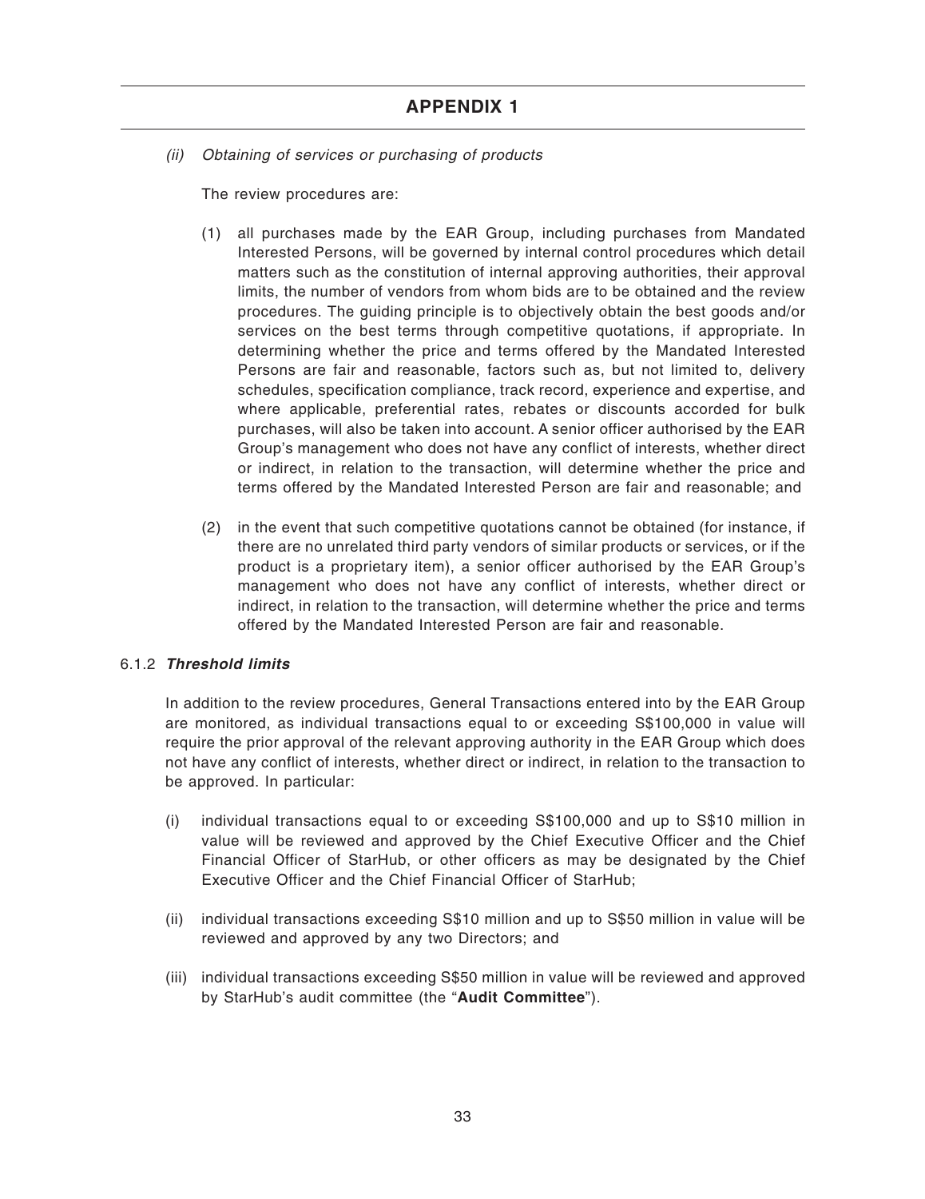# APPENDIX 1

*(ii) Obtaining of services or purchasing of products*

The review procedures are:

(1) all purchases made by the EAR Group, including purchases from Mandated Interested Persons, will be governed by internal control procedures which detail matters such as the constitution of internal approving authorities, their approval limits, the number of vendors from whom bids are to be obtained and the review procedures. The guiding principle is to objectively obtain the best goods and/or services on the best terms through competitive quotations, if appropriate. In determining whether the price and terms offered by the Mandated Interested Persons are fair and reasonable, factors such as, but not limited to, delivery schedules, specification compliance, track record, experience and expertise, and where applicable, preferential rates, rebates or discounts accorded for bulk purchases, will also be taken into account. A senior officer authorised by the EAR Group's management who does not have any conflict of interests, whether direct or indirect, in relation to the transaction, will determine whether the price and terms offered by the Mandated Interested Person are fair and reasonable; and

(2) in the event that such competitive quotations cannot be obtained (for instance, if there are no unrelated third party vendors of similar products or services, or if the product is a proprietary item), a senior officer authorised by the EAR Group's management who does not have any conflict of interests, whether direct or indirect, in relation to the transaction, will determine whether the price and terms offered by the Mandated Interested Person are fair and reasonable.

6.1.2 ***Threshold limits***

In addition to the review procedures, General Transactions entered into by the EAR Group are monitored, as individual transactions equal to or exceeding S$100,000 in value will require the prior approval of the relevant approving authority in the EAR Group which does not have any conflict of interests, whether direct or indirect, in relation to the transaction to be approved. In particular:

(i) individual transactions equal to or exceeding S$100,000 and up to S$10 million in value will be reviewed and approved by the Chief Executive Officer and the Chief Financial Officer of StarHub, or other officers as may be designated by the Chief Executive Officer and the Chief Financial Officer of StarHub;

(ii) individual transactions exceeding S$10 million and up to S$50 million in value will be reviewed and approved by any two Directors; and

(iii) individual transactions exceeding S$50 million in value will be reviewed and approved by StarHub's audit committee (the "**Audit Committee**").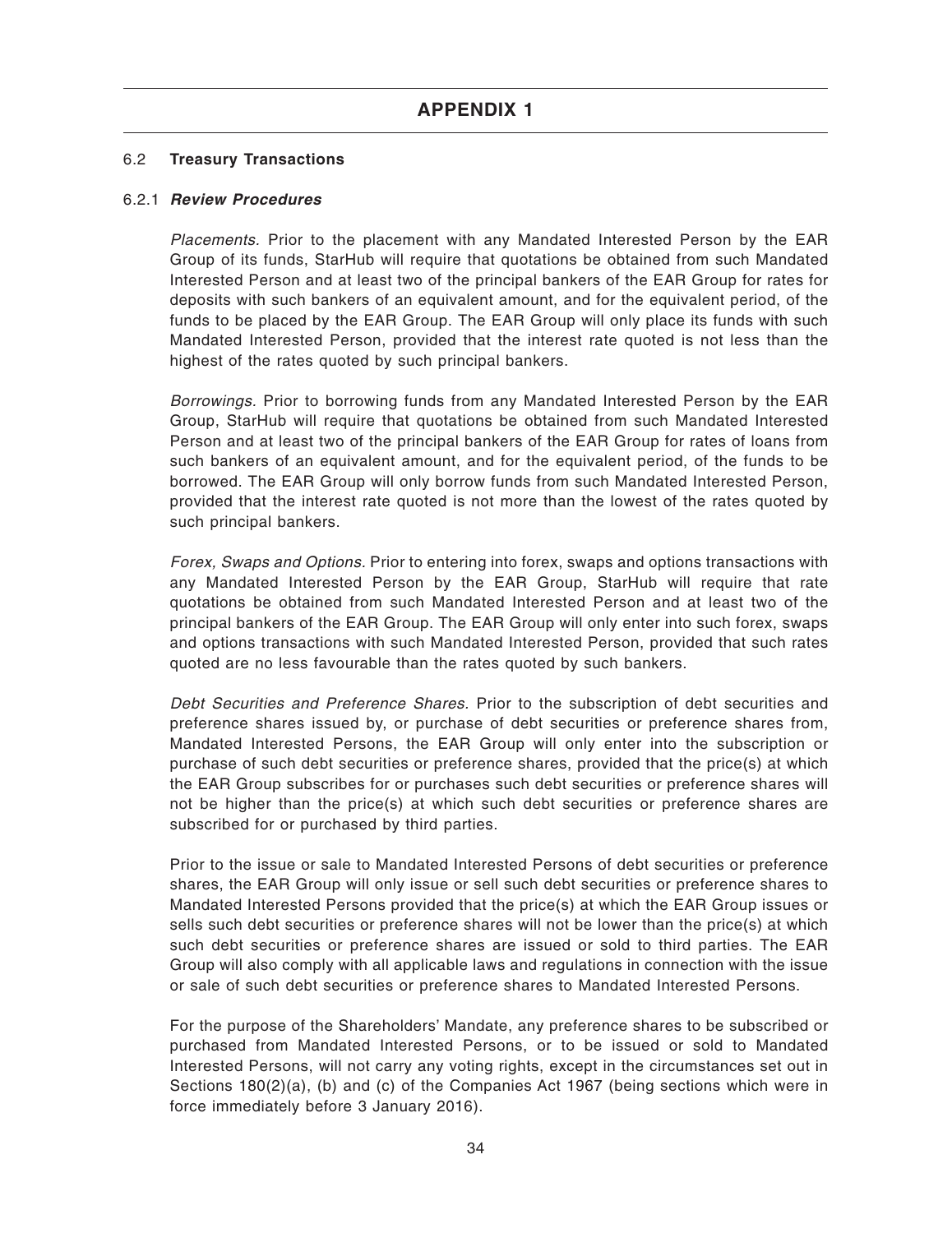# APPENDIX 1

### 6.2 Treasury Transactions

#### 6.2.1 *Review Procedures*

*Placements.* Prior to the placement with any Mandated Interested Person by the EAR Group of its funds, StarHub will require that quotations be obtained from such Mandated Interested Person and at least two of the principal bankers of the EAR Group for rates for deposits with such bankers of an equivalent amount, and for the equivalent period, of the funds to be placed by the EAR Group. The EAR Group will only place its funds with such Mandated Interested Person, provided that the interest rate quoted is not less than the highest of the rates quoted by such principal bankers.

*Borrowings.* Prior to borrowing funds from any Mandated Interested Person by the EAR Group, StarHub will require that quotations be obtained from such Mandated Interested Person and at least two of the principal bankers of the EAR Group for rates of loans from such bankers of an equivalent amount, and for the equivalent period, of the funds to be borrowed. The EAR Group will only borrow funds from such Mandated Interested Person, provided that the interest rate quoted is not more than the lowest of the rates quoted by such principal bankers.

*Forex, Swaps and Options.* Prior to entering into forex, swaps and options transactions with any Mandated Interested Person by the EAR Group, StarHub will require that rate quotations be obtained from such Mandated Interested Person and at least two of the principal bankers of the EAR Group. The EAR Group will only enter into such forex, swaps and options transactions with such Mandated Interested Person, provided that such rates quoted are no less favourable than the rates quoted by such bankers.

*Debt Securities and Preference Shares.* Prior to the subscription of debt securities and preference shares issued by, or purchase of debt securities or preference shares from, Mandated Interested Persons, the EAR Group will only enter into the subscription or purchase of such debt securities or preference shares, provided that the price(s) at which the EAR Group subscribes for or purchases such debt securities or preference shares will not be higher than the price(s) at which such debt securities or preference shares are subscribed for or purchased by third parties.

Prior to the issue or sale to Mandated Interested Persons of debt securities or preference shares, the EAR Group will only issue or sell such debt securities or preference shares to Mandated Interested Persons provided that the price(s) at which the EAR Group issues or sells such debt securities or preference shares will not be lower than the price(s) at which such debt securities or preference shares are issued or sold to third parties. The EAR Group will also comply with all applicable laws and regulations in connection with the issue or sale of such debt securities or preference shares to Mandated Interested Persons.

For the purpose of the Shareholders' Mandate, any preference shares to be subscribed or purchased from Mandated Interested Persons, or to be issued or sold to Mandated Interested Persons, will not carry any voting rights, except in the circumstances set out in Sections 180(2)(a), (b) and (c) of the Companies Act 1967 (being sections which were in force immediately before 3 January 2016).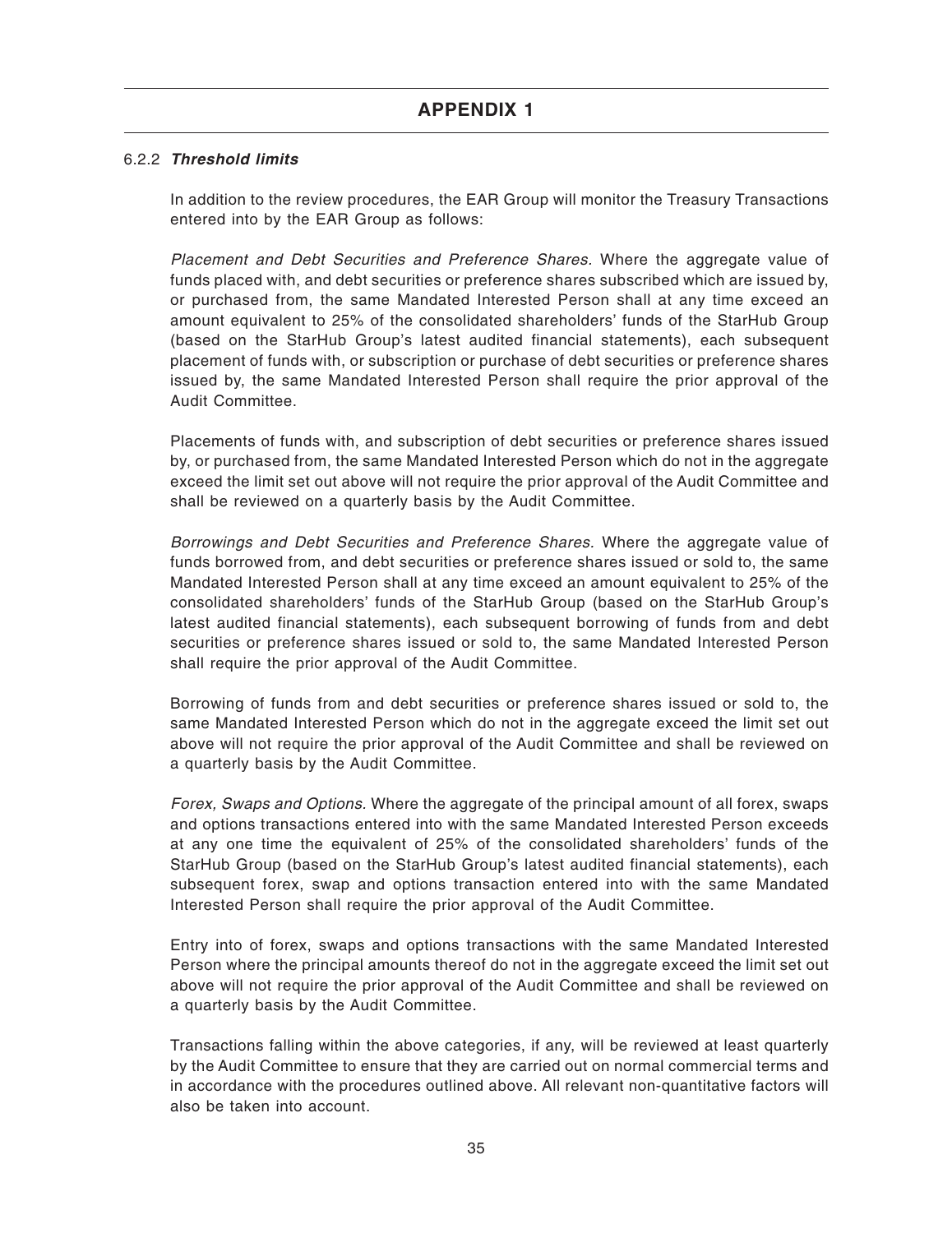## APPENDIX 1

### 6.2.2 ***Threshold limits***

In addition to the review procedures, the EAR Group will monitor the Treasury Transactions entered into by the EAR Group as follows:

*Placement and Debt Securities and Preference Shares*. Where the aggregate value of funds placed with, and debt securities or preference shares subscribed which are issued by, or purchased from, the same Mandated Interested Person shall at any time exceed an amount equivalent to 25% of the consolidated shareholders' funds of the StarHub Group (based on the StarHub Group's latest audited financial statements), each subsequent placement of funds with, or subscription or purchase of debt securities or preference shares issued by, the same Mandated Interested Person shall require the prior approval of the Audit Committee.

Placements of funds with, and subscription of debt securities or preference shares issued by, or purchased from, the same Mandated Interested Person which do not in the aggregate exceed the limit set out above will not require the prior approval of the Audit Committee and shall be reviewed on a quarterly basis by the Audit Committee.

*Borrowings and Debt Securities and Preference Shares*. Where the aggregate value of funds borrowed from, and debt securities or preference shares issued or sold to, the same Mandated Interested Person shall at any time exceed an amount equivalent to 25% of the consolidated shareholders' funds of the StarHub Group (based on the StarHub Group's latest audited financial statements), each subsequent borrowing of funds from and debt securities or preference shares issued or sold to, the same Mandated Interested Person shall require the prior approval of the Audit Committee.

Borrowing of funds from and debt securities or preference shares issued or sold to, the same Mandated Interested Person which do not in the aggregate exceed the limit set out above will not require the prior approval of the Audit Committee and shall be reviewed on a quarterly basis by the Audit Committee.

*Forex, Swaps and Options.* Where the aggregate of the principal amount of all forex, swaps and options transactions entered into with the same Mandated Interested Person exceeds at any one time the equivalent of 25% of the consolidated shareholders' funds of the StarHub Group (based on the StarHub Group's latest audited financial statements), each subsequent forex, swap and options transaction entered into with the same Mandated Interested Person shall require the prior approval of the Audit Committee.

Entry into of forex, swaps and options transactions with the same Mandated Interested Person where the principal amounts thereof do not in the aggregate exceed the limit set out above will not require the prior approval of the Audit Committee and shall be reviewed on a quarterly basis by the Audit Committee.

Transactions falling within the above categories, if any, will be reviewed at least quarterly by the Audit Committee to ensure that they are carried out on normal commercial terms and in accordance with the procedures outlined above. All relevant non-quantitative factors will also be taken into account.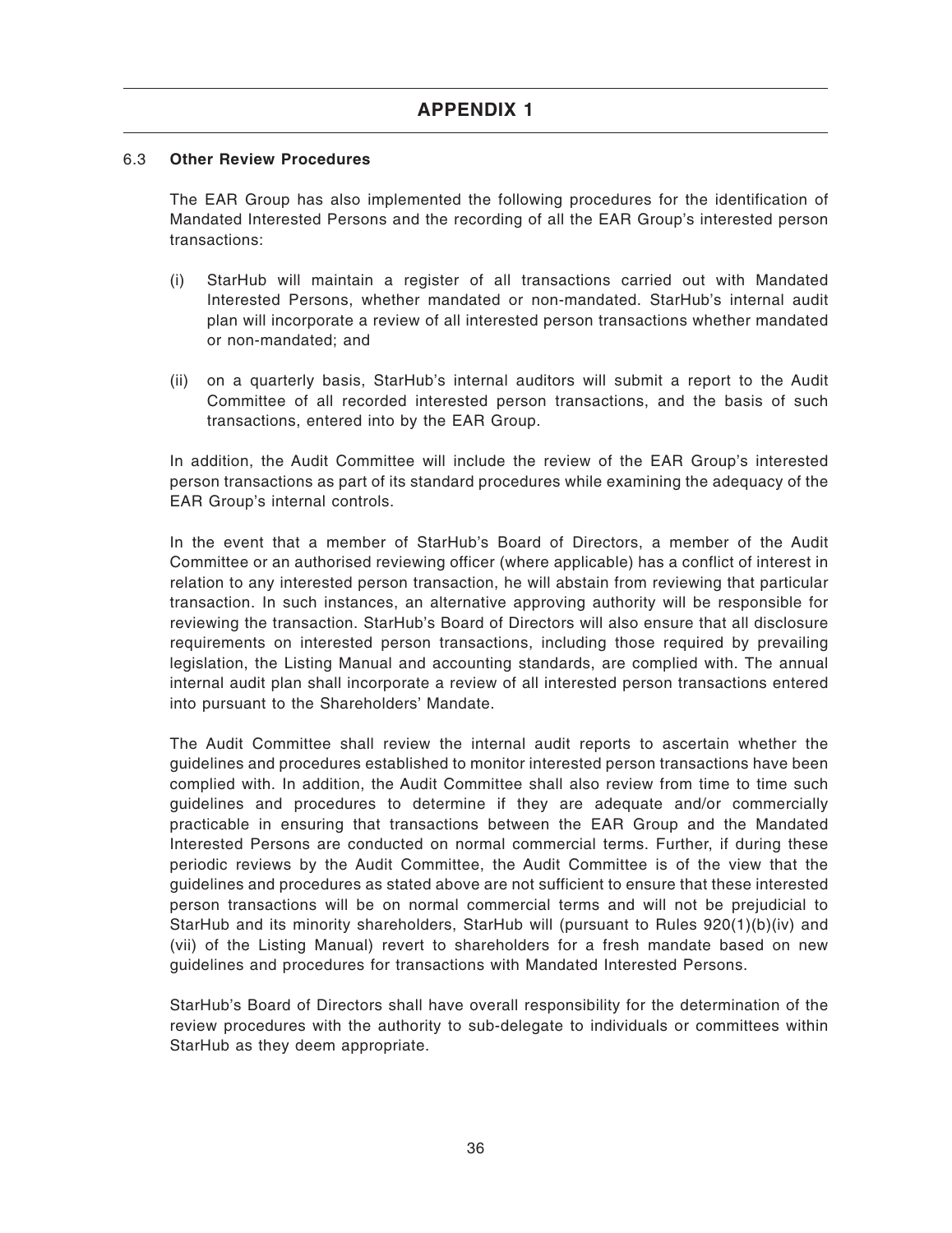# APPENDIX 1

6.3 **Other Review Procedures**

The EAR Group has also implemented the following procedures for the identification of Mandated Interested Persons and the recording of all the EAR Group's interested person transactions:

(i) StarHub will maintain a register of all transactions carried out with Mandated Interested Persons, whether mandated or non-mandated. StarHub's internal audit plan will incorporate a review of all interested person transactions whether mandated or non-mandated; and

(ii) on a quarterly basis, StarHub's internal auditors will submit a report to the Audit Committee of all recorded interested person transactions, and the basis of such transactions, entered into by the EAR Group.

In addition, the Audit Committee will include the review of the EAR Group's interested person transactions as part of its standard procedures while examining the adequacy of the EAR Group's internal controls.

In the event that a member of StarHub's Board of Directors, a member of the Audit Committee or an authorised reviewing officer (where applicable) has a conflict of interest in relation to any interested person transaction, he will abstain from reviewing that particular transaction. In such instances, an alternative approving authority will be responsible for reviewing the transaction. StarHub's Board of Directors will also ensure that all disclosure requirements on interested person transactions, including those required by prevailing legislation, the Listing Manual and accounting standards, are complied with. The annual internal audit plan shall incorporate a review of all interested person transactions entered into pursuant to the Shareholders' Mandate.

The Audit Committee shall review the internal audit reports to ascertain whether the guidelines and procedures established to monitor interested person transactions have been complied with. In addition, the Audit Committee shall also review from time to time such guidelines and procedures to determine if they are adequate and/or commercially practicable in ensuring that transactions between the EAR Group and the Mandated Interested Persons are conducted on normal commercial terms. Further, if during these periodic reviews by the Audit Committee, the Audit Committee is of the view that the guidelines and procedures as stated above are not sufficient to ensure that these interested person transactions will be on normal commercial terms and will not be prejudicial to StarHub and its minority shareholders, StarHub will (pursuant to Rules 920(1)(b)(iv) and (vii) of the Listing Manual) revert to shareholders for a fresh mandate based on new guidelines and procedures for transactions with Mandated Interested Persons.

StarHub's Board of Directors shall have overall responsibility for the determination of the review procedures with the authority to sub-delegate to individuals or committees within StarHub as they deem appropriate.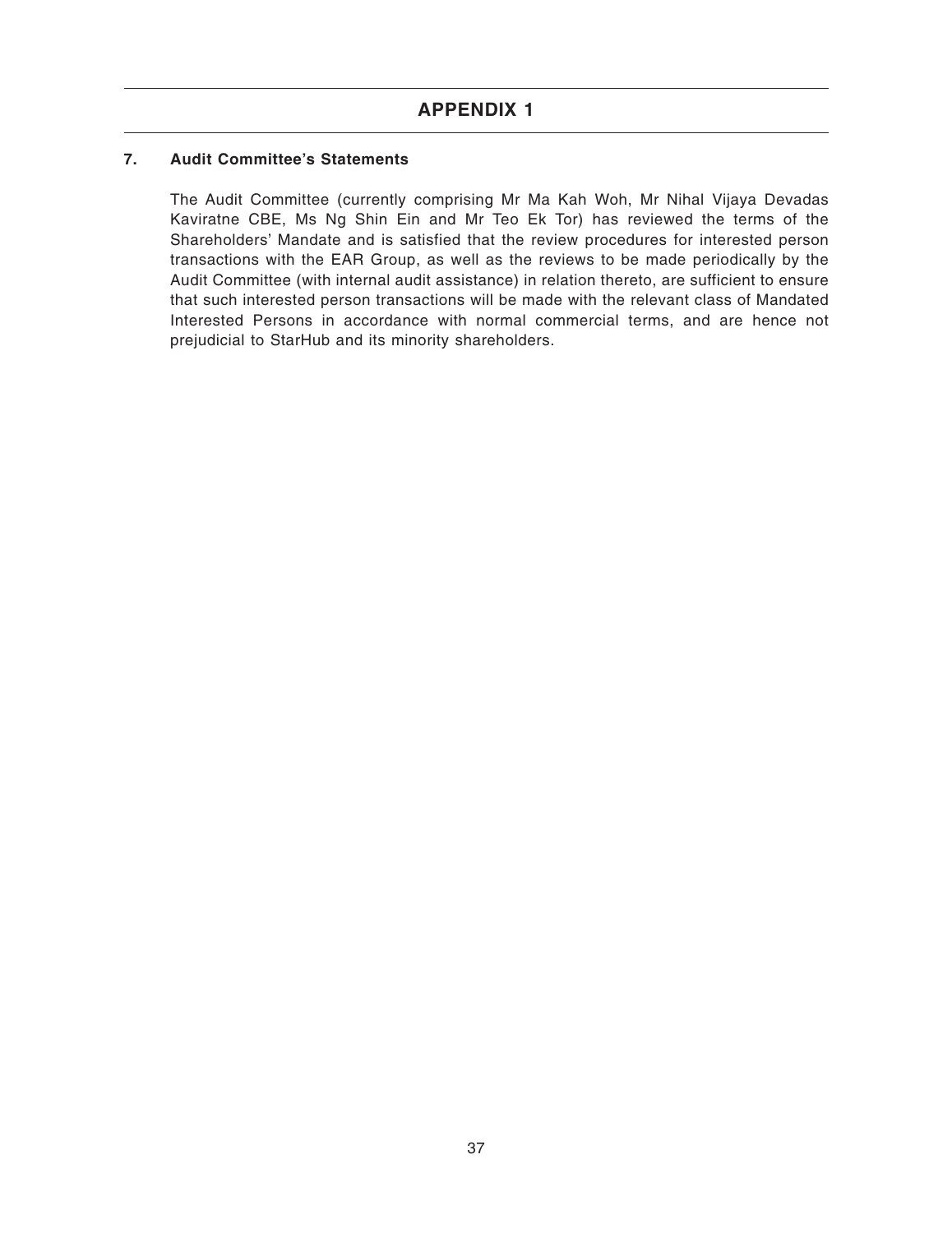# APPENDIX 1

## 7. Audit Committee's Statements

The Audit Committee (currently comprising Mr Ma Kah Woh, Mr Nihal Vijaya Devadas Kaviratne CBE, Ms Ng Shin Ein and Mr Teo Ek Tor) has reviewed the terms of the Shareholders' Mandate and is satisfied that the review procedures for interested person transactions with the EAR Group, as well as the reviews to be made periodically by the Audit Committee (with internal audit assistance) in relation thereto, are sufficient to ensure that such interested person transactions will be made with the relevant class of Mandated Interested Persons in accordance with normal commercial terms, and are hence not prejudicial to StarHub and its minority shareholders.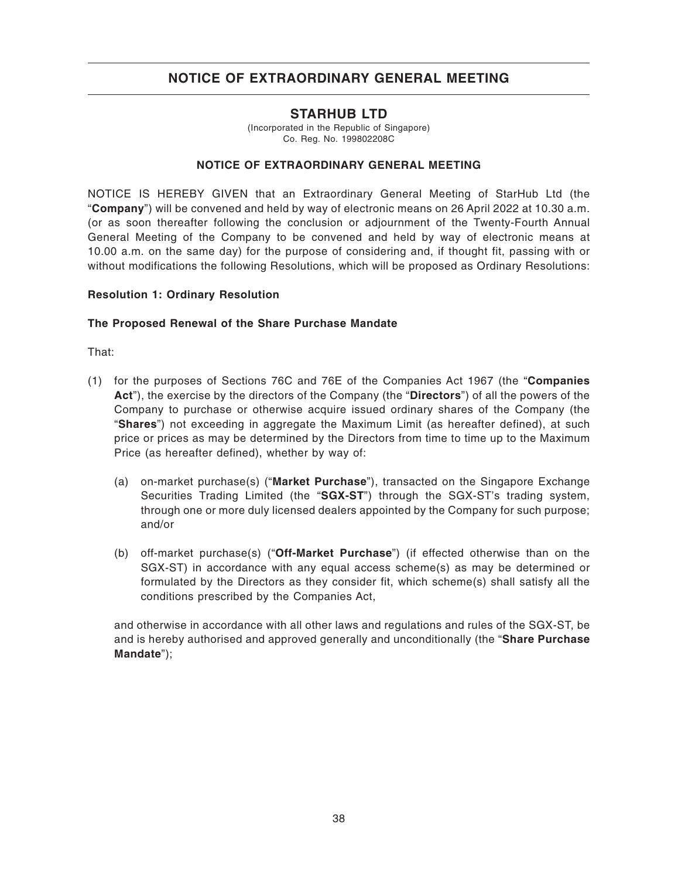# NOTICE OF EXTRAORDINARY GENERAL MEETING

## STARHUB LTD

(Incorporated in the Republic of Singapore)
Co. Reg. No. 199802208C

### NOTICE OF EXTRAORDINARY GENERAL MEETING

NOTICE IS HEREBY GIVEN that an Extraordinary General Meeting of StarHub Ltd (the "**Company**") will be convened and held by way of electronic means on 26 April 2022 at 10.30 a.m. (or as soon thereafter following the conclusion or adjournment of the Twenty-Fourth Annual General Meeting of the Company to be convened and held by way of electronic means at 10.00 a.m. on the same day) for the purpose of considering and, if thought fit, passing with or without modifications the following Resolutions, which will be proposed as Ordinary Resolutions:

**Resolution 1: Ordinary Resolution**

**The Proposed Renewal of the Share Purchase Mandate**

That:

(1) for the purposes of Sections 76C and 76E of the Companies Act 1967 (the "**Companies Act**"), the exercise by the directors of the Company (the "**Directors**") of all the powers of the Company to purchase or otherwise acquire issued ordinary shares of the Company (the "**Shares**") not exceeding in aggregate the Maximum Limit (as hereafter defined), at such price or prices as may be determined by the Directors from time to time up to the Maximum Price (as hereafter defined), whether by way of:

   (a) on-market purchase(s) ("**Market Purchase**"), transacted on the Singapore Exchange Securities Trading Limited (the "**SGX-ST**") through the SGX-ST's trading system, through one or more duly licensed dealers appointed by the Company for such purpose; and/or

   (b) off-market purchase(s) ("**Off-Market Purchase**") (if effected otherwise than on the SGX-ST) in accordance with any equal access scheme(s) as may be determined or formulated by the Directors as they consider fit, which scheme(s) shall satisfy all the conditions prescribed by the Companies Act,

   and otherwise in accordance with all other laws and regulations and rules of the SGX-ST, be and is hereby authorised and approved generally and unconditionally (the "**Share Purchase Mandate**");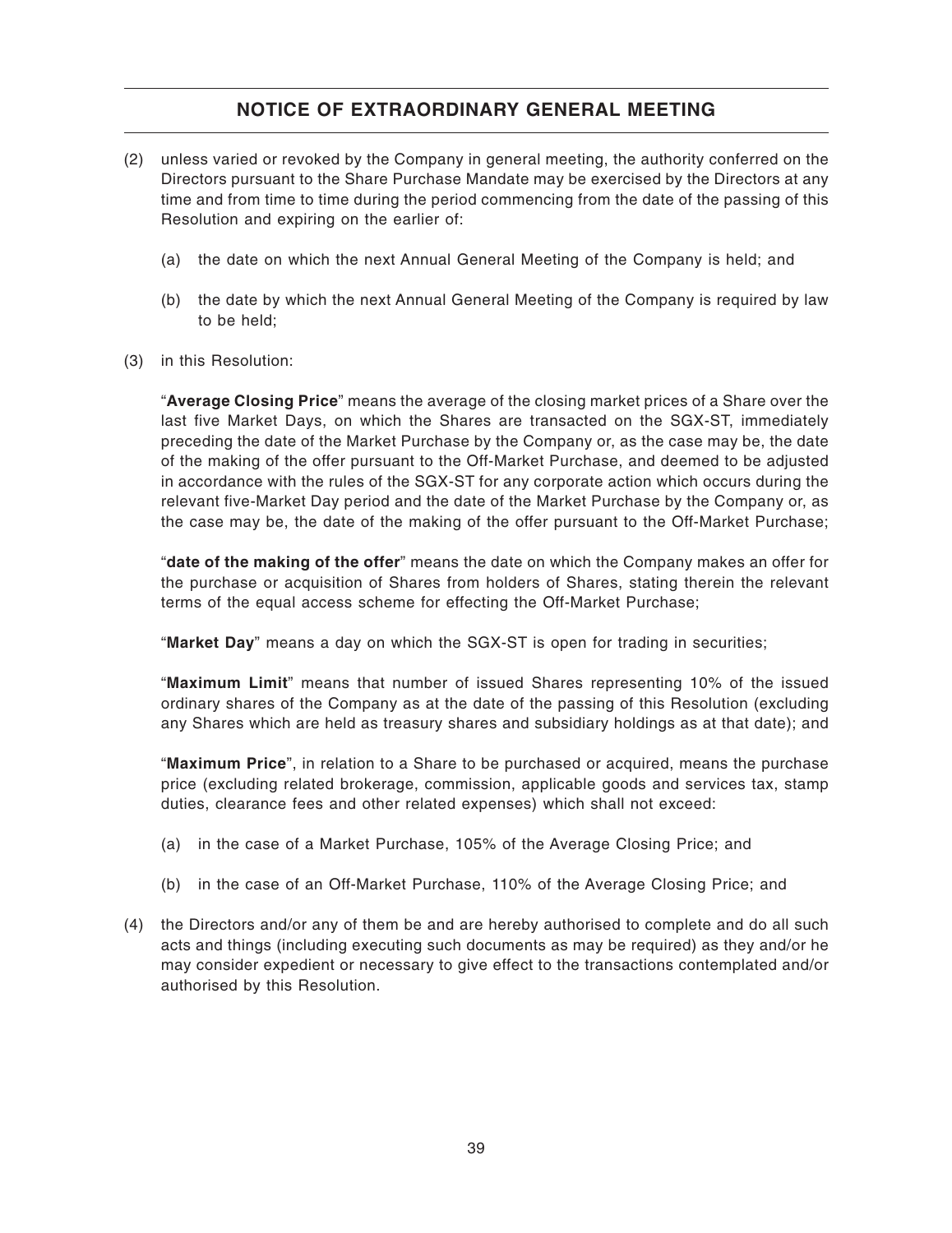## NOTICE OF EXTRAORDINARY GENERAL MEETING

(2) unless varied or revoked by the Company in general meeting, the authority conferred on the Directors pursuant to the Share Purchase Mandate may be exercised by the Directors at any time and from time to time during the period commencing from the date of the passing of this Resolution and expiring on the earlier of:

   (a) the date on which the next Annual General Meeting of the Company is held; and

   (b) the date by which the next Annual General Meeting of the Company is required by law to be held;

(3) in this Resolution:

   "**Average Closing Price**" means the average of the closing market prices of a Share over the last five Market Days, on which the Shares are transacted on the SGX-ST, immediately preceding the date of the Market Purchase by the Company or, as the case may be, the date of the making of the offer pursuant to the Off-Market Purchase, and deemed to be adjusted in accordance with the rules of the SGX-ST for any corporate action which occurs during the relevant five-Market Day period and the date of the Market Purchase by the Company or, as the case may be, the date of the making of the offer pursuant to the Off-Market Purchase;

   "**date of the making of the offer**" means the date on which the Company makes an offer for the purchase or acquisition of Shares from holders of Shares, stating therein the relevant terms of the equal access scheme for effecting the Off-Market Purchase;

   "**Market Day**" means a day on which the SGX-ST is open for trading in securities;

   "**Maximum Limit**" means that number of issued Shares representing 10% of the issued ordinary shares of the Company as at the date of the passing of this Resolution (excluding any Shares which are held as treasury shares and subsidiary holdings as at that date); and

   "**Maximum Price**", in relation to a Share to be purchased or acquired, means the purchase price (excluding related brokerage, commission, applicable goods and services tax, stamp duties, clearance fees and other related expenses) which shall not exceed:

   (a) in the case of a Market Purchase, 105% of the Average Closing Price; and

   (b) in the case of an Off-Market Purchase, 110% of the Average Closing Price; and

(4) the Directors and/or any of them be and are hereby authorised to complete and do all such acts and things (including executing such documents as may be required) as they and/or he may consider expedient or necessary to give effect to the transactions contemplated and/or authorised by this Resolution.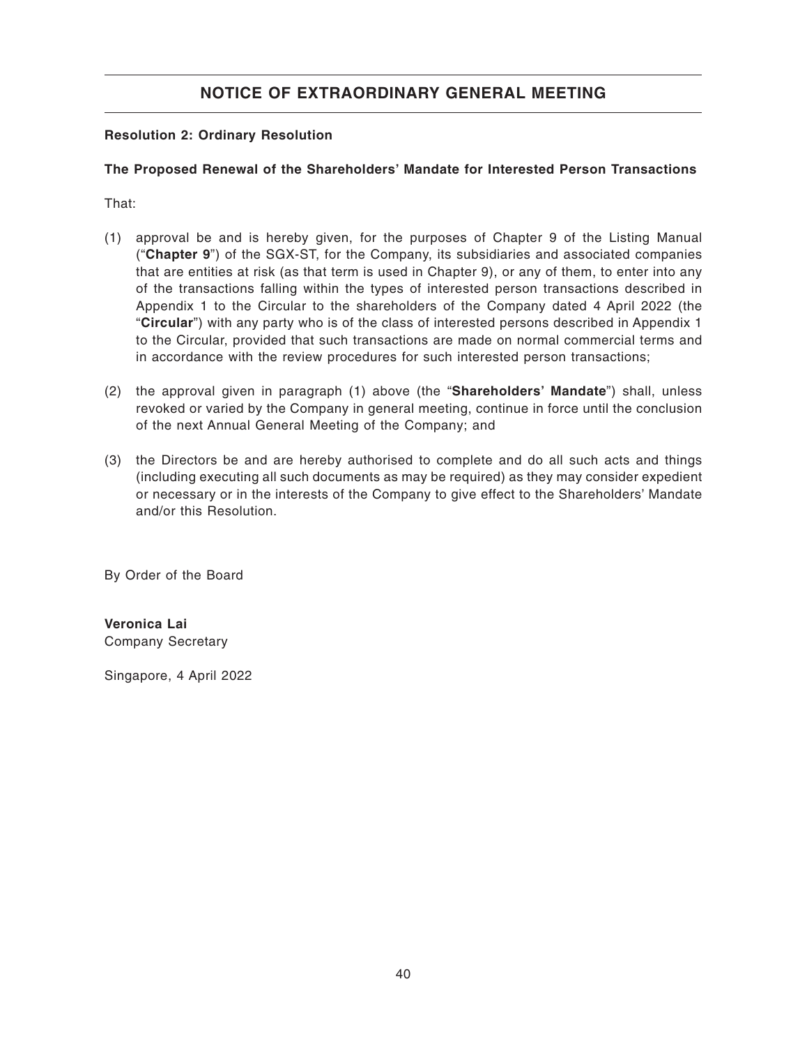# NOTICE OF EXTRAORDINARY GENERAL MEETING

**Resolution 2: Ordinary Resolution**

**The Proposed Renewal of the Shareholders' Mandate for Interested Person Transactions**

That:

(1) approval be and is hereby given, for the purposes of Chapter 9 of the Listing Manual ("**Chapter 9**") of the SGX-ST, for the Company, its subsidiaries and associated companies that are entities at risk (as that term is used in Chapter 9), or any of them, to enter into any of the transactions falling within the types of interested person transactions described in Appendix 1 to the Circular to the shareholders of the Company dated 4 April 2022 (the "**Circular**") with any party who is of the class of interested persons described in Appendix 1 to the Circular, provided that such transactions are made on normal commercial terms and in accordance with the review procedures for such interested person transactions;

(2) the approval given in paragraph (1) above (the "**Shareholders' Mandate**") shall, unless revoked or varied by the Company in general meeting, continue in force until the conclusion of the next Annual General Meeting of the Company; and

(3) the Directors be and are hereby authorised to complete and do all such acts and things (including executing all such documents as may be required) as they may consider expedient or necessary or in the interests of the Company to give effect to the Shareholders' Mandate and/or this Resolution.

By Order of the Board

**Veronica Lai**
Company Secretary

Singapore, 4 April 2022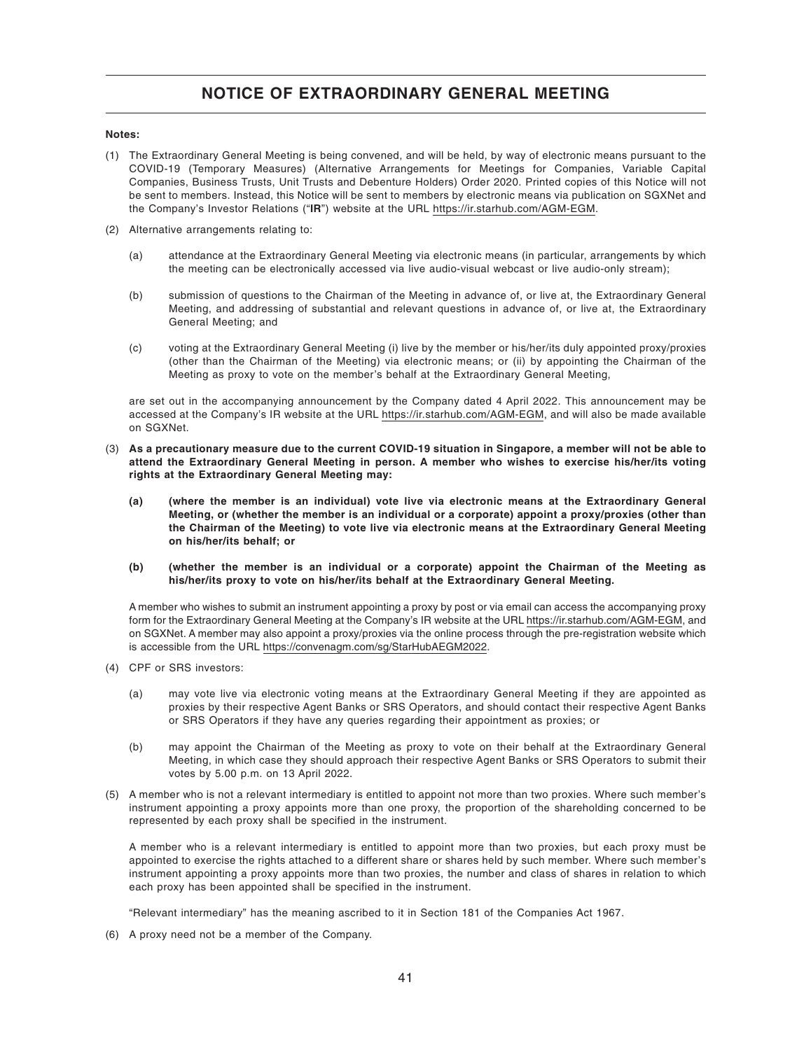# NOTICE OF EXTRAORDINARY GENERAL MEETING

**Notes:**

(1) The Extraordinary General Meeting is being convened, and will be held, by way of electronic means pursuant to the COVID-19 (Temporary Measures) (Alternative Arrangements for Meetings for Companies, Variable Capital Companies, Business Trusts, Unit Trusts and Debenture Holders) Order 2020. Printed copies of this Notice will not be sent to members. Instead, this Notice will be sent to members by electronic means via publication on SGXNet and the Company's Investor Relations ("**IR**") website at the URL https://ir.starhub.com/AGM-EGM.

(2) Alternative arrangements relating to:

   (a) attendance at the Extraordinary General Meeting via electronic means (in particular, arrangements by which the meeting can be electronically accessed via live audio-visual webcast or live audio-only stream);

   (b) submission of questions to the Chairman of the Meeting in advance of, or live at, the Extraordinary General Meeting, and addressing of substantial and relevant questions in advance of, or live at, the Extraordinary General Meeting; and

   (c) voting at the Extraordinary General Meeting (i) live by the member or his/her/its duly appointed proxy/proxies (other than the Chairman of the Meeting) via electronic means; or (ii) by appointing the Chairman of the Meeting as proxy to vote on the member's behalf at the Extraordinary General Meeting,

   are set out in the accompanying announcement by the Company dated 4 April 2022. This announcement may be accessed at the Company's IR website at the URL https://ir.starhub.com/AGM-EGM, and will also be made available on SGXNet.

(3) **As a precautionary measure due to the current COVID-19 situation in Singapore, a member will not be able to attend the Extraordinary General Meeting in person. A member who wishes to exercise his/her/its voting rights at the Extraordinary General Meeting may:**

   **(a) (where the member is an individual) vote live via electronic means at the Extraordinary General Meeting, or (whether the member is an individual or a corporate) appoint a proxy/proxies (other than the Chairman of the Meeting) to vote live via electronic means at the Extraordinary General Meeting on his/her/its behalf; or**

   **(b) (whether the member is an individual or a corporate) appoint the Chairman of the Meeting as his/her/its proxy to vote on his/her/its behalf at the Extraordinary General Meeting.**

   A member who wishes to submit an instrument appointing a proxy by post or via email can access the accompanying proxy form for the Extraordinary General Meeting at the Company's IR website at the URL https://ir.starhub.com/AGM-EGM, and on SGXNet. A member may also appoint a proxy/proxies via the online process through the pre-registration website which is accessible from the URL https://convenagm.com/sg/StarHubAEGM2022.

(4) CPF or SRS investors:

   (a) may vote live via electronic voting means at the Extraordinary General Meeting if they are appointed as proxies by their respective Agent Banks or SRS Operators, and should contact their respective Agent Banks or SRS Operators if they have any queries regarding their appointment as proxies; or

   (b) may appoint the Chairman of the Meeting as proxy to vote on their behalf at the Extraordinary General Meeting, in which case they should approach their respective Agent Banks or SRS Operators to submit their votes by 5.00 p.m. on 13 April 2022.

(5) A member who is not a relevant intermediary is entitled to appoint not more than two proxies. Where such member's instrument appointing a proxy appoints more than one proxy, the proportion of the shareholding concerned to be represented by each proxy shall be specified in the instrument.

   A member who is a relevant intermediary is entitled to appoint more than two proxies, but each proxy must be appointed to exercise the rights attached to a different share or shares held by such member. Where such member's instrument appointing a proxy appoints more than two proxies, the number and class of shares in relation to which each proxy has been appointed shall be specified in the instrument.

   "Relevant intermediary" has the meaning ascribed to it in Section 181 of the Companies Act 1967.

(6) A proxy need not be a member of the Company.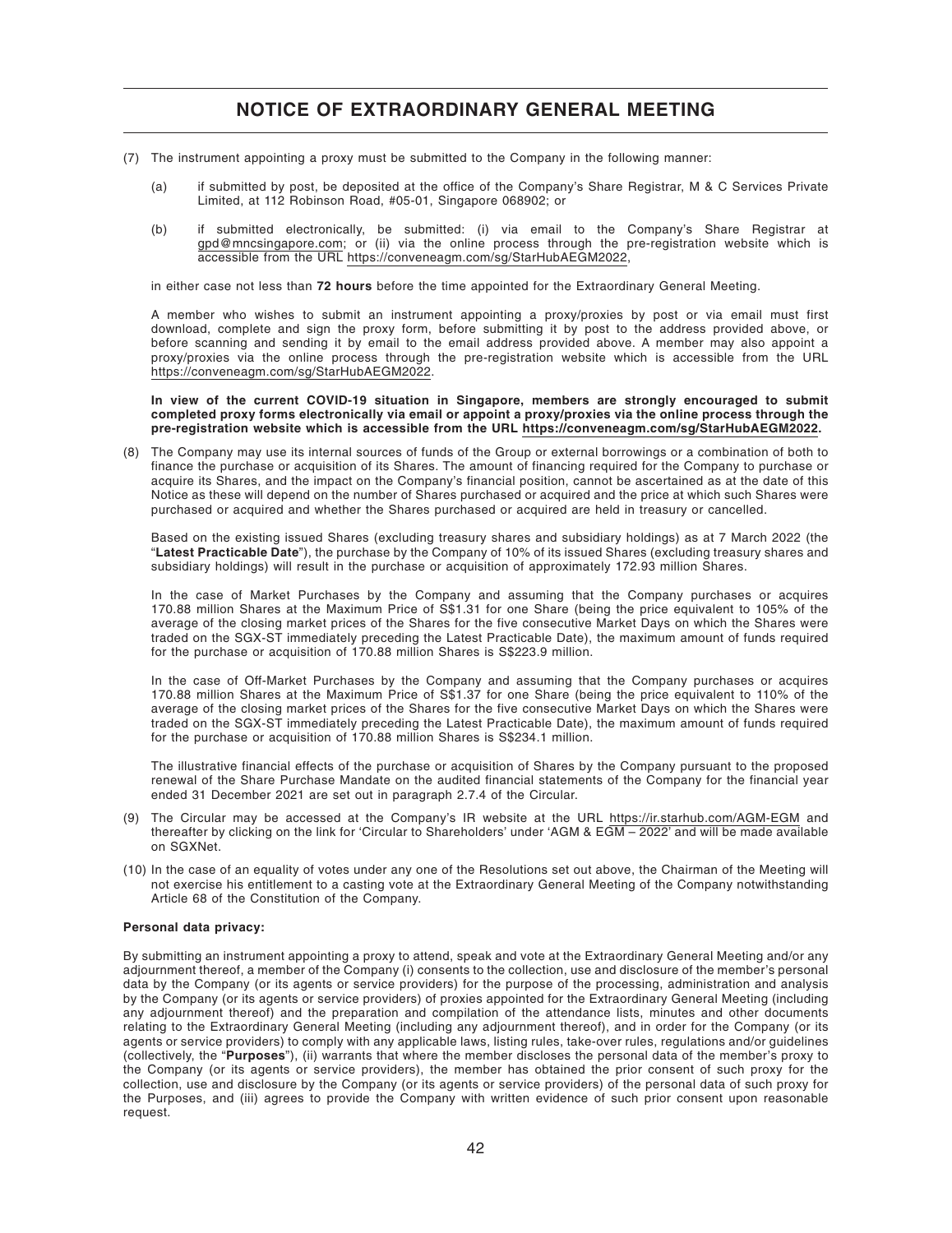# NOTICE OF EXTRAORDINARY GENERAL MEETING

(7) The instrument appointing a proxy must be submitted to the Company in the following manner:

(a) if submitted by post, be deposited at the office of the Company's Share Registrar, M & C Services Private Limited, at 112 Robinson Road, #05-01, Singapore 068902; or

(b) if submitted electronically, be submitted: (i) via email to the Company's Share Registrar at gpd@mncsingapore.com; or (ii) via the online process through the pre-registration website which is accessible from the URL https://conveneagm.com/sg/StarHubAEGM2022,

in either case not less than **72 hours** before the time appointed for the Extraordinary General Meeting.

A member who wishes to submit an instrument appointing a proxy/proxies by post or via email must first download, complete and sign the proxy form, before submitting it by post to the address provided above, or before scanning and sending it by email to the email address provided above. A member may also appoint a proxy/proxies via the online process through the pre-registration website which is accessible from the URL https://conveneagm.com/sg/StarHubAEGM2022.

**In view of the current COVID-19 situation in Singapore, members are strongly encouraged to submit completed proxy forms electronically via email or appoint a proxy/proxies via the online process through the pre-registration website which is accessible from the URL https://conveneagm.com/sg/StarHubAEGM2022.**

(8) The Company may use its internal sources of funds of the Group or external borrowings or a combination of both to finance the purchase or acquisition of its Shares. The amount of financing required for the Company to purchase or acquire its Shares, and the impact on the Company's financial position, cannot be ascertained as at the date of this Notice as these will depend on the number of Shares purchased or acquired and the price at which such Shares were purchased or acquired and whether the Shares purchased or acquired are held in treasury or cancelled.

Based on the existing issued Shares (excluding treasury shares and subsidiary holdings) as at 7 March 2022 (the "**Latest Practicable Date**"), the purchase by the Company of 10% of its issued Shares (excluding treasury shares and subsidiary holdings) will result in the purchase or acquisition of approximately 172.93 million Shares.

In the case of Market Purchases by the Company and assuming that the Company purchases or acquires 170.88 million Shares at the Maximum Price of S$1.31 for one Share (being the price equivalent to 105% of the average of the closing market prices of the Shares for the five consecutive Market Days on which the Shares were traded on the SGX-ST immediately preceding the Latest Practicable Date), the maximum amount of funds required for the purchase or acquisition of 170.88 million Shares is S$223.9 million.

In the case of Off-Market Purchases by the Company and assuming that the Company purchases or acquires 170.88 million Shares at the Maximum Price of S$1.37 for one Share (being the price equivalent to 110% of the average of the closing market prices of the Shares for the five consecutive Market Days on which the Shares were traded on the SGX-ST immediately preceding the Latest Practicable Date), the maximum amount of funds required for the purchase or acquisition of 170.88 million Shares is S$234.1 million.

The illustrative financial effects of the purchase or acquisition of Shares by the Company pursuant to the proposed renewal of the Share Purchase Mandate on the audited financial statements of the Company for the financial year ended 31 December 2021 are set out in paragraph 2.7.4 of the Circular.

(9) The Circular may be accessed at the Company's IR website at the URL https://ir.starhub.com/AGM-EGM and thereafter by clicking on the link for 'Circular to Shareholders' under 'AGM & EGM – 2022' and will be made available on SGXNet.

(10) In the case of an equality of votes under any one of the Resolutions set out above, the Chairman of the Meeting will not exercise his entitlement to a casting vote at the Extraordinary General Meeting of the Company notwithstanding Article 68 of the Constitution of the Company.

**Personal data privacy:**

By submitting an instrument appointing a proxy to attend, speak and vote at the Extraordinary General Meeting and/or any adjournment thereof, a member of the Company (i) consents to the collection, use and disclosure of the member's personal data by the Company (or its agents or service providers) for the purpose of the processing, administration and analysis by the Company (or its agents or service providers) of proxies appointed for the Extraordinary General Meeting (including any adjournment thereof) and the preparation and compilation of the attendance lists, minutes and other documents relating to the Extraordinary General Meeting (including any adjournment thereof), and in order for the Company (or its agents or service providers) to comply with any applicable laws, listing rules, take-over rules, regulations and/or guidelines (collectively, the "**Purposes**"), (ii) warrants that where the member discloses the personal data of the member's proxy to the Company (or its agents or service providers), the member has obtained the prior consent of such proxy for the collection, use and disclosure by the Company (or its agents or service providers) of the personal data of such proxy for the Purposes, and (iii) agrees to provide the Company with written evidence of such prior consent upon reasonable request.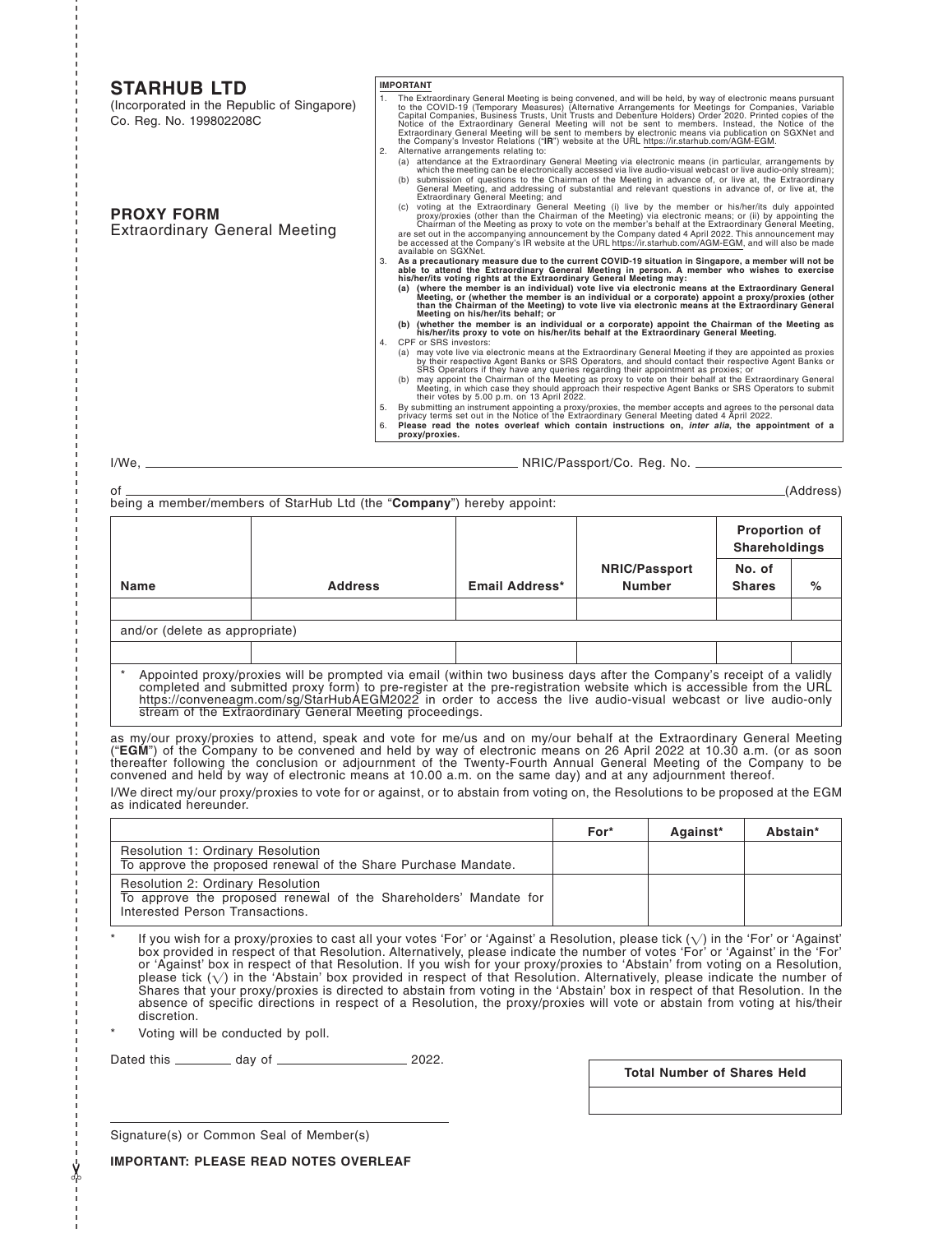# STARHUB LTD

(Incorporated in the Republic of Singapore)
Co. Reg. No. 199802208C

## PROXY FORM

Extraordinary General Meeting

**IMPORTANT**

1. The Extraordinary General Meeting is being convened, and will be held, by way of electronic means pursuant to the COVID-19 (Temporary Measures) (Alternative Arrangements for Meetings for Companies, Variable Capital Companies, Business Trusts, Unit Trusts and Debenture Holders) Order 2020. Printed copies of the Notice of the Extraordinary General Meeting will not be sent to members. Instead, the Notice of the Extraordinary General Meeting will be sent to members by electronic means via publication on SGXNet and the Company's Investor Relations ("**IR**") website at the URL https://ir.starhub.com/AGM-EGM.
2. Alternative arrangements relating to:
   (a) attendance at the Extraordinary General Meeting via electronic means (in particular, arrangements by which the meeting can be electronically accessed via live audio-visual webcast or live audio-only stream);
   (b) submission of questions to the Chairman of the Meeting in advance of, or live at, the Extraordinary General Meeting, and addressing of substantial and relevant questions in advance of, or live at, the Extraordinary General Meeting; and
   (c) voting at the Extraordinary General Meeting (i) live by the member or his/her/its duly appointed proxy/proxies (other than the Chairman of the Meeting) via electronic means; or (ii) by appointing the Chairman of the Meeting as proxy to vote on the member's behalf at the Extraordinary General Meeting,

   are set out in the accompanying announcement by the Company dated 4 April 2022. This announcement may be accessed at the Company's IR website at the URL https://ir.starhub.com/AGM-EGM, and will also be made available on SGXNet.
3. **As a precautionary measure due to the current COVID-19 situation in Singapore, a member will not be able to attend the Extraordinary General Meeting in person. A member who wishes to exercise his/her/its voting rights at the Extraordinary General Meeting may:**
   **(a) (where the member is an individual) vote live via electronic means at the Extraordinary General Meeting, or (whether the member is an individual or a corporate) appoint a proxy/proxies (other than the Chairman of the Meeting) to vote live via electronic means at the Extraordinary General Meeting on his/her/its behalf; or**
   **(b) (whether the member is an individual or a corporate) appoint the Chairman of the Meeting as his/her/its proxy to vote on his/her/its behalf at the Extraordinary General Meeting.**
4. CPF or SRS investors:
   (a) may vote live via electronic means at the Extraordinary General Meeting if they are appointed as proxies by their respective Agent Banks or SRS Operators, and should contact their respective Agent Banks or SRS Operators if they have any queries regarding their appointment as proxies; or
   (b) may appoint the Chairman of the Meeting as proxy to vote on their behalf at the Extraordinary General Meeting, in which case they should approach their respective Agent Banks or SRS Operators to submit their votes by 5.00 p.m. on 13 April 2022.
5. By submitting an instrument appointing a proxy/proxies, the member accepts and agrees to the personal data privacy terms set out in the Notice of the Extraordinary General Meeting dated 4 April 2022.
6. **Please read the notes overleaf which contain instructions on, *inter alia*, the appointment of a proxy/proxies.**

I/We, ______________________________ NRIC/Passport/Co. Reg. No. ____________________

of ______________________________________________________________________ (Address)

being a member/members of StarHub Ltd (the "**Company**") hereby appoint:

| Name | Address | Email Address* | NRIC/Passport Number | Proportion of Shareholdings | |
|---|---|---|---|---|---|
| | | | | No. of Shares | % |
| | | | | | |
| and/or (delete as appropriate) | | | | | |
| | | | | | |

\* Appointed proxy/proxies will be prompted via email (within two business days after the Company's receipt of a validly completed and submitted proxy form) to pre-register at the pre-registration website which is accessible from the URL https://conveneagm.com/sg/StarHubAEGM2022 in order to access the live audio-visual webcast or live audio-only stream of the Extraordinary General Meeting proceedings.

as my/our proxy/proxies to attend, speak and vote for me/us and on my/our behalf at the Extraordinary General Meeting ("**EGM**") of the Company to be convened and held by way of electronic means on 26 April 2022 at 10.30 a.m. (or as soon thereafter following the conclusion or adjournment of the Twenty-Fourth Annual General Meeting of the Company to be convened and held by way of electronic means at 10.00 a.m. on the same day) and at any adjournment thereof.

I/We direct my/our proxy/proxies to vote for or against, or to abstain from voting on, the Resolutions to be proposed at the EGM as indicated hereunder.

| | For* | Against* | Abstain* |
|---|---|---|---|
| Resolution 1: Ordinary Resolution<br>To approve the proposed renewal of the Share Purchase Mandate. | | | |
| Resolution 2: Ordinary Resolution<br>To approve the proposed renewal of the Shareholders' Mandate for Interested Person Transactions. | | | |

\* If you wish for a proxy/proxies to cast all your votes 'For' or 'Against' a Resolution, please tick (√) in the 'For' or 'Against' box provided in respect of that Resolution. Alternatively, please indicate the number of votes 'For' or 'Against' in the 'For' or 'Against' box in respect of that Resolution. If you wish for your proxy/proxies to 'Abstain' from voting on a Resolution, please tick (√) in the 'Abstain' box provided in respect of that Resolution. Alternatively, please indicate the number of Shares that your proxy/proxies is directed to abstain from voting in the 'Abstain' box in respect of that Resolution. In the absence of specific directions in respect of a Resolution, the proxy/proxies will vote or abstain from voting at his/their discretion.

\* Voting will be conducted by poll.

Dated this ________ day of __________________ 2022.

| Total Number of Shares Held |
|---|
| |

______________________________________
Signature(s) or Common Seal of Member(s)

**IMPORTANT: PLEASE READ NOTES OVERLEAF**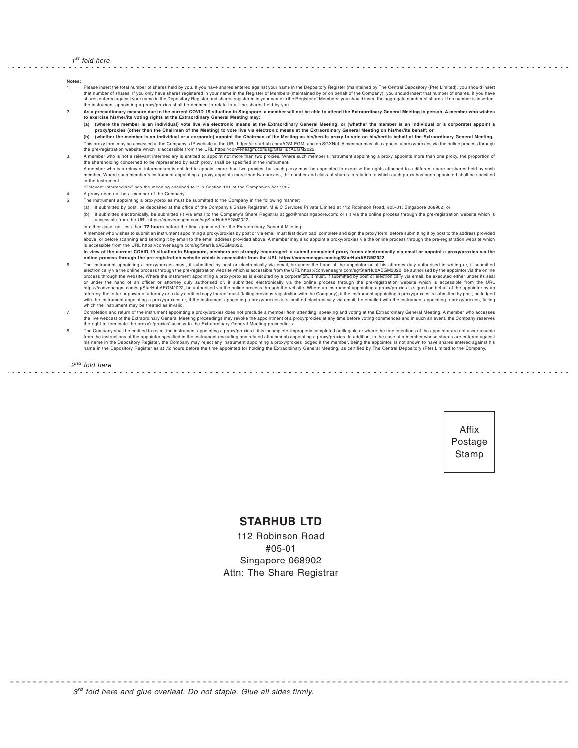*1st fold here*

**Notes:**

1. Please insert the total number of shares held by you. If you have shares entered against your name in the Depository Register (maintained by The Central Depository (Pte) Limited), you should insert that number of shares. If you only have shares registered in your name in the Register of Members (maintained by or on behalf of the Company), you should insert that number of shares. If you have shares entered against your name in the Depository Register and shares registered in your name in the Register of Members, you should insert the aggregate number of shares. If no number is inserted, the instrument appointing a proxy/proxies shall be deemed to relate to all the shares held by you.
2. **As a precautionary measure due to the current COVID-19 situation in Singapore, a member will not be able to attend the Extraordinary General Meeting in person. A member who wishes to exercise his/her/its voting rights at the Extraordinary General Meeting may:**
   **(a) (where the member is an individual) vote live via electronic means at the Extraordinary General Meeting, or (whether the member is an individual or a corporate) appoint a proxy/proxies (other than the Chairman of the Meeting) to vote live via electronic means at the Extraordinary General Meeting on his/her/its behalf; or**
   **(b) (whether the member is an individual or a corporate) appoint the Chairman of the Meeting as his/her/its proxy to vote on his/her/its behalf at the Extraordinary General Meeting.**
   This proxy form may be accessed at the Company's IR website at the URL https://ir.starhub.com/AGM-EGM, and on SGXNet. A member may also appoint a proxy/proxies via the online process through the pre-registration website which is accessible from the URL https://conveneagm.com/sg/StarHubAEGM2022.
3. A member who is not a relevant intermediary is entitled to appoint not more than two proxies. Where such member's instrument appointing a proxy appoints more than one proxy, the proportion of the shareholding concerned to be represented by each proxy shall be specified in the instrument.
   A member who is a relevant intermediary is entitled to appoint more than two proxies, but each proxy must be appointed to exercise the rights attached to a different share or shares held by such member. Where such member's instrument appointing a proxy appoints more than two proxies, the number and class of shares in relation to which each proxy has been appointed shall be specified in the instrument.
   "Relevant intermediary" has the meaning ascribed to it in Section 181 of the Companies Act 1967.
4. A proxy need not be a member of the Company.
5. The instrument appointing a proxy/proxies must be submitted to the Company in the following manner:
   (a) if submitted by post, be deposited at the office of the Company's Share Registrar, M & C Services Private Limited at 112 Robinson Road, #05-01, Singapore 068902; or
   (b) if submitted electronically, be submitted (i) via email to the Company's Share Registrar at gpd@mncsingapore.com; or (ii) via the online process through the pre-registration website which is accessible from the URL https://conveneagm.com/sg/StarHubAEGM2022,
   in either case, not less than **72 hours** before the time appointed for the Extraordinary General Meeting.
   A member who wishes to submit an instrument appointing a proxy/proxies by post or via email must first download, complete and sign the proxy form, before submitting it by post to the address provided above, or before scanning and sending it by email to the email address provided above. A member may also appoint a proxy/proxies via the online process through the pre-registration website which is accessible from the URL https://conveneagm.com/sg/StarHubAEGM2022.
   **In view of the current COVID-19 situation in Singapore, members are strongly encouraged to submit completed proxy forms electronically via email or appoint a proxy/proxies via the online process through the pre-registration website which is accessible from the URL https://conveneagm.com/sg/StarHubAEGM2022.**
6. The instrument appointing a proxy/proxies must, if submitted by post or electronically via email, be under the hand of the appointor or of his attorney duly authorised in writing or, if submitted electronically via the online process through the pre-registration website which is accessible from the URL https://conveneagm.com/sg/StarHubAEGM2022, be authorised by the appointor via the online process through the website. Where the instrument appointing a proxy/proxies is executed by a corporation, it must, if submitted by post or electronically via email, be executed either under its seal or under the hand of an officer or attorney duly authorised or, if submitted electronically via the online process through the pre-registration website which is accessible from the URL https://conveneagm.com/sg/StarHubAEGM2022, be authorised via the online process through the website. Where an instrument appointing a proxy/proxies is signed on behalf of the appointor by an attorney, the letter or power of attorney or a duly certified copy thereof must (failing previous registration with the Company), if the instrument appointing a proxy/proxies is submitted by post, be lodged with the instrument appointing a proxy/proxies or, if the instrument appointing a proxy/proxies is submitted electronically via email, be emailed with the instrument appointing a proxy/proxies, failing which the instrument may be treated as invalid.
7. Completion and return of the instrument appointing a proxy/proxies does not preclude a member from attending, speaking and voting at the Extraordinary General Meeting. A member who accesses the live webcast of the Extraordinary General Meeting proceedings may revoke the appointment of a proxy/proxies at any time before voting commences and in such an event, the Company reserves the right to terminate the proxy's/proxies' access to the Extraordinary General Meeting proceedings.
8. The Company shall be entitled to reject the instrument appointing a proxy/proxies if it is incomplete, improperly completed or illegible or where the true intentions of the appointor are not ascertainable from the instructions of the appointor specified in the instrument (including any related attachment) appointing a proxy/proxies. In addition, in the case of a member whose shares are entered against his name in the Depository Register, the Company may reject any instrument appointing a proxy/proxies lodged if the member, being the appointor, is not shown to have shares entered against his name in the Depository Register as at 72 hours before the time appointed for holding the Extraordinary General Meeting, as certified by The Central Depository (Pte) Limited to the Company.

*2nd fold here*

Affix
Postage
Stamp

**STARHUB LTD**
112 Robinson Road
#05-01
Singapore 068902
Attn: The Share Registrar

*3rd fold here and glue overleaf. Do not staple. Glue all sides firmly.*